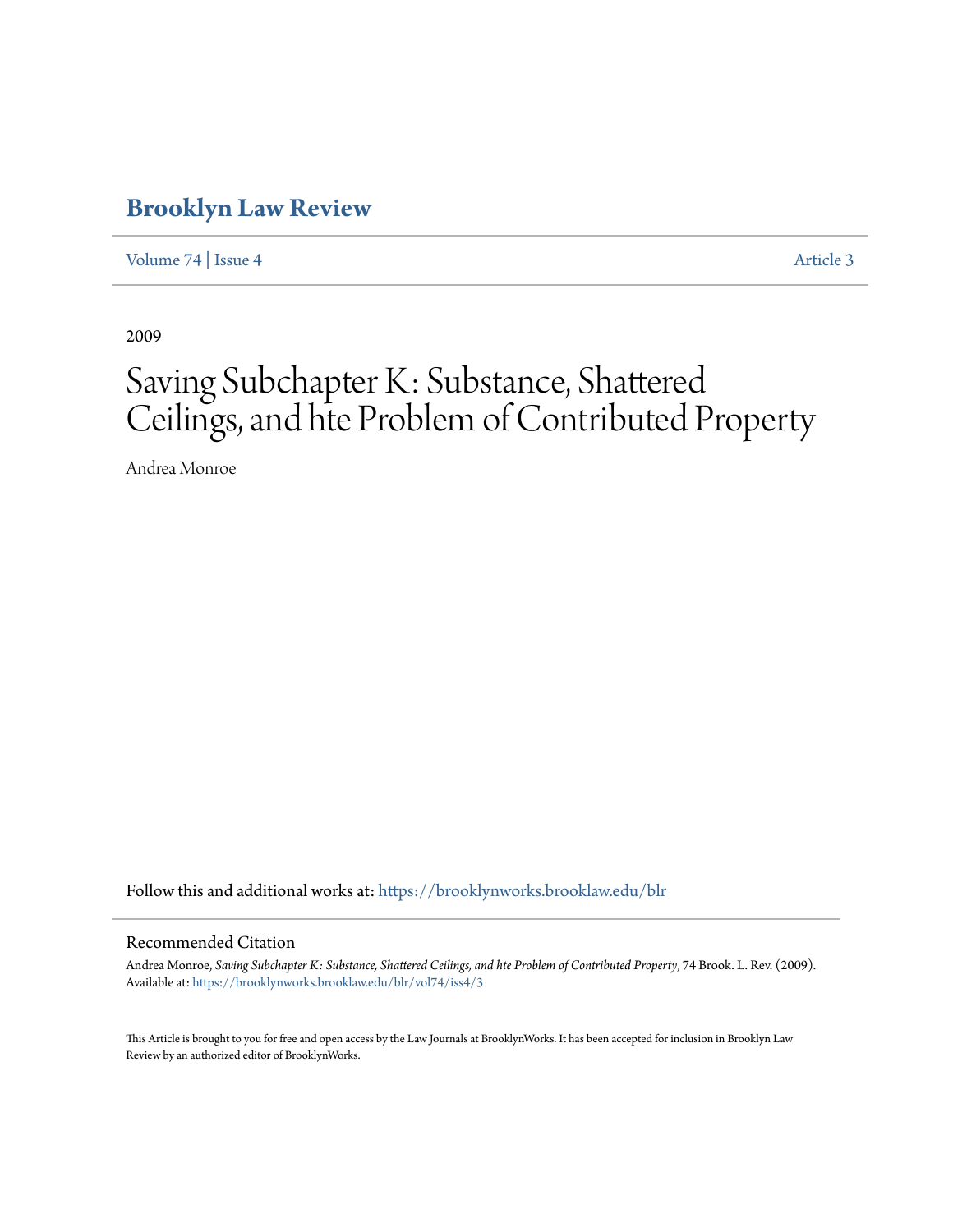# Brooklyn Law Review

Volume 74 | Issue 4 Article 3

2009

# Saving Subchapter K: Substance, Shattered Ceilings, and hte Problem of Contributed Property

Andrea Monroe

Follow this and additional works at: https://brooklynworks.brooklaw.edu/blr

## Recommended Citation

Andrea Monroe, *Saving Subchapter K: Substance, Shattered Ceilings, and hte Problem of Contributed Property*, 74 Brook. L. Rev. (2009).
Available at: https://brooklynworks.brooklaw.edu/blr/vol74/iss4/3

This Article is brought to you for free and open access by the Law Journals at BrooklynWorks. It has been accepted for inclusion in Brooklyn Law Review by an authorized editor of BrooklynWorks.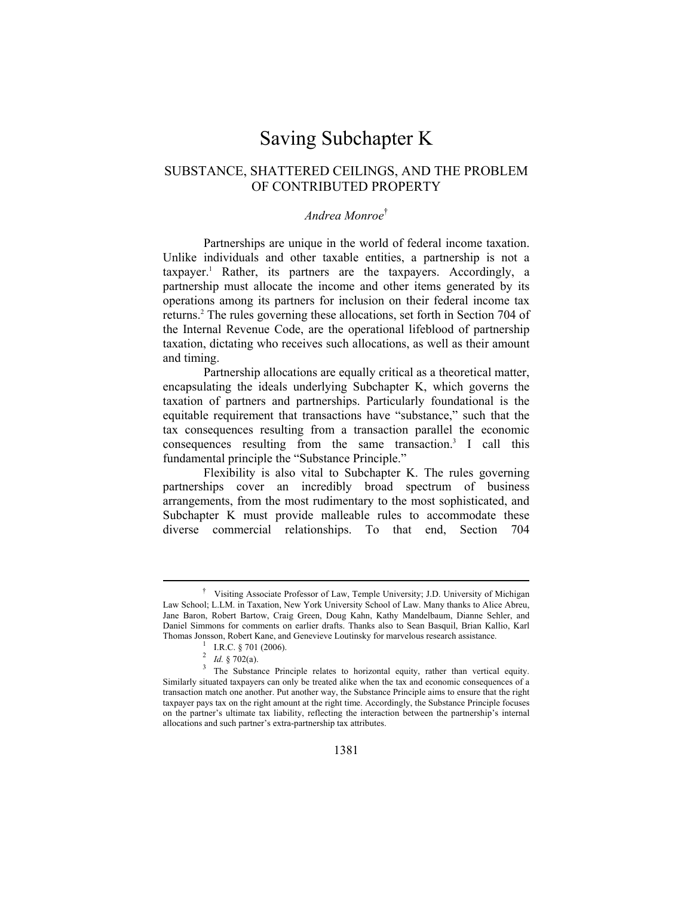# Saving Subchapter K

## SUBSTANCE, SHATTERED CEILINGS, AND THE PROBLEM OF CONTRIBUTED PROPERTY

*Andrea Monroe*[†]

Partnerships are unique in the world of federal income taxation. Unlike individuals and other taxable entities, a partnership is not a taxpayer.[1] Rather, its partners are the taxpayers. Accordingly, a partnership must allocate the income and other items generated by its operations among its partners for inclusion on their federal income tax returns.[2] The rules governing these allocations, set forth in Section 704 of the Internal Revenue Code, are the operational lifeblood of partnership taxation, dictating who receives such allocations, as well as their amount and timing.

Partnership allocations are equally critical as a theoretical matter, encapsulating the ideals underlying Subchapter K, which governs the taxation of partners and partnerships. Particularly foundational is the equitable requirement that transactions have "substance," such that the tax consequences resulting from a transaction parallel the economic consequences resulting from the same transaction.[3] I call this fundamental principle the "Substance Principle."

Flexibility is also vital to Subchapter K. The rules governing partnerships cover an incredibly broad spectrum of business arrangements, from the most rudimentary to the most sophisticated, and Subchapter K must provide malleable rules to accommodate these diverse commercial relationships. To that end, Section 704

---

[†] Visiting Associate Professor of Law, Temple University; J.D. University of Michigan Law School; L.LM. in Taxation, New York University School of Law. Many thanks to Alice Abreu, Jane Baron, Robert Bartow, Craig Green, Doug Kahn, Kathy Mandelbaum, Dianne Sehler, and Daniel Simmons for comments on earlier drafts. Thanks also to Sean Basquil, Brian Kallio, Karl Thomas Jonsson, Robert Kane, and Genevieve Loutinsky for marvelous research assistance.

[1] I.R.C. § 701 (2006).

[2] *Id.* § 702(a).

[3] The Substance Principle relates to horizontal equity, rather than vertical equity. Similarly situated taxpayers can only be treated alike when the tax and economic consequences of a transaction match one another. Put another way, the Substance Principle aims to ensure that the right taxpayer pays tax on the right amount at the right time. Accordingly, the Substance Principle focuses on the partner's ultimate tax liability, reflecting the interaction between the partnership's internal allocations and such partner's extra-partnership tax attributes.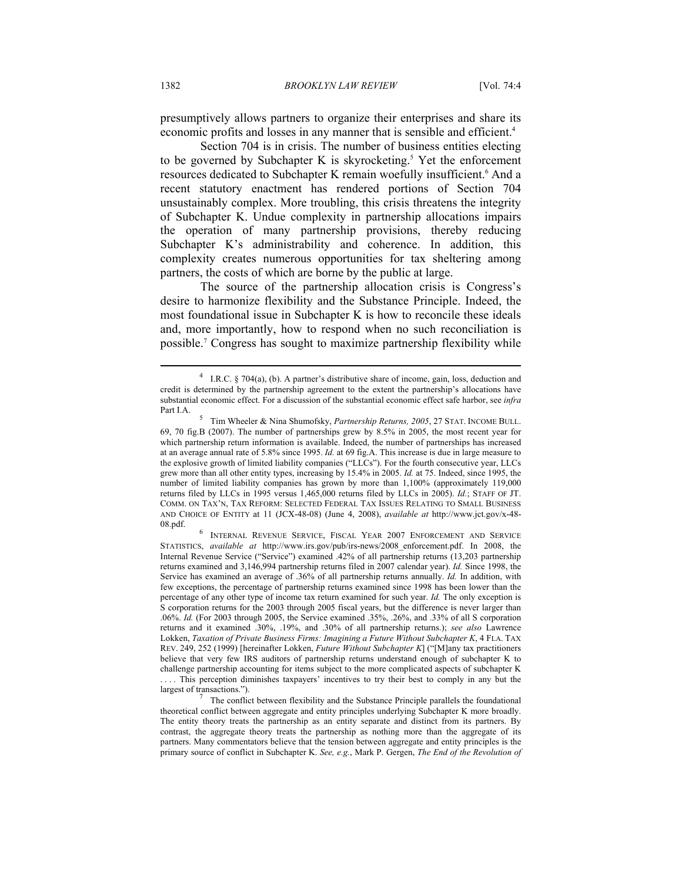presumptively allows partners to organize their enterprises and share its economic profits and losses in any manner that is sensible and efficient.[4]

Section 704 is in crisis. The number of business entities electing to be governed by Subchapter K is skyrocketing.[5] Yet the enforcement resources dedicated to Subchapter K remain woefully insufficient.[6] And a recent statutory enactment has rendered portions of Section 704 unsustainably complex. More troubling, this crisis threatens the integrity of Subchapter K. Undue complexity in partnership allocations impairs the operation of many partnership provisions, thereby reducing Subchapter K's administrability and coherence. In addition, this complexity creates numerous opportunities for tax sheltering among partners, the costs of which are borne by the public at large.

The source of the partnership allocation crisis is Congress's desire to harmonize flexibility and the Substance Principle. Indeed, the most foundational issue in Subchapter K is how to reconcile these ideals and, more importantly, how to respond when no such reconciliation is possible.[7] Congress has sought to maximize partnership flexibility while

---

[4] I.R.C. § 704(a), (b). A partner's distributive share of income, gain, loss, deduction and credit is determined by the partnership agreement to the extent the partnership's allocations have substantial economic effect. For a discussion of the substantial economic effect safe harbor, see *infra* Part I.A.

[5] Tim Wheeler & Nina Shumofsky, *Partnership Returns, 2005*, 27 STAT. INCOME BULL. 69, 70 fig.B (2007). The number of partnerships grew by 8.5% in 2005, the most recent year for which partnership return information is available. Indeed, the number of partnerships has increased at an average annual rate of 5.8% since 1995. *Id.* at 69 fig.A. This increase is due in large measure to the explosive growth of limited liability companies ("LLCs"). For the fourth consecutive year, LLCs grew more than all other entity types, increasing by 15.4% in 2005. *Id.* at 75. Indeed, since 1995, the number of limited liability companies has grown by more than 1,100% (approximately 119,000 returns filed by LLCs in 1995 versus 1,465,000 returns filed by LLCs in 2005). *Id.*; STAFF OF JT. COMM. ON TAX'N, TAX REFORM: SELECTED FEDERAL TAX ISSUES RELATING TO SMALL BUSINESS AND CHOICE OF ENTITY at 11 (JCX-48-08) (June 4, 2008), *available at* http://www.jct.gov/x-48-08.pdf.

[6] INTERNAL REVENUE SERVICE, FISCAL YEAR 2007 ENFORCEMENT AND SERVICE STATISTICS, *available at* http://www.irs.gov/pub/irs-news/2008_enforcement.pdf. In 2008, the Internal Revenue Service ("Service") examined .42% of all partnership returns (13,203 partnership returns examined and 3,146,994 partnership returns filed in 2007 calendar year). *Id.* Since 1998, the Service has examined an average of .36% of all partnership returns annually. *Id.* In addition, with few exceptions, the percentage of partnership returns examined since 1998 has been lower than the percentage of any other type of income tax return examined for such year. *Id.* The only exception is S corporation returns for the 2003 through 2005 fiscal years, but the difference is never larger than .06%. *Id.* (For 2003 through 2005, the Service examined .35%, .26%, and .33% of all S corporation returns and it examined .30%, .19%, and .30% of all partnership returns.); *see also* Lawrence Lokken, *Taxation of Private Business Firms: Imagining a Future Without Subchapter K*, 4 FLA. TAX REV. 249, 252 (1999) [hereinafter Lokken, *Future Without Subchapter K*] ("[M]any tax practitioners believe that very few IRS auditors of partnership returns understand enough of subchapter K to challenge partnership accounting for items subject to the more complicated aspects of subchapter K . . . . This perception diminishes taxpayers' incentives to try their best to comply in any but the largest of transactions.").

[7] The conflict between flexibility and the Substance Principle parallels the foundational theoretical conflict between aggregate and entity principles underlying Subchapter K more broadly. The entity theory treats the partnership as an entity separate and distinct from its partners. By contrast, the aggregate theory treats the partnership as nothing more than the aggregate of its partners. Many commentators believe that the tension between aggregate and entity principles is the primary source of conflict in Subchapter K. *See, e.g.*, Mark P. Gergen, *The End of the Revolution of*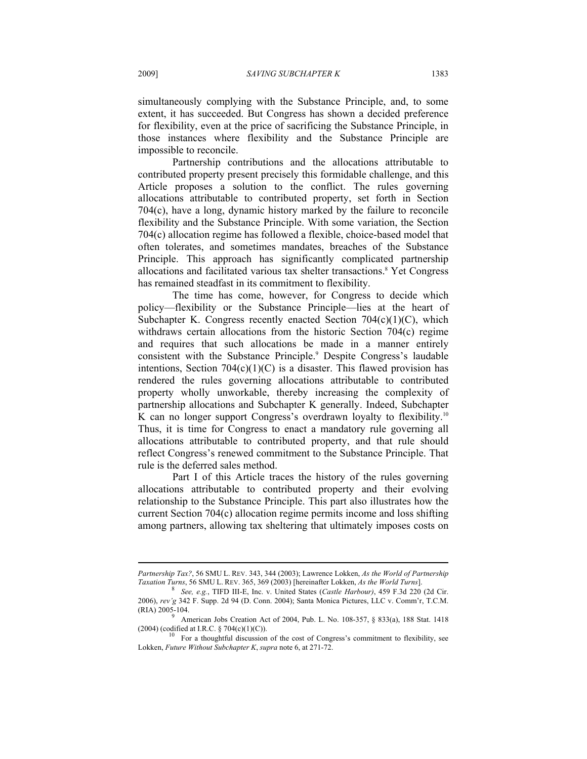simultaneously complying with the Substance Principle, and, to some extent, it has succeeded. But Congress has shown a decided preference for flexibility, even at the price of sacrificing the Substance Principle, in those instances where flexibility and the Substance Principle are impossible to reconcile.

Partnership contributions and the allocations attributable to contributed property present precisely this formidable challenge, and this Article proposes a solution to the conflict. The rules governing allocations attributable to contributed property, set forth in Section 704(c), have a long, dynamic history marked by the failure to reconcile flexibility and the Substance Principle. With some variation, the Section 704(c) allocation regime has followed a flexible, choice-based model that often tolerates, and sometimes mandates, breaches of the Substance Principle. This approach has significantly complicated partnership allocations and facilitated various tax shelter transactions.[8] Yet Congress has remained steadfast in its commitment to flexibility.

The time has come, however, for Congress to decide which policy—flexibility or the Substance Principle—lies at the heart of Subchapter K. Congress recently enacted Section 704(c)(1)(C), which withdraws certain allocations from the historic Section 704(c) regime and requires that such allocations be made in a manner entirely consistent with the Substance Principle.[9] Despite Congress's laudable intentions, Section 704(c)(1)(C) is a disaster. This flawed provision has rendered the rules governing allocations attributable to contributed property wholly unworkable, thereby increasing the complexity of partnership allocations and Subchapter K generally. Indeed, Subchapter K can no longer support Congress's overdrawn loyalty to flexibility.[10] Thus, it is time for Congress to enact a mandatory rule governing all allocations attributable to contributed property, and that rule should reflect Congress's renewed commitment to the Substance Principle. That rule is the deferred sales method.

Part I of this Article traces the history of the rules governing allocations attributable to contributed property and their evolving relationship to the Substance Principle. This part also illustrates how the current Section 704(c) allocation regime permits income and loss shifting among partners, allowing tax sheltering that ultimately imposes costs on

---

*Partnership Tax?*, 56 SMU L. REV. 343, 344 (2003); Lawrence Lokken, *As the World of Partnership Taxation Turns*, 56 SMU L. REV. 365, 369 (2003) [hereinafter Lokken, *As the World Turns*].

[8] *See, e.g.*, TIFD III-E, Inc. v. United States (*Castle Harbour*), 459 F.3d 220 (2d Cir. 2006), *rev'g* 342 F. Supp. 2d 94 (D. Conn. 2004); Santa Monica Pictures, LLC v. Comm'r, T.C.M. (RIA) 2005-104.

[9] American Jobs Creation Act of 2004, Pub. L. No. 108-357, § 833(a), 188 Stat. 1418 (2004) (codified at I.R.C. § 704(c)(1)(C)).

[10] For a thoughtful discussion of the cost of Congress's commitment to flexibility, see Lokken, *Future Without Subchapter K*, *supra* note 6, at 271-72.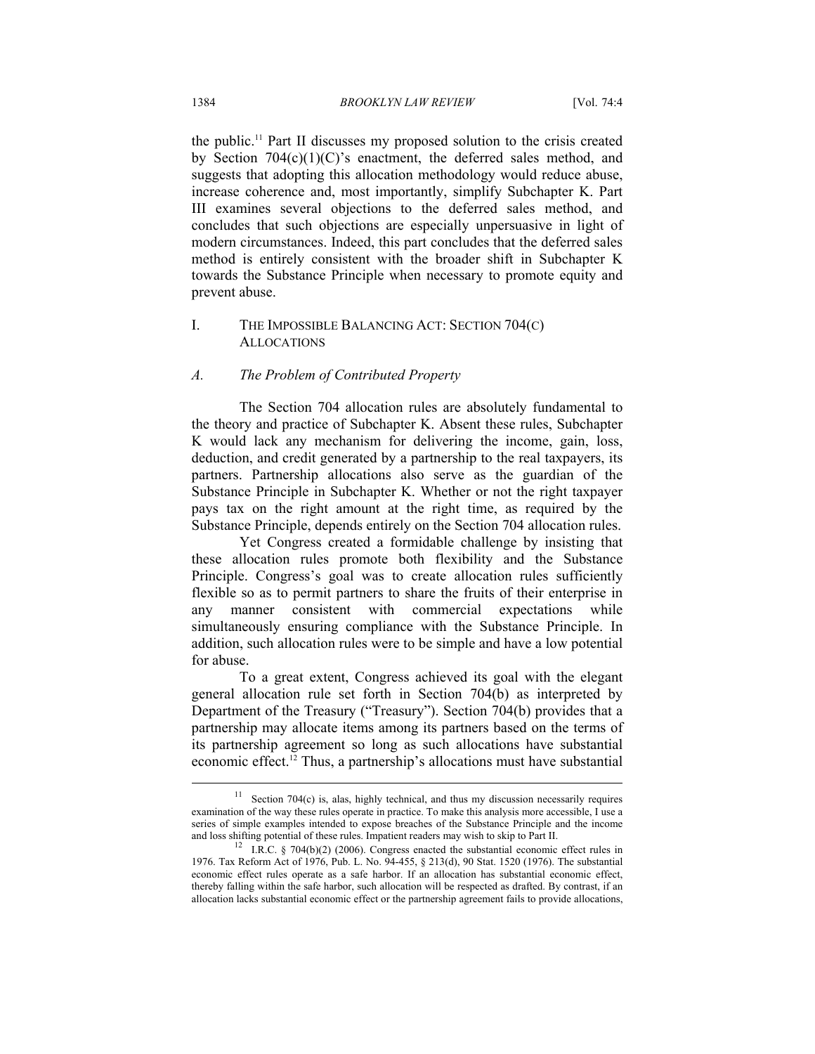the public.[11] Part II discusses my proposed solution to the crisis created by Section 704(c)(1)(C)'s enactment, the deferred sales method, and suggests that adopting this allocation methodology would reduce abuse, increase coherence and, most importantly, simplify Subchapter K. Part III examines several objections to the deferred sales method, and concludes that such objections are especially unpersuasive in light of modern circumstances. Indeed, this part concludes that the deferred sales method is entirely consistent with the broader shift in Subchapter K towards the Substance Principle when necessary to promote equity and prevent abuse.

# I. THE IMPOSSIBLE BALANCING ACT: SECTION 704(C) ALLOCATIONS

## *A. The Problem of Contributed Property*

The Section 704 allocation rules are absolutely fundamental to the theory and practice of Subchapter K. Absent these rules, Subchapter K would lack any mechanism for delivering the income, gain, loss, deduction, and credit generated by a partnership to the real taxpayers, its partners. Partnership allocations also serve as the guardian of the Substance Principle in Subchapter K. Whether or not the right taxpayer pays tax on the right amount at the right time, as required by the Substance Principle, depends entirely on the Section 704 allocation rules.

Yet Congress created a formidable challenge by insisting that these allocation rules promote both flexibility and the Substance Principle. Congress's goal was to create allocation rules sufficiently flexible so as to permit partners to share the fruits of their enterprise in any manner consistent with commercial expectations while simultaneously ensuring compliance with the Substance Principle. In addition, such allocation rules were to be simple and have a low potential for abuse.

To a great extent, Congress achieved its goal with the elegant general allocation rule set forth in Section 704(b) as interpreted by Department of the Treasury ("Treasury"). Section 704(b) provides that a partnership may allocate items among its partners based on the terms of its partnership agreement so long as such allocations have substantial economic effect.[12] Thus, a partnership's allocations must have substantial

---

[11] Section 704(c) is, alas, highly technical, and thus my discussion necessarily requires examination of the way these rules operate in practice. To make this analysis more accessible, I use a series of simple examples intended to expose breaches of the Substance Principle and the income and loss shifting potential of these rules. Impatient readers may wish to skip to Part II.

[12] I.R.C. § 704(b)(2) (2006). Congress enacted the substantial economic effect rules in 1976. Tax Reform Act of 1976, Pub. L. No. 94-455, § 213(d), 90 Stat. 1520 (1976). The substantial economic effect rules operate as a safe harbor. If an allocation has substantial economic effect, thereby falling within the safe harbor, such allocation will be respected as drafted. By contrast, if an allocation lacks substantial economic effect or the partnership agreement fails to provide allocations,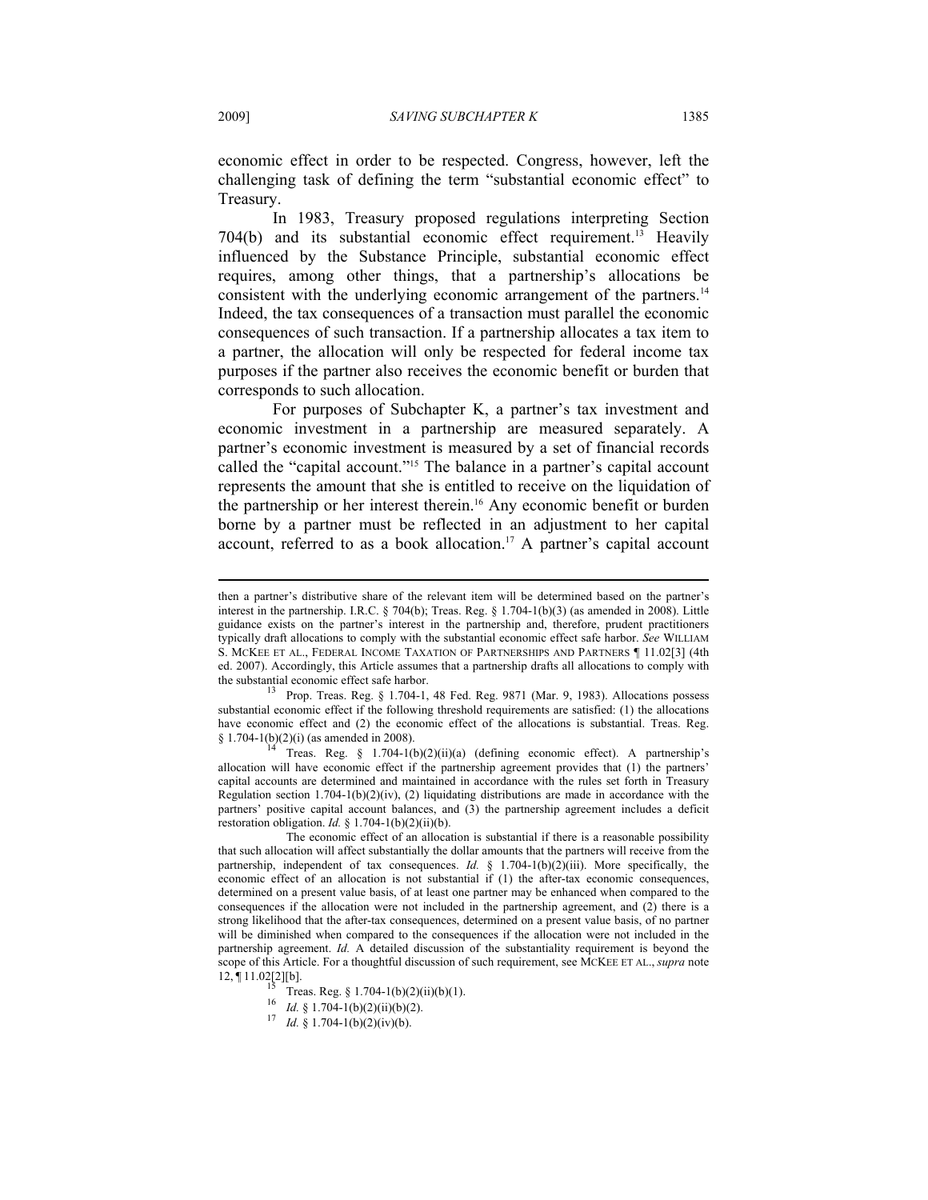economic effect in order to be respected. Congress, however, left the challenging task of defining the term "substantial economic effect" to Treasury.

In 1983, Treasury proposed regulations interpreting Section 704(b) and its substantial economic effect requirement.[13] Heavily influenced by the Substance Principle, substantial economic effect requires, among other things, that a partnership's allocations be consistent with the underlying economic arrangement of the partners.[14] Indeed, the tax consequences of a transaction must parallel the economic consequences of such transaction. If a partnership allocates a tax item to a partner, the allocation will only be respected for federal income tax purposes if the partner also receives the economic benefit or burden that corresponds to such allocation.

For purposes of Subchapter K, a partner's tax investment and economic investment in a partnership are measured separately. A partner's economic investment is measured by a set of financial records called the "capital account."[15] The balance in a partner's capital account represents the amount that she is entitled to receive on the liquidation of the partnership or her interest therein.[16] Any economic benefit or burden borne by a partner must be reflected in an adjustment to her capital account, referred to as a book allocation.[17] A partner's capital account

---

then a partner's distributive share of the relevant item will be determined based on the partner's interest in the partnership. I.R.C. § 704(b); Treas. Reg. § 1.704-1(b)(3) (as amended in 2008). Little guidance exists on the partner's interest in the partnership and, therefore, prudent practitioners typically draft allocations to comply with the substantial economic effect safe harbor. *See* WILLIAM S. MCKEE ET AL., FEDERAL INCOME TAXATION OF PARTNERSHIPS AND PARTNERS ¶ 11.02[3] (4th ed. 2007). Accordingly, this Article assumes that a partnership drafts all allocations to comply with the substantial economic effect safe harbor.

[13] Prop. Treas. Reg. § 1.704-1, 48 Fed. Reg. 9871 (Mar. 9, 1983). Allocations possess substantial economic effect if the following threshold requirements are satisfied: (1) the allocations have economic effect and (2) the economic effect of the allocations is substantial. Treas. Reg. § 1.704-1(b)(2)(i) (as amended in 2008).

[14] Treas. Reg. § 1.704-1(b)(2)(ii)(a) (defining economic effect). A partnership's allocation will have economic effect if the partnership agreement provides that (1) the partners' capital accounts are determined and maintained in accordance with the rules set forth in Treasury Regulation section 1.704-1(b)(2)(iv), (2) liquidating distributions are made in accordance with the partners' positive capital account balances, and (3) the partnership agreement includes a deficit restoration obligation. *Id.* § 1.704-1(b)(2)(ii)(b).

The economic effect of an allocation is substantial if there is a reasonable possibility that such allocation will affect substantially the dollar amounts that the partners will receive from the partnership, independent of tax consequences. *Id.* § 1.704-1(b)(2)(iii). More specifically, the economic effect of an allocation is not substantial if (1) the after-tax economic consequences, determined on a present value basis, of at least one partner may be enhanced when compared to the consequences if the allocation were not included in the partnership agreement, and (2) there is a strong likelihood that the after-tax consequences, determined on a present value basis, of no partner will be diminished when compared to the consequences if the allocation were not included in the partnership agreement. *Id.* A detailed discussion of the substantiality requirement is beyond the scope of this Article. For a thoughtful discussion of such requirement, see MCKEE ET AL., *supra* note 12, ¶ 11.02[2][b].

[15] Treas. Reg. § 1.704-1(b)(2)(ii)(b)(1).

[16] *Id.* § 1.704-1(b)(2)(ii)(b)(2).

[17] *Id.* § 1.704-1(b)(2)(iv)(b).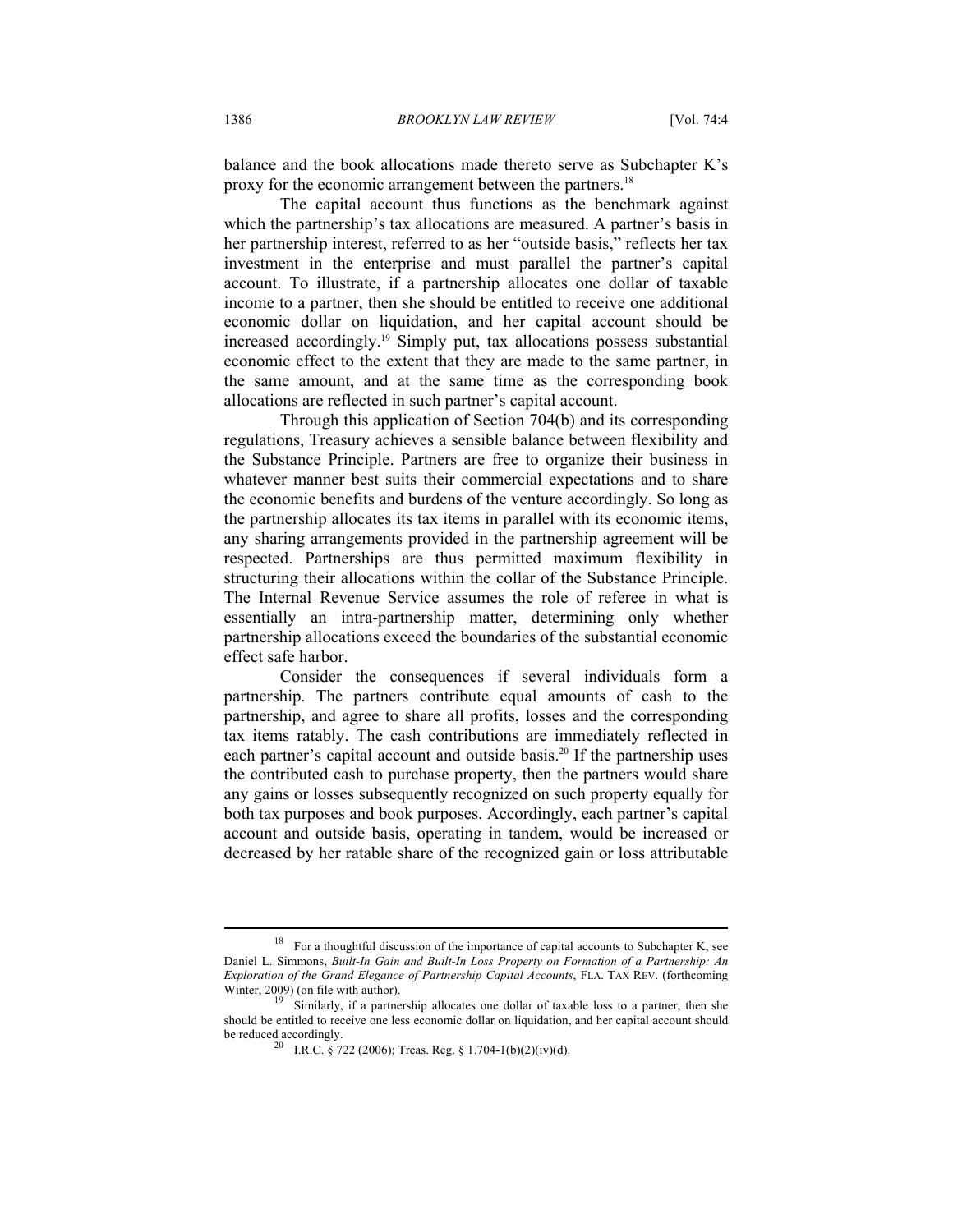balance and the book allocations made thereto serve as Subchapter K's proxy for the economic arrangement between the partners.[18]

The capital account thus functions as the benchmark against which the partnership's tax allocations are measured. A partner's basis in her partnership interest, referred to as her "outside basis," reflects her tax investment in the enterprise and must parallel the partner's capital account. To illustrate, if a partnership allocates one dollar of taxable income to a partner, then she should be entitled to receive one additional economic dollar on liquidation, and her capital account should be increased accordingly.[19] Simply put, tax allocations possess substantial economic effect to the extent that they are made to the same partner, in the same amount, and at the same time as the corresponding book allocations are reflected in such partner's capital account.

Through this application of Section 704(b) and its corresponding regulations, Treasury achieves a sensible balance between flexibility and the Substance Principle. Partners are free to organize their business in whatever manner best suits their commercial expectations and to share the economic benefits and burdens of the venture accordingly. So long as the partnership allocates its tax items in parallel with its economic items, any sharing arrangements provided in the partnership agreement will be respected. Partnerships are thus permitted maximum flexibility in structuring their allocations within the collar of the Substance Principle. The Internal Revenue Service assumes the role of referee in what is essentially an intra-partnership matter, determining only whether partnership allocations exceed the boundaries of the substantial economic effect safe harbor.

Consider the consequences if several individuals form a partnership. The partners contribute equal amounts of cash to the partnership, and agree to share all profits, losses and the corresponding tax items ratably. The cash contributions are immediately reflected in each partner's capital account and outside basis.[20] If the partnership uses the contributed cash to purchase property, then the partners would share any gains or losses subsequently recognized on such property equally for both tax purposes and book purposes. Accordingly, each partner's capital account and outside basis, operating in tandem, would be increased or decreased by her ratable share of the recognized gain or loss attributable

---

[18] For a thoughtful discussion of the importance of capital accounts to Subchapter K, see Daniel L. Simmons, *Built-In Gain and Built-In Loss Property on Formation of a Partnership: An Exploration of the Grand Elegance of Partnership Capital Accounts*, FLA. TAX REV. (forthcoming Winter, 2009) (on file with author).

[19] Similarly, if a partnership allocates one dollar of taxable loss to a partner, then she should be entitled to receive one less economic dollar on liquidation, and her capital account should be reduced accordingly.

[20] I.R.C. § 722 (2006); Treas. Reg. § 1.704-1(b)(2)(iv)(d).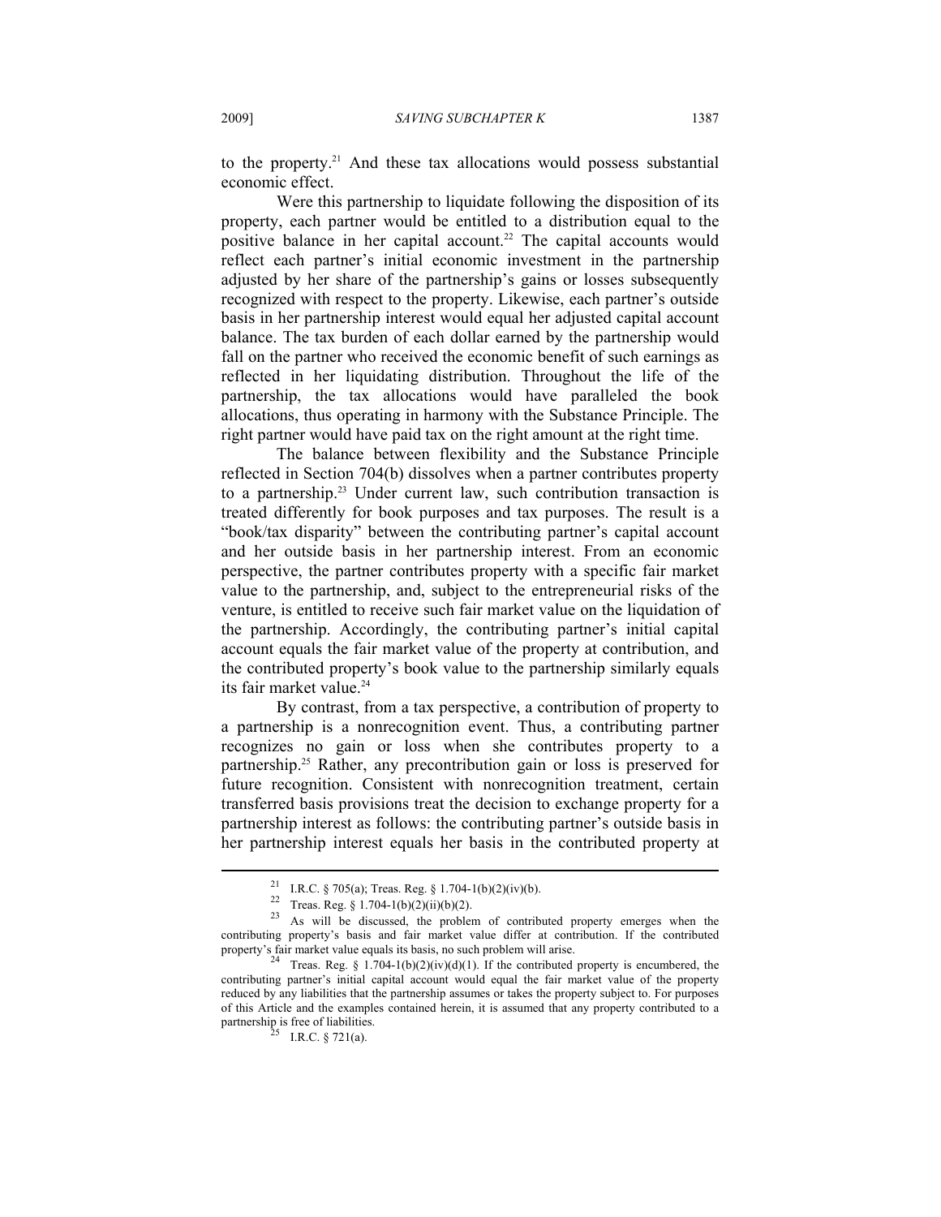to the property.[21] And these tax allocations would possess substantial economic effect.

Were this partnership to liquidate following the disposition of its property, each partner would be entitled to a distribution equal to the positive balance in her capital account.[22] The capital accounts would reflect each partner's initial economic investment in the partnership adjusted by her share of the partnership's gains or losses subsequently recognized with respect to the property. Likewise, each partner's outside basis in her partnership interest would equal her adjusted capital account balance. The tax burden of each dollar earned by the partnership would fall on the partner who received the economic benefit of such earnings as reflected in her liquidating distribution. Throughout the life of the partnership, the tax allocations would have paralleled the book allocations, thus operating in harmony with the Substance Principle. The right partner would have paid tax on the right amount at the right time.

The balance between flexibility and the Substance Principle reflected in Section 704(b) dissolves when a partner contributes property to a partnership.[23] Under current law, such contribution transaction is treated differently for book purposes and tax purposes. The result is a "book/tax disparity" between the contributing partner's capital account and her outside basis in her partnership interest. From an economic perspective, the partner contributes property with a specific fair market value to the partnership, and, subject to the entrepreneurial risks of the venture, is entitled to receive such fair market value on the liquidation of the partnership. Accordingly, the contributing partner's initial capital account equals the fair market value of the property at contribution, and the contributed property's book value to the partnership similarly equals its fair market value.[24]

By contrast, from a tax perspective, a contribution of property to a partnership is a nonrecognition event. Thus, a contributing partner recognizes no gain or loss when she contributes property to a partnership.[25] Rather, any precontribution gain or loss is preserved for future recognition. Consistent with nonrecognition treatment, certain transferred basis provisions treat the decision to exchange property for a partnership interest as follows: the contributing partner's outside basis in her partnership interest equals her basis in the contributed property at

---

[21] I.R.C. § 705(a); Treas. Reg. § 1.704-1(b)(2)(iv)(b).

[22] Treas. Reg. § 1.704-1(b)(2)(ii)(b)(2).

[23] As will be discussed, the problem of contributed property emerges when the contributing property's basis and fair market value differ at contribution. If the contributed property's fair market value equals its basis, no such problem will arise.

[24] Treas. Reg. § 1.704-1(b)(2)(iv)(d)(1). If the contributed property is encumbered, the contributing partner's initial capital account would equal the fair market value of the property reduced by any liabilities that the partnership assumes or takes the property subject to. For purposes of this Article and the examples contained herein, it is assumed that any property contributed to a partnership is free of liabilities.

[25] I.R.C. § 721(a).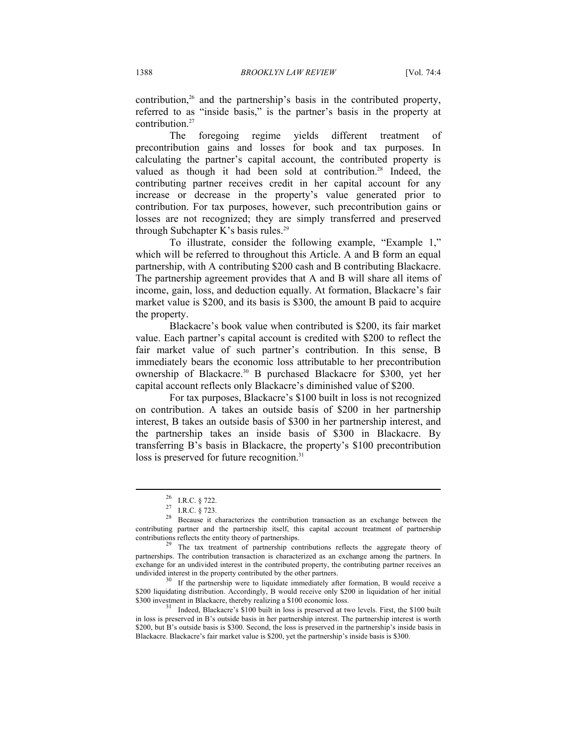contribution,[26] and the partnership's basis in the contributed property, referred to as "inside basis," is the partner's basis in the property at contribution.[27]

The foregoing regime yields different treatment of precontribution gains and losses for book and tax purposes. In calculating the partner's capital account, the contributed property is valued as though it had been sold at contribution.[28] Indeed, the contributing partner receives credit in her capital account for any increase or decrease in the property's value generated prior to contribution. For tax purposes, however, such precontribution gains or losses are not recognized; they are simply transferred and preserved through Subchapter K's basis rules.[29]

To illustrate, consider the following example, "Example 1," which will be referred to throughout this Article. A and B form an equal partnership, with A contributing $200 cash and B contributing Blackacre. The partnership agreement provides that A and B will share all items of income, gain, loss, and deduction equally. At formation, Blackacre's fair market value is $200, and its basis is $300, the amount B paid to acquire the property.

Blackacre's book value when contributed is $200, its fair market value. Each partner's capital account is credited with $200 to reflect the fair market value of such partner's contribution. In this sense, B immediately bears the economic loss attributable to her precontribution ownership of Blackacre.[30] B purchased Blackacre for $300, yet her capital account reflects only Blackacre's diminished value of $200.

For tax purposes, Blackacre's $100 built in loss is not recognized on contribution. A takes an outside basis of $200 in her partnership interest, B takes an outside basis of $300 in her partnership interest, and the partnership takes an inside basis of $300 in Blackacre. By transferring B's basis in Blackacre, the property's $100 precontribution loss is preserved for future recognition.[31]

---

[26] I.R.C. § 722.

[27] I.R.C. § 723.

[28] Because it characterizes the contribution transaction as an exchange between the contributing partner and the partnership itself, this capital account treatment of partnership contributions reflects the entity theory of partnerships.

[29] The tax treatment of partnership contributions reflects the aggregate theory of partnerships. The contribution transaction is characterized as an exchange among the partners. In exchange for an undivided interest in the contributed property, the contributing partner receives an undivided interest in the property contributed by the other partners.

[30] If the partnership were to liquidate immediately after formation, B would receive a $200 liquidating distribution. Accordingly, B would receive only $200 in liquidation of her initial $300 investment in Blackacre, thereby realizing a $100 economic loss.

[31] Indeed, Blackacre's $100 built in loss is preserved at two levels. First, the $100 built in loss is preserved in B's outside basis in her partnership interest. The partnership interest is worth $200, but B's outside basis is $300. Second, the loss is preserved in the partnership's inside basis in Blackacre. Blackacre's fair market value is $200, yet the partnership's inside basis is $300.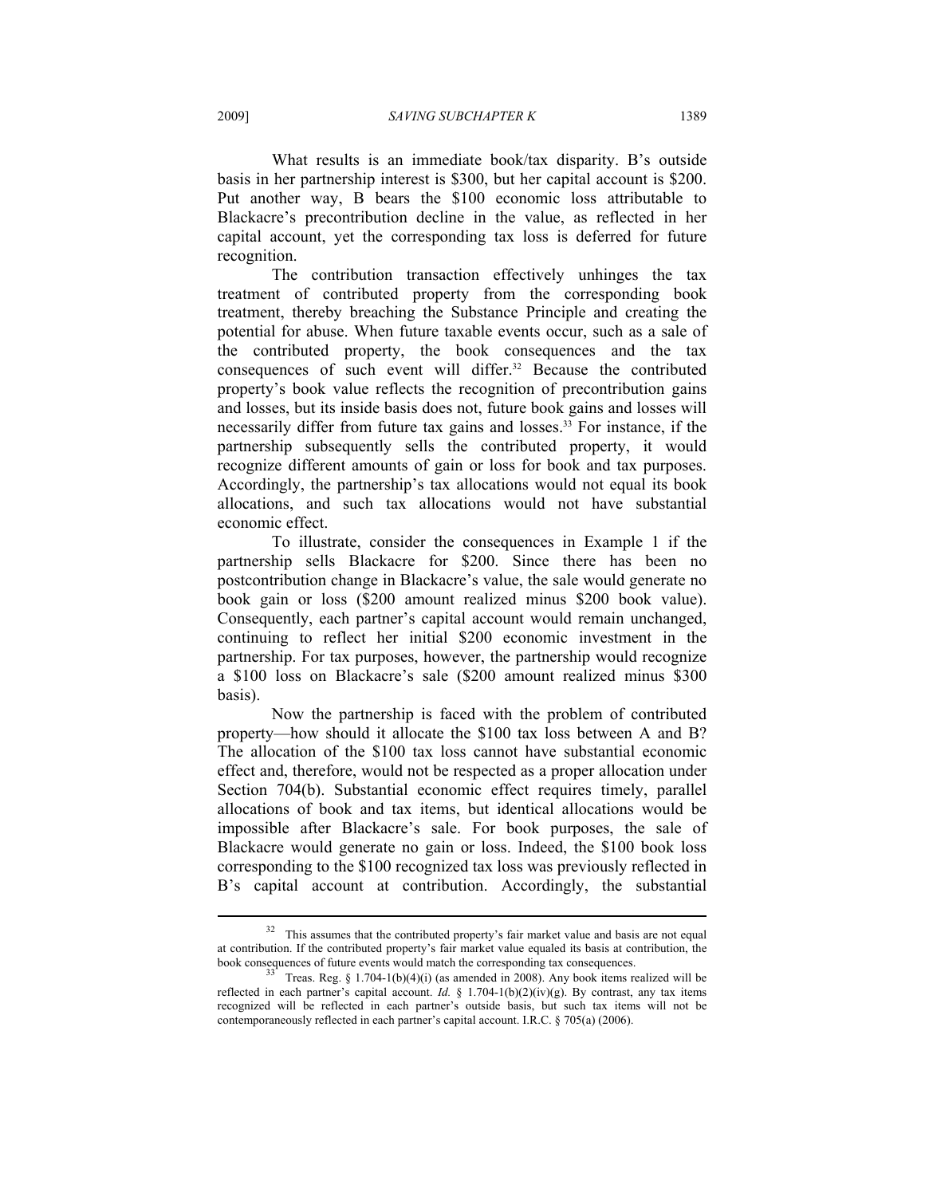What results is an immediate book/tax disparity. B's outside basis in her partnership interest is $300, but her capital account is $200. Put another way, B bears the $100 economic loss attributable to Blackacre's precontribution decline in the value, as reflected in her capital account, yet the corresponding tax loss is deferred for future recognition.

The contribution transaction effectively unhinges the tax treatment of contributed property from the corresponding book treatment, thereby breaching the Substance Principle and creating the potential for abuse. When future taxable events occur, such as a sale of the contributed property, the book consequences and the tax consequences of such event will differ.[32] Because the contributed property's book value reflects the recognition of precontribution gains and losses, but its inside basis does not, future book gains and losses will necessarily differ from future tax gains and losses.[33] For instance, if the partnership subsequently sells the contributed property, it would recognize different amounts of gain or loss for book and tax purposes. Accordingly, the partnership's tax allocations would not equal its book allocations, and such tax allocations would not have substantial economic effect.

To illustrate, consider the consequences in Example 1 if the partnership sells Blackacre for $200. Since there has been no postcontribution change in Blackacre's value, the sale would generate no book gain or loss ($200 amount realized minus $200 book value). Consequently, each partner's capital account would remain unchanged, continuing to reflect her initial $200 economic investment in the partnership. For tax purposes, however, the partnership would recognize a $100 loss on Blackacre's sale ($200 amount realized minus $300 basis).

Now the partnership is faced with the problem of contributed property—how should it allocate the $100 tax loss between A and B? The allocation of the $100 tax loss cannot have substantial economic effect and, therefore, would not be respected as a proper allocation under Section 704(b). Substantial economic effect requires timely, parallel allocations of book and tax items, but identical allocations would be impossible after Blackacre's sale. For book purposes, the sale of Blackacre would generate no gain or loss. Indeed, the $100 book loss corresponding to the $100 recognized tax loss was previously reflected in B's capital account at contribution. Accordingly, the substantial

---

[32] This assumes that the contributed property's fair market value and basis are not equal at contribution. If the contributed property's fair market value equaled its basis at contribution, the book consequences of future events would match the corresponding tax consequences.

[33] Treas. Reg. § 1.704-1(b)(4)(i) (as amended in 2008). Any book items realized will be reflected in each partner's capital account. *Id.* § 1.704-1(b)(2)(iv)(g). By contrast, any tax items recognized will be reflected in each partner's outside basis, but such tax items will not be contemporaneously reflected in each partner's capital account. I.R.C. § 705(a) (2006).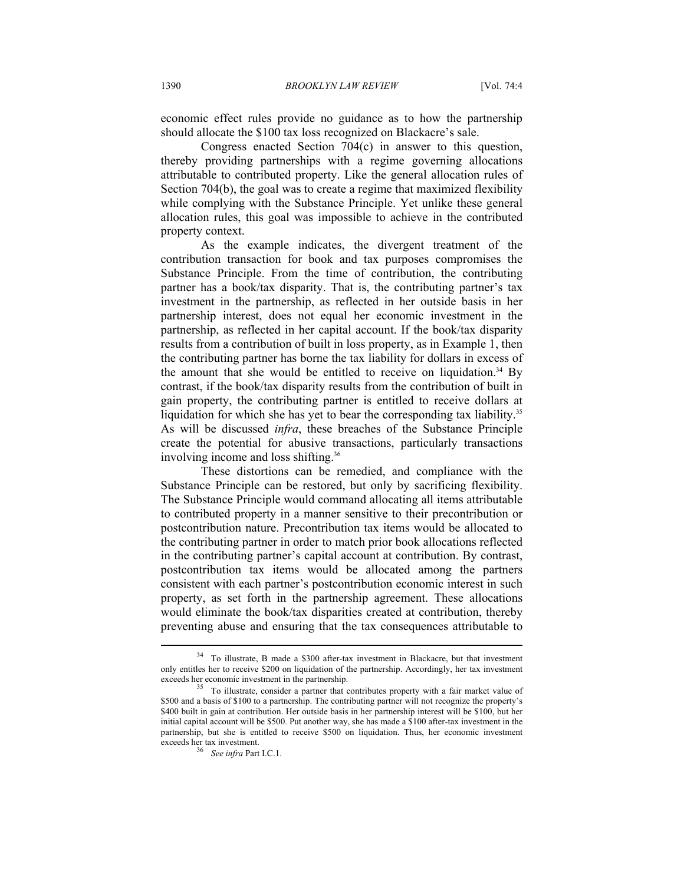economic effect rules provide no guidance as to how the partnership should allocate the $100 tax loss recognized on Blackacre's sale.

Congress enacted Section 704(c) in answer to this question, thereby providing partnerships with a regime governing allocations attributable to contributed property. Like the general allocation rules of Section 704(b), the goal was to create a regime that maximized flexibility while complying with the Substance Principle. Yet unlike these general allocation rules, this goal was impossible to achieve in the contributed property context.

As the example indicates, the divergent treatment of the contribution transaction for book and tax purposes compromises the Substance Principle. From the time of contribution, the contributing partner has a book/tax disparity. That is, the contributing partner's tax investment in the partnership, as reflected in her outside basis in her partnership interest, does not equal her economic investment in the partnership, as reflected in her capital account. If the book/tax disparity results from a contribution of built in loss property, as in Example 1, then the contributing partner has borne the tax liability for dollars in excess of the amount that she would be entitled to receive on liquidation.[34] By contrast, if the book/tax disparity results from the contribution of built in gain property, the contributing partner is entitled to receive dollars at liquidation for which she has yet to bear the corresponding tax liability.[35] As will be discussed *infra*, these breaches of the Substance Principle create the potential for abusive transactions, particularly transactions involving income and loss shifting.[36]

These distortions can be remedied, and compliance with the Substance Principle can be restored, but only by sacrificing flexibility. The Substance Principle would command allocating all items attributable to contributed property in a manner sensitive to their precontribution or postcontribution nature. Precontribution tax items would be allocated to the contributing partner in order to match prior book allocations reflected in the contributing partner's capital account at contribution. By contrast, postcontribution tax items would be allocated among the partners consistent with each partner's postcontribution economic interest in such property, as set forth in the partnership agreement. These allocations would eliminate the book/tax disparities created at contribution, thereby preventing abuse and ensuring that the tax consequences attributable to

---

[34] To illustrate, B made a $300 after-tax investment in Blackacre, but that investment only entitles her to receive $200 on liquidation of the partnership. Accordingly, her tax investment exceeds her economic investment in the partnership.

[35] To illustrate, consider a partner that contributes property with a fair market value of $500 and a basis of $100 to a partnership. The contributing partner will not recognize the property's $400 built in gain at contribution. Her outside basis in her partnership interest will be $100, but her initial capital account will be $500. Put another way, she has made a $100 after-tax investment in the partnership, but she is entitled to receive $500 on liquidation. Thus, her economic investment exceeds her tax investment.

[36] *See infra* Part I.C.1.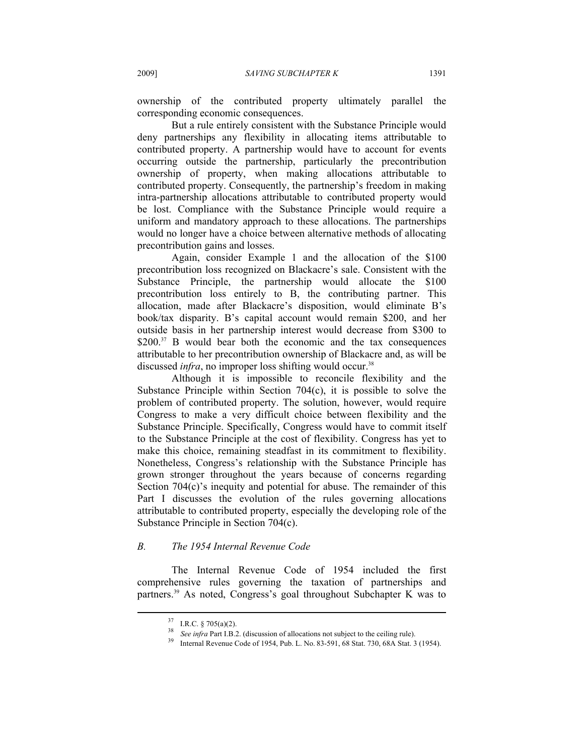ownership of the contributed property ultimately parallel the corresponding economic consequences.

But a rule entirely consistent with the Substance Principle would deny partnerships any flexibility in allocating items attributable to contributed property. A partnership would have to account for events occurring outside the partnership, particularly the precontribution ownership of property, when making allocations attributable to contributed property. Consequently, the partnership's freedom in making intra-partnership allocations attributable to contributed property would be lost. Compliance with the Substance Principle would require a uniform and mandatory approach to these allocations. The partnerships would no longer have a choice between alternative methods of allocating precontribution gains and losses.

Again, consider Example 1 and the allocation of the $100 precontribution loss recognized on Blackacre's sale. Consistent with the Substance Principle, the partnership would allocate the $100 precontribution loss entirely to B, the contributing partner. This allocation, made after Blackacre's disposition, would eliminate B's book/tax disparity. B's capital account would remain $200, and her outside basis in her partnership interest would decrease from $300 to $200.[37] B would bear both the economic and the tax consequences attributable to her precontribution ownership of Blackacre and, as will be discussed *infra*, no improper loss shifting would occur.[38]

Although it is impossible to reconcile flexibility and the Substance Principle within Section 704(c), it is possible to solve the problem of contributed property. The solution, however, would require Congress to make a very difficult choice between flexibility and the Substance Principle. Specifically, Congress would have to commit itself to the Substance Principle at the cost of flexibility. Congress has yet to make this choice, remaining steadfast in its commitment to flexibility. Nonetheless, Congress's relationship with the Substance Principle has grown stronger throughout the years because of concerns regarding Section 704(c)'s inequity and potential for abuse. The remainder of this Part I discusses the evolution of the rules governing allocations attributable to contributed property, especially the developing role of the Substance Principle in Section 704(c).

### *B. The 1954 Internal Revenue Code*

The Internal Revenue Code of 1954 included the first comprehensive rules governing the taxation of partnerships and partners.[39] As noted, Congress's goal throughout Subchapter K was to

---

[37] I.R.C. § 705(a)(2).

[38] *See infra* Part I.B.2. (discussion of allocations not subject to the ceiling rule).

[39] Internal Revenue Code of 1954, Pub. L. No. 83-591, 68 Stat. 730, 68A Stat. 3 (1954).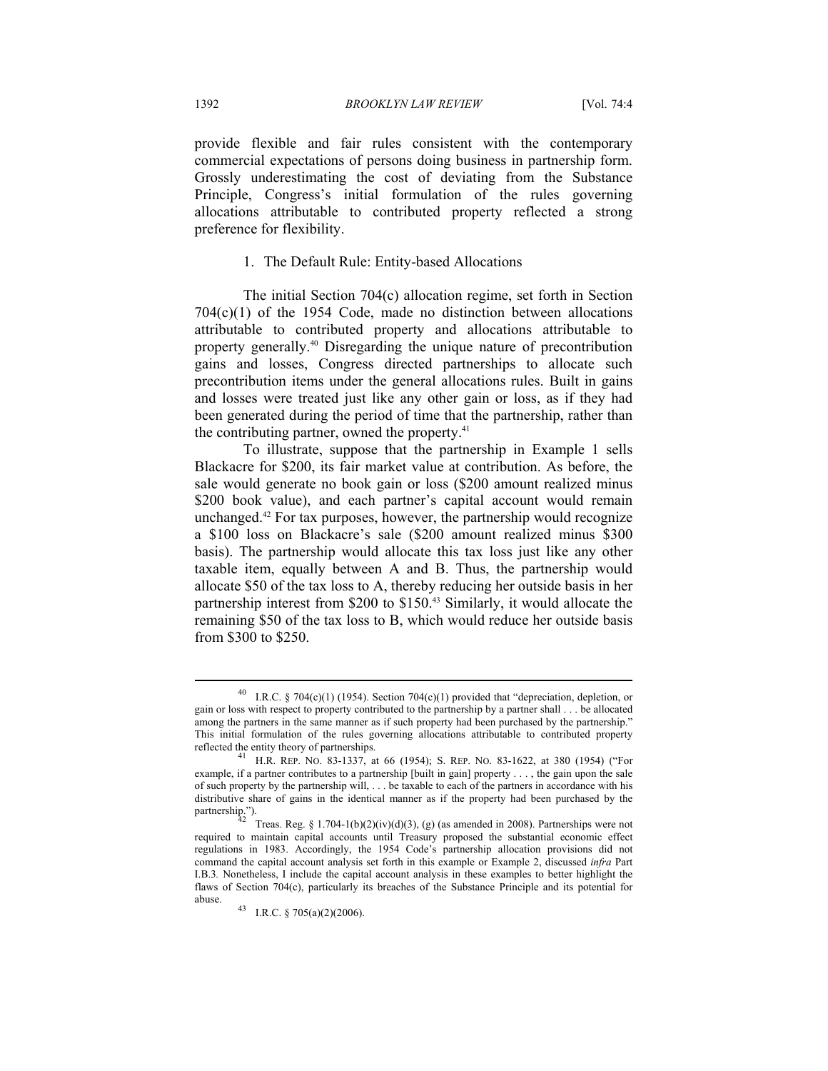provide flexible and fair rules consistent with the contemporary commercial expectations of persons doing business in partnership form. Grossly underestimating the cost of deviating from the Substance Principle, Congress's initial formulation of the rules governing allocations attributable to contributed property reflected a strong preference for flexibility.

### 1. The Default Rule: Entity-based Allocations

The initial Section 704(c) allocation regime, set forth in Section 704(c)(1) of the 1954 Code, made no distinction between allocations attributable to contributed property and allocations attributable to property generally.[40] Disregarding the unique nature of precontribution gains and losses, Congress directed partnerships to allocate such precontribution items under the general allocations rules. Built in gains and losses were treated just like any other gain or loss, as if they had been generated during the period of time that the partnership, rather than the contributing partner, owned the property.[41]

To illustrate, suppose that the partnership in Example 1 sells Blackacre for $200, its fair market value at contribution. As before, the sale would generate no book gain or loss ($200 amount realized minus $200 book value), and each partner's capital account would remain unchanged.[42] For tax purposes, however, the partnership would recognize a $100 loss on Blackacre's sale ($200 amount realized minus $300 basis). The partnership would allocate this tax loss just like any other taxable item, equally between A and B. Thus, the partnership would allocate $50 of the tax loss to A, thereby reducing her outside basis in her partnership interest from $200 to $150.[43] Similarly, it would allocate the remaining $50 of the tax loss to B, which would reduce her outside basis from $300 to $250.

---

[40] I.R.C. § 704(c)(1) (1954). Section 704(c)(1) provided that "depreciation, depletion, or gain or loss with respect to property contributed to the partnership by a partner shall . . . be allocated among the partners in the same manner as if such property had been purchased by the partnership." This initial formulation of the rules governing allocations attributable to contributed property reflected the entity theory of partnerships.

[41] H.R. REP. NO. 83-1337, at 66 (1954); S. REP. NO. 83-1622, at 380 (1954) ("For example, if a partner contributes to a partnership [built in gain] property . . . , the gain upon the sale of such property by the partnership will, . . . be taxable to each of the partners in accordance with his distributive share of gains in the identical manner as if the property had been purchased by the partnership.").

[42] Treas. Reg. § 1.704-1(b)(2)(iv)(d)(3), (g) (as amended in 2008). Partnerships were not required to maintain capital accounts until Treasury proposed the substantial economic effect regulations in 1983. Accordingly, the 1954 Code's partnership allocation provisions did not command the capital account analysis set forth in this example or Example 2, discussed *infra* Part I.B.3. Nonetheless, I include the capital account analysis in these examples to better highlight the flaws of Section 704(c), particularly its breaches of the Substance Principle and its potential for abuse.

[43] I.R.C. § 705(a)(2)(2006).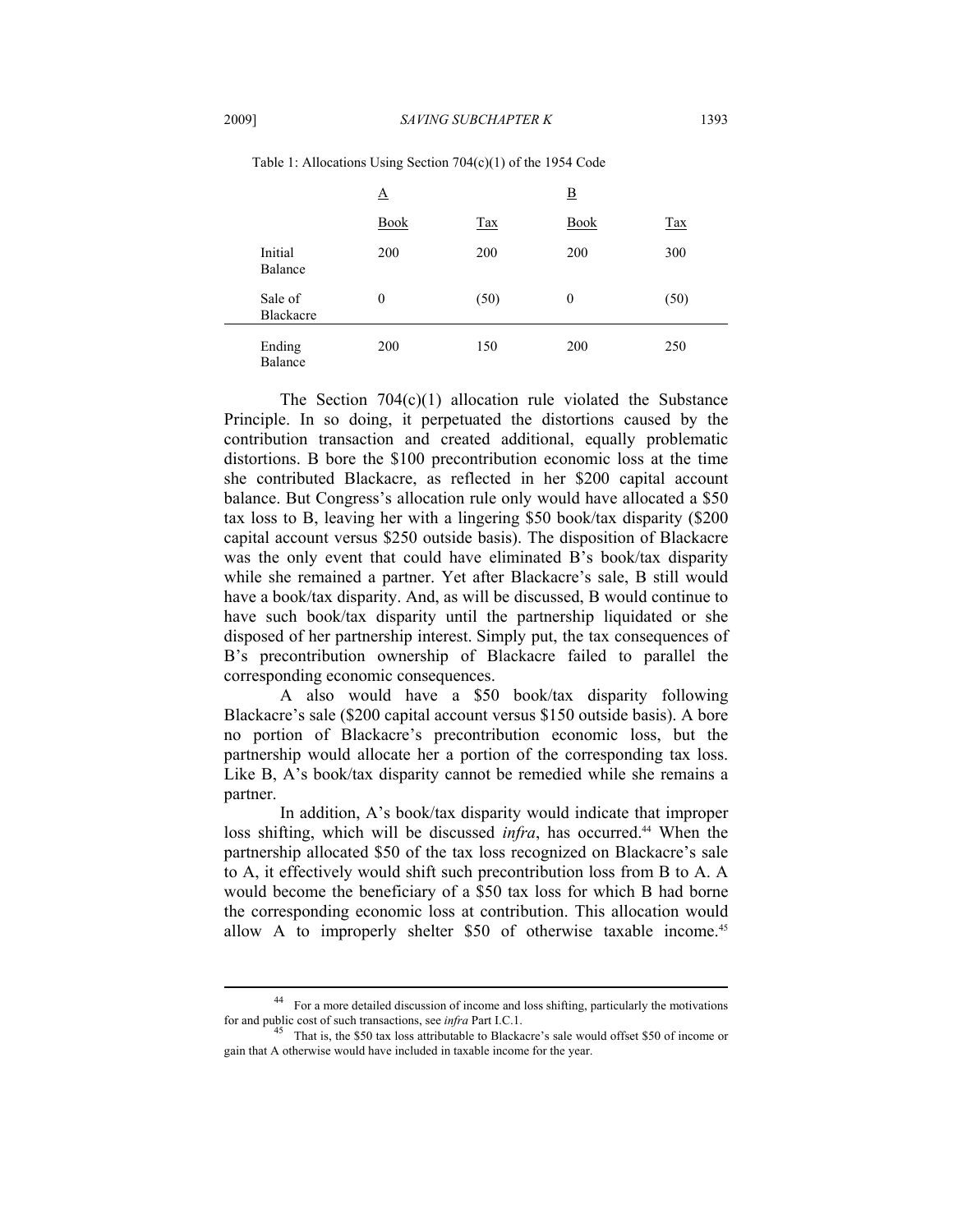Table 1: Allocations Using Section 704(c)(1) of the 1954 Code

| | A | | B | |
|---|---|---|---|---|
| | Book | Tax | Book | Tax |
| Initial Balance | 200 | 200 | 200 | 300 |
| Sale of Blackacre | 0 | (50) | 0 | (50) |
| Ending Balance | 200 | 150 | 200 | 250 |

The Section 704(c)(1) allocation rule violated the Substance Principle. In so doing, it perpetuated the distortions caused by the contribution transaction and created additional, equally problematic distortions. B bore the $100 precontribution economic loss at the time she contributed Blackacre, as reflected in her $200 capital account balance. But Congress's allocation rule only would have allocated a $50 tax loss to B, leaving her with a lingering $50 book/tax disparity ($200 capital account versus $250 outside basis). The disposition of Blackacre was the only event that could have eliminated B's book/tax disparity while she remained a partner. Yet after Blackacre's sale, B still would have a book/tax disparity. And, as will be discussed, B would continue to have such book/tax disparity until the partnership liquidated or she disposed of her partnership interest. Simply put, the tax consequences of B's precontribution ownership of Blackacre failed to parallel the corresponding economic consequences.

A also would have a $50 book/tax disparity following Blackacre's sale ($200 capital account versus $150 outside basis). A bore no portion of Blackacre's precontribution economic loss, but the partnership would allocate her a portion of the corresponding tax loss. Like B, A's book/tax disparity cannot be remedied while she remains a partner.

In addition, A's book/tax disparity would indicate that improper loss shifting, which will be discussed *infra*, has occurred.[44] When the partnership allocated $50 of the tax loss recognized on Blackacre's sale to A, it effectively would shift such precontribution loss from B to A. A would become the beneficiary of a $50 tax loss for which B had borne the corresponding economic loss at contribution. This allocation would allow A to improperly shelter $50 of otherwise taxable income.[45]

---

[44] For a more detailed discussion of income and loss shifting, particularly the motivations for and public cost of such transactions, see *infra* Part I.C.1.

[45] That is, the $50 tax loss attributable to Blackacre's sale would offset $50 of income or gain that A otherwise would have included in taxable income for the year.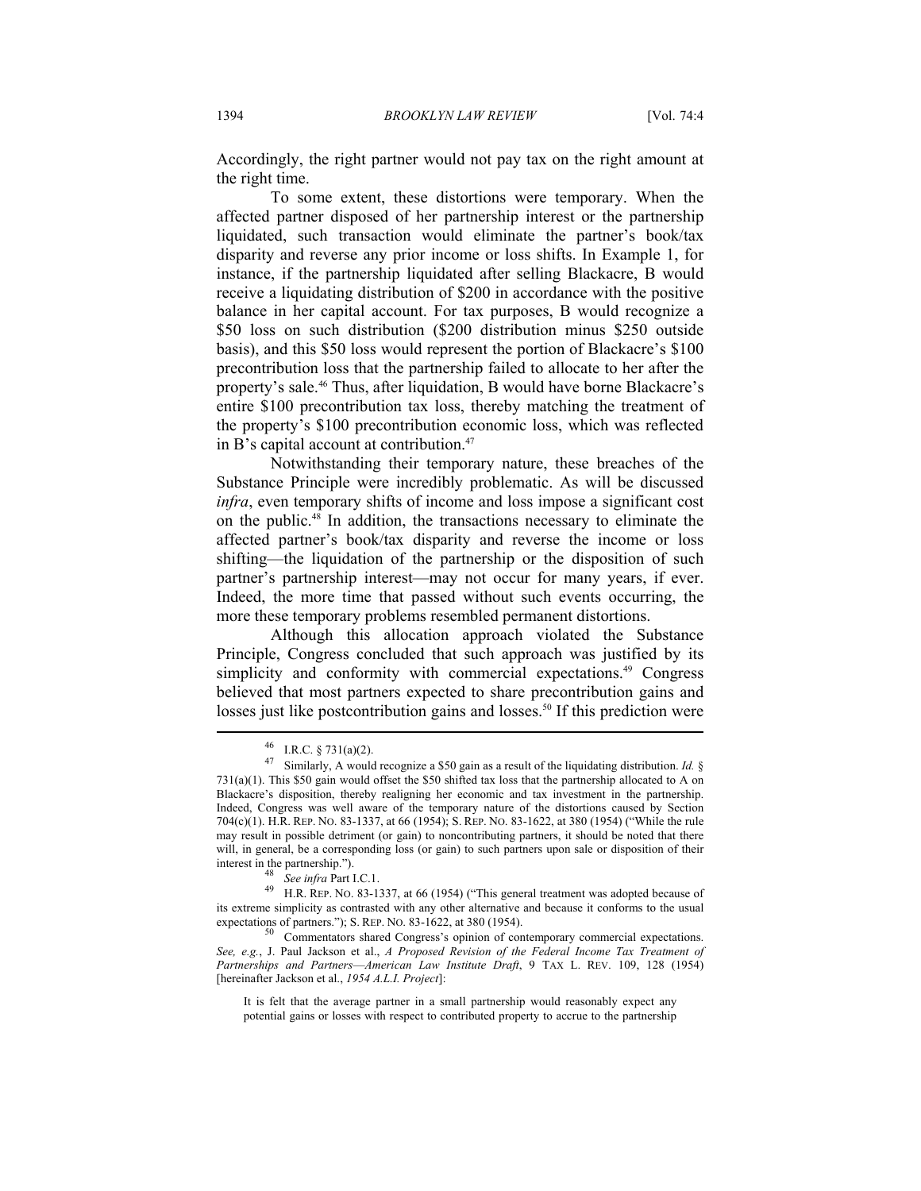Accordingly, the right partner would not pay tax on the right amount at the right time.

To some extent, these distortions were temporary. When the affected partner disposed of her partnership interest or the partnership liquidated, such transaction would eliminate the partner's book/tax disparity and reverse any prior income or loss shifts. In Example 1, for instance, if the partnership liquidated after selling Blackacre, B would receive a liquidating distribution of $200 in accordance with the positive balance in her capital account. For tax purposes, B would recognize a $50 loss on such distribution ($200 distribution minus $250 outside basis), and this $50 loss would represent the portion of Blackacre's $100 precontribution loss that the partnership failed to allocate to her after the property's sale.[46] Thus, after liquidation, B would have borne Blackacre's entire $100 precontribution tax loss, thereby matching the treatment of the property's $100 precontribution economic loss, which was reflected in B's capital account at contribution.[47]

Notwithstanding their temporary nature, these breaches of the Substance Principle were incredibly problematic. As will be discussed *infra*, even temporary shifts of income and loss impose a significant cost on the public.[48] In addition, the transactions necessary to eliminate the affected partner's book/tax disparity and reverse the income or loss shifting—the liquidation of the partnership or the disposition of such partner's partnership interest—may not occur for many years, if ever. Indeed, the more time that passed without such events occurring, the more these temporary problems resembled permanent distortions.

Although this allocation approach violated the Substance Principle, Congress concluded that such approach was justified by its simplicity and conformity with commercial expectations.[49] Congress believed that most partners expected to share precontribution gains and losses just like postcontribution gains and losses.[50] If this prediction were

---

[46] I.R.C. § 731(a)(2).

[47] Similarly, A would recognize a $50 gain as a result of the liquidating distribution. *Id.* § 731(a)(1). This $50 gain would offset the $50 shifted tax loss that the partnership allocated to A on Blackacre's disposition, thereby realigning her economic and tax investment in the partnership. Indeed, Congress was well aware of the temporary nature of the distortions caused by Section 704(c)(1). H.R. REP. NO. 83-1337, at 66 (1954); S. REP. NO. 83-1622, at 380 (1954) ("While the rule may result in possible detriment (or gain) to noncontributing partners, it should be noted that there will, in general, be a corresponding loss (or gain) to such partners upon sale or disposition of their interest in the partnership.").

[48] *See infra* Part I.C.1.

[49] H.R. REP. NO. 83-1337, at 66 (1954) ("This general treatment was adopted because of its extreme simplicity as contrasted with any other alternative and because it conforms to the usual expectations of partners."); S. REP. NO. 83-1622, at 380 (1954).

[50] Commentators shared Congress's opinion of contemporary commercial expectations. *See, e.g.*, J. Paul Jackson et al., *A Proposed Revision of the Federal Income Tax Treatment of Partnerships and Partners—American Law Institute Draft*, 9 TAX L. REV. 109, 128 (1954) [hereinafter Jackson et al., *1954 A.L.I. Project*]:

> It is felt that the average partner in a small partnership would reasonably expect any potential gains or losses with respect to contributed property to accrue to the partnership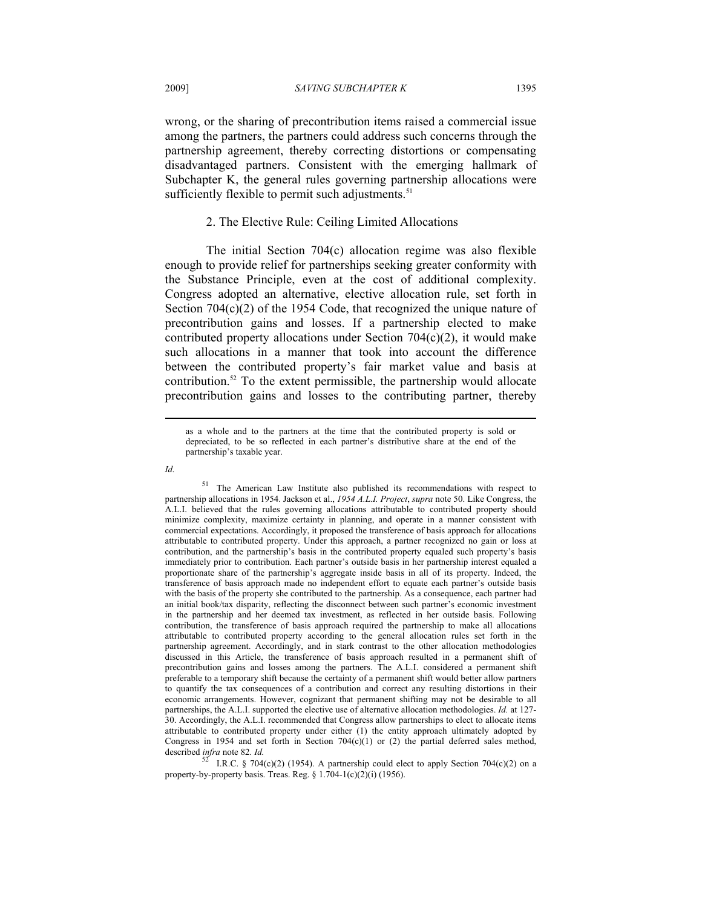wrong, or the sharing of precontribution items raised a commercial issue among the partners, the partners could address such concerns through the partnership agreement, thereby correcting distortions or compensating disadvantaged partners. Consistent with the emerging hallmark of Subchapter K, the general rules governing partnership allocations were sufficiently flexible to permit such adjustments.[51]

### 2. The Elective Rule: Ceiling Limited Allocations

The initial Section 704(c) allocation regime was also flexible enough to provide relief for partnerships seeking greater conformity with the Substance Principle, even at the cost of additional complexity. Congress adopted an alternative, elective allocation rule, set forth in Section 704(c)(2) of the 1954 Code, that recognized the unique nature of precontribution gains and losses. If a partnership elected to make contributed property allocations under Section 704(c)(2), it would make such allocations in a manner that took into account the difference between the contributed property's fair market value and basis at contribution.[52] To the extent permissible, the partnership would allocate precontribution gains and losses to the contributing partner, thereby

---

> as a whole and to the partners at the time that the contributed property is sold or depreciated, to be so reflected in each partner's distributive share at the end of the partnership's taxable year.

*Id.*

[51] The American Law Institute also published its recommendations with respect to partnership allocations in 1954. Jackson et al., *1954 A.L.I. Project*, *supra* note 50. Like Congress, the A.L.I. believed that the rules governing allocations attributable to contributed property should minimize complexity, maximize certainty in planning, and operate in a manner consistent with commercial expectations. Accordingly, it proposed the transference of basis approach for allocations attributable to contributed property. Under this approach, a partner recognized no gain or loss at contribution, and the partnership's basis in the contributed property equaled such property's basis immediately prior to contribution. Each partner's outside basis in her partnership interest equaled a proportionate share of the partnership's aggregate inside basis in all of its property. Indeed, the transference of basis approach made no independent effort to equate each partner's outside basis with the basis of the property she contributed to the partnership. As a consequence, each partner had an initial book/tax disparity, reflecting the disconnect between such partner's economic investment in the partnership and her deemed tax investment, as reflected in her outside basis. Following contribution, the transference of basis approach required the partnership to make all allocations attributable to contributed property according to the general allocation rules set forth in the partnership agreement. Accordingly, and in stark contrast to the other allocation methodologies discussed in this Article, the transference of basis approach resulted in a permanent shift of precontribution gains and losses among the partners. The A.L.I. considered a permanent shift preferable to a temporary shift because the certainty of a permanent shift would better allow partners to quantify the tax consequences of a contribution and correct any resulting distortions in their economic arrangements. However, cognizant that permanent shifting may not be desirable to all partnerships, the A.L.I. supported the elective use of alternative allocation methodologies. *Id.* at 127-30. Accordingly, the A.L.I. recommended that Congress allow partnerships to elect to allocate items attributable to contributed property under either (1) the entity approach ultimately adopted by Congress in 1954 and set forth in Section 704(c)(1) or (2) the partial deferred sales method, described *infra* note 82. *Id.*

[52] I.R.C. § 704(c)(2) (1954). A partnership could elect to apply Section 704(c)(2) on a property-by-property basis. Treas. Reg. § 1.704-1(c)(2)(i) (1956).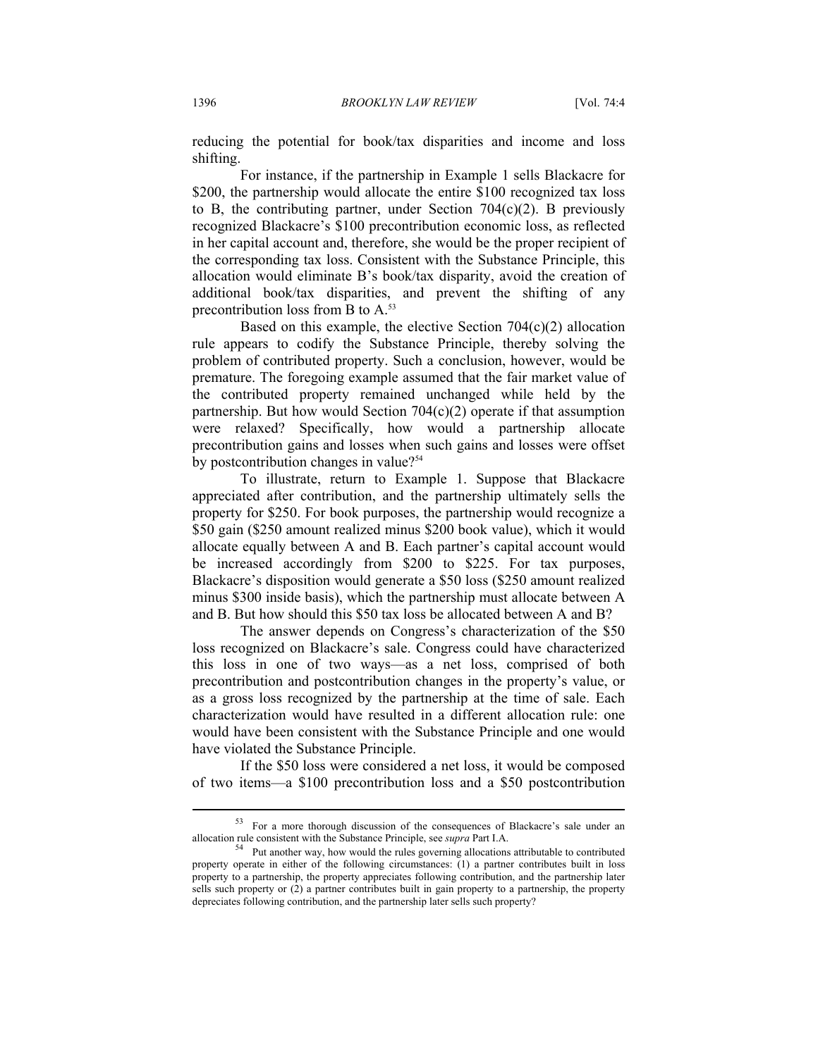reducing the potential for book/tax disparities and income and loss shifting.

For instance, if the partnership in Example 1 sells Blackacre for \$200, the partnership would allocate the entire \$100 recognized tax loss to B, the contributing partner, under Section 704(c)(2). B previously recognized Blackacre's \$100 precontribution economic loss, as reflected in her capital account and, therefore, she would be the proper recipient of the corresponding tax loss. Consistent with the Substance Principle, this allocation would eliminate B's book/tax disparity, avoid the creation of additional book/tax disparities, and prevent the shifting of any precontribution loss from B to A.[53]

Based on this example, the elective Section 704(c)(2) allocation rule appears to codify the Substance Principle, thereby solving the problem of contributed property. Such a conclusion, however, would be premature. The foregoing example assumed that the fair market value of the contributed property remained unchanged while held by the partnership. But how would Section 704(c)(2) operate if that assumption were relaxed? Specifically, how would a partnership allocate precontribution gains and losses when such gains and losses were offset by postcontribution changes in value?[54]

To illustrate, return to Example 1. Suppose that Blackacre appreciated after contribution, and the partnership ultimately sells the property for \$250. For book purposes, the partnership would recognize a \$50 gain (\$250 amount realized minus \$200 book value), which it would allocate equally between A and B. Each partner's capital account would be increased accordingly from \$200 to \$225. For tax purposes, Blackacre's disposition would generate a \$50 loss (\$250 amount realized minus \$300 inside basis), which the partnership must allocate between A and B. But how should this \$50 tax loss be allocated between A and B?

The answer depends on Congress's characterization of the \$50 loss recognized on Blackacre's sale. Congress could have characterized this loss in one of two ways—as a net loss, comprised of both precontribution and postcontribution changes in the property's value, or as a gross loss recognized by the partnership at the time of sale. Each characterization would have resulted in a different allocation rule: one would have been consistent with the Substance Principle and one would have violated the Substance Principle.

If the \$50 loss were considered a net loss, it would be composed of two items—a \$100 precontribution loss and a \$50 postcontribution

---

[53] For a more thorough discussion of the consequences of Blackacre's sale under an allocation rule consistent with the Substance Principle, see *supra* Part I.A.

[54] Put another way, how would the rules governing allocations attributable to contributed property operate in either of the following circumstances: (1) a partner contributes built in loss property to a partnership, the property appreciates following contribution, and the partnership later sells such property or (2) a partner contributes built in gain property to a partnership, the property depreciates following contribution, and the partnership later sells such property?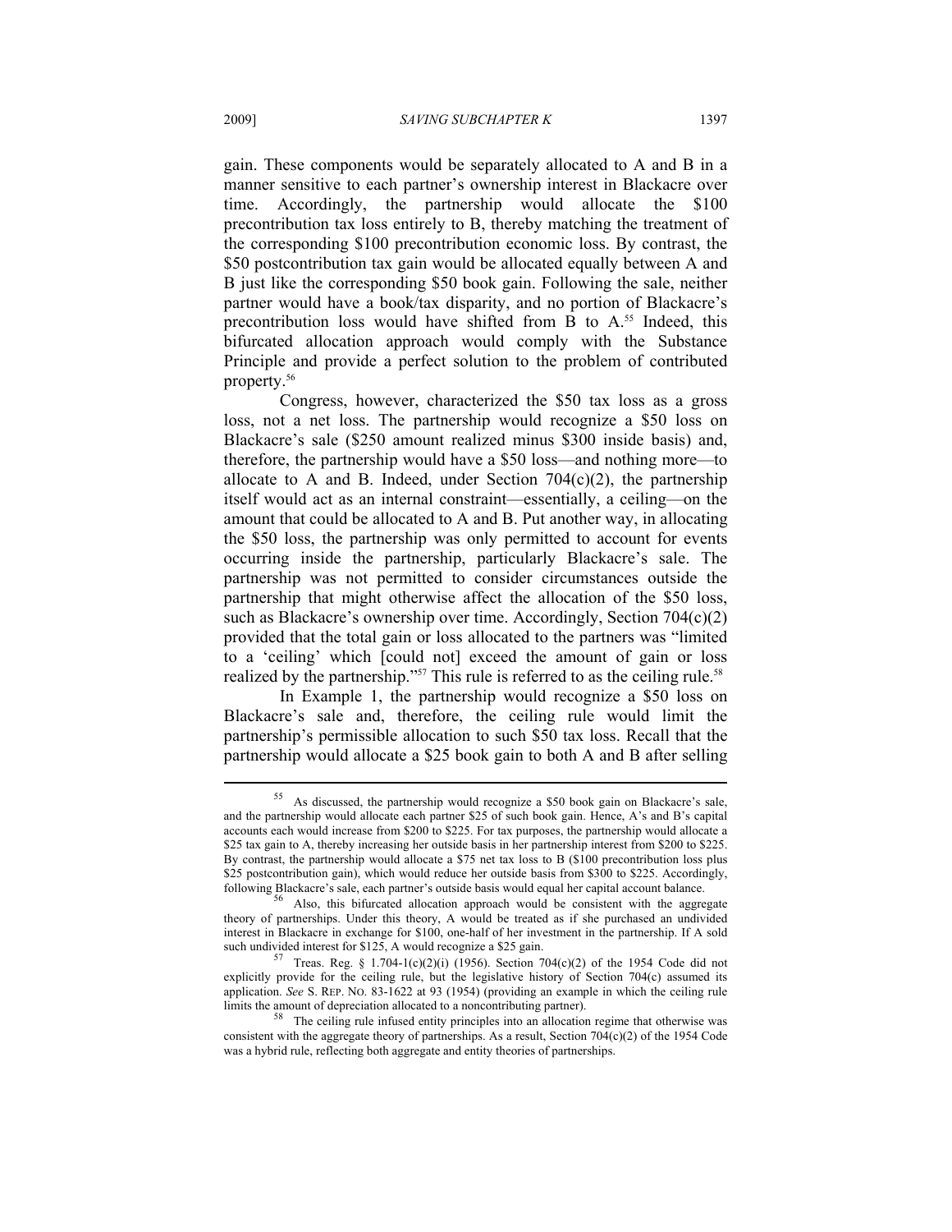gain. These components would be separately allocated to A and B in a manner sensitive to each partner's ownership interest in Blackacre over time. Accordingly, the partnership would allocate the $100 precontribution tax loss entirely to B, thereby matching the treatment of the corresponding $100 precontribution economic loss. By contrast, the $50 postcontribution tax gain would be allocated equally between A and B just like the corresponding $50 book gain. Following the sale, neither partner would have a book/tax disparity, and no portion of Blackacre's precontribution loss would have shifted from B to A.[55] Indeed, this bifurcated allocation approach would comply with the Substance Principle and provide a perfect solution to the problem of contributed property.[56]

Congress, however, characterized the $50 tax loss as a gross loss, not a net loss. The partnership would recognize a $50 loss on Blackacre's sale ($250 amount realized minus $300 inside basis) and, therefore, the partnership would have a $50 loss—and nothing more—to allocate to A and B. Indeed, under Section 704(c)(2), the partnership itself would act as an internal constraint—essentially, a ceiling—on the amount that could be allocated to A and B. Put another way, in allocating the $50 loss, the partnership was only permitted to account for events occurring inside the partnership, particularly Blackacre's sale. The partnership was not permitted to consider circumstances outside the partnership that might otherwise affect the allocation of the $50 loss, such as Blackacre's ownership over time. Accordingly, Section 704(c)(2) provided that the total gain or loss allocated to the partners was "limited to a 'ceiling' which [could not] exceed the amount of gain or loss realized by the partnership."[57] This rule is referred to as the ceiling rule.[58]

In Example 1, the partnership would recognize a $50 loss on Blackacre's sale and, therefore, the ceiling rule would limit the partnership's permissible allocation to such $50 tax loss. Recall that the partnership would allocate a $25 book gain to both A and B after selling

---

[55] As discussed, the partnership would recognize a $50 book gain on Blackacre's sale, and the partnership would allocate each partner $25 of such book gain. Hence, A's and B's capital accounts each would increase from $200 to $225. For tax purposes, the partnership would allocate a $25 tax gain to A, thereby increasing her outside basis in her partnership interest from $200 to $225. By contrast, the partnership would allocate a $75 net tax loss to B ($100 precontribution loss plus $25 postcontribution gain), which would reduce her outside basis from $300 to $225. Accordingly, following Blackacre's sale, each partner's outside basis would equal her capital account balance.

[56] Also, this bifurcated allocation approach would be consistent with the aggregate theory of partnerships. Under this theory, A would be treated as if she purchased an undivided interest in Blackacre in exchange for $100, one-half of her investment in the partnership. If A sold such undivided interest for $125, A would recognize a $25 gain.

[57] Treas. Reg. § 1.704-1(c)(2)(i) (1956). Section 704(c)(2) of the 1954 Code did not explicitly provide for the ceiling rule, but the legislative history of Section 704(c) assumed its application. *See* S. REP. NO. 83-1622 at 93 (1954) (providing an example in which the ceiling rule limits the amount of depreciation allocated to a noncontributing partner).

[58] The ceiling rule infused entity principles into an allocation regime that otherwise was consistent with the aggregate theory of partnerships. As a result, Section 704(c)(2) of the 1954 Code was a hybrid rule, reflecting both aggregate and entity theories of partnerships.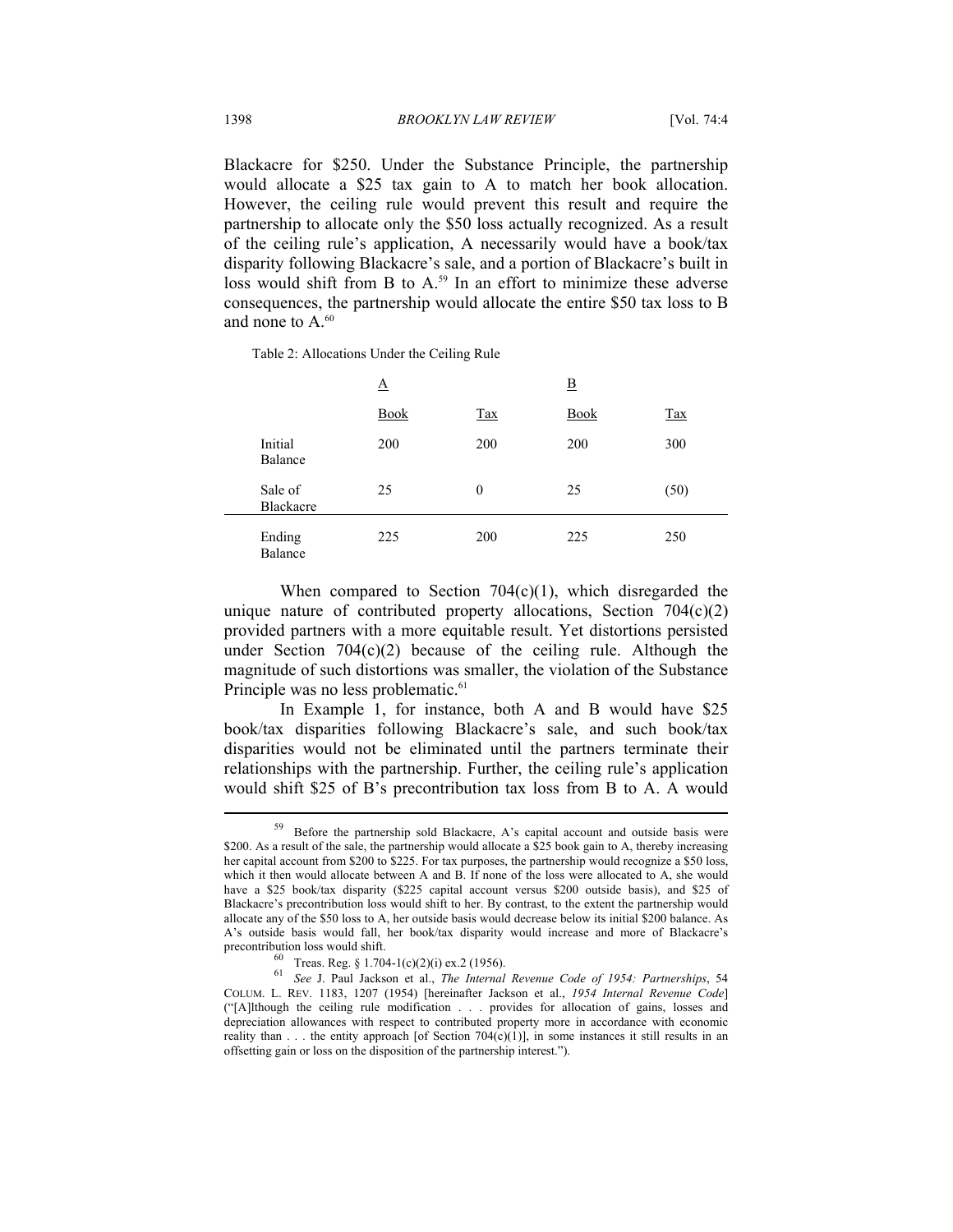Blackacre for $250. Under the Substance Principle, the partnership would allocate a $25 tax gain to A to match her book allocation. However, the ceiling rule would prevent this result and require the partnership to allocate only the $50 loss actually recognized. As a result of the ceiling rule's application, A necessarily would have a book/tax disparity following Blackacre's sale, and a portion of Blackacre's built in loss would shift from B to A.[59] In an effort to minimize these adverse consequences, the partnership would allocate the entire $50 tax loss to B and none to A.[60]

Table 2: Allocations Under the Ceiling Rule

| | A | | B | |
|---|---|---|---|---|
| | Book | Tax | Book | Tax |
| Initial Balance | 200 | 200 | 200 | 300 |
| Sale of Blackacre | 25 | 0 | 25 | (50) |
| Ending Balance | 225 | 200 | 225 | 250 |

When compared to Section 704(c)(1), which disregarded the unique nature of contributed property allocations, Section 704(c)(2) provided partners with a more equitable result. Yet distortions persisted under Section 704(c)(2) because of the ceiling rule. Although the magnitude of such distortions was smaller, the violation of the Substance Principle was no less problematic.[61]

In Example 1, for instance, both A and B would have $25 book/tax disparities following Blackacre's sale, and such book/tax disparities would not be eliminated until the partners terminate their relationships with the partnership. Further, the ceiling rule's application would shift $25 of B's precontribution tax loss from B to A. A would

---

[59] Before the partnership sold Blackacre, A's capital account and outside basis were $200. As a result of the sale, the partnership would allocate a $25 book gain to A, thereby increasing her capital account from $200 to $225. For tax purposes, the partnership would recognize a $50 loss, which it then would allocate between A and B. If none of the loss were allocated to A, she would have a $25 book/tax disparity ($225 capital account versus $200 outside basis), and $25 of Blackacre's precontribution loss would shift to her. By contrast, to the extent the partnership would allocate any of the $50 loss to A, her outside basis would decrease below its initial $200 balance. As A's outside basis would fall, her book/tax disparity would increase and more of Blackacre's precontribution loss would shift.

[60] Treas. Reg. § 1.704-1(c)(2)(i) ex.2 (1956).

[61] *See* J. Paul Jackson et al., *The Internal Revenue Code of 1954: Partnerships*, 54 COLUM. L. REV. 1183, 1207 (1954) [hereinafter Jackson et al., *1954 Internal Revenue Code*] ("[A]lthough the ceiling rule modification . . . provides for allocation of gains, losses and depreciation allowances with respect to contributed property more in accordance with economic reality than . . . the entity approach [of Section 704(c)(1)], in some instances it still results in an offsetting gain or loss on the disposition of the partnership interest.").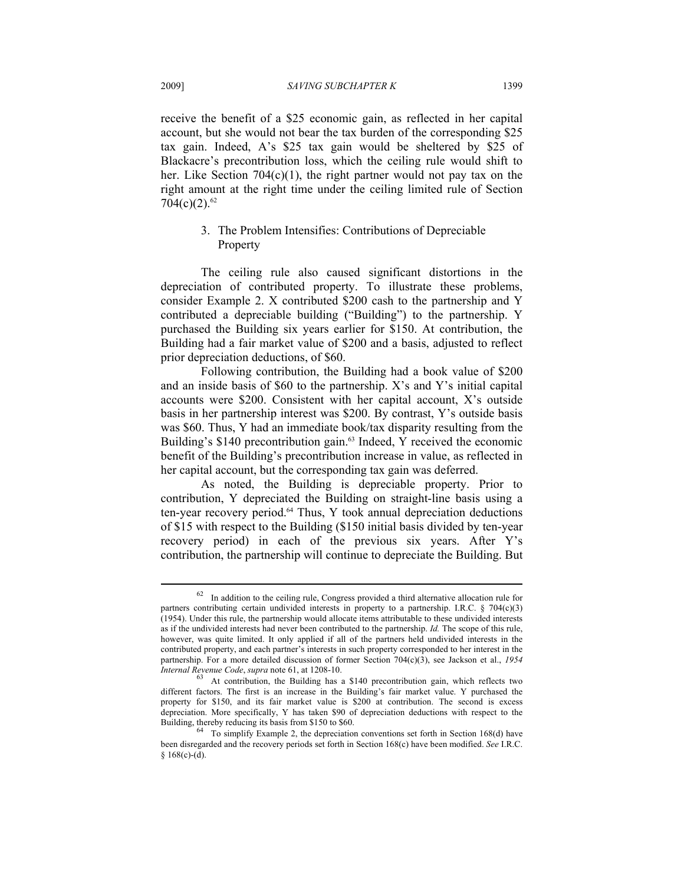receive the benefit of a $25 economic gain, as reflected in her capital account, but she would not bear the tax burden of the corresponding $25 tax gain. Indeed, A's $25 tax gain would be sheltered by $25 of Blackacre's precontribution loss, which the ceiling rule would shift to her. Like Section 704(c)(1), the right partner would not pay tax on the right amount at the right time under the ceiling limited rule of Section 704(c)(2).[62]

### 3. The Problem Intensifies: Contributions of Depreciable Property

The ceiling rule also caused significant distortions in the depreciation of contributed property. To illustrate these problems, consider Example 2. X contributed $200 cash to the partnership and Y contributed a depreciable building ("Building") to the partnership. Y purchased the Building six years earlier for $150. At contribution, the Building had a fair market value of $200 and a basis, adjusted to reflect prior depreciation deductions, of $60.

Following contribution, the Building had a book value of $200 and an inside basis of $60 to the partnership. X's and Y's initial capital accounts were $200. Consistent with her capital account, X's outside basis in her partnership interest was $200. By contrast, Y's outside basis was $60. Thus, Y had an immediate book/tax disparity resulting from the Building's $140 precontribution gain.[63] Indeed, Y received the economic benefit of the Building's precontribution increase in value, as reflected in her capital account, but the corresponding tax gain was deferred.

As noted, the Building is depreciable property. Prior to contribution, Y depreciated the Building on straight-line basis using a ten-year recovery period.[64] Thus, Y took annual depreciation deductions of $15 with respect to the Building ($150 initial basis divided by ten-year recovery period) in each of the previous six years. After Y's contribution, the partnership will continue to depreciate the Building. But

---

[62] In addition to the ceiling rule, Congress provided a third alternative allocation rule for partners contributing certain undivided interests in property to a partnership. I.R.C. § 704(c)(3) (1954). Under this rule, the partnership would allocate items attributable to these undivided interests as if the undivided interests had never been contributed to the partnership. *Id.* The scope of this rule, however, was quite limited. It only applied if all of the partners held undivided interests in the contributed property, and each partner's interests in such property corresponded to her interest in the partnership. For a more detailed discussion of former Section 704(c)(3), see Jackson et al., *1954 Internal Revenue Code*, *supra* note 61, at 1208-10.

[63] At contribution, the Building has a $140 precontribution gain, which reflects two different factors. The first is an increase in the Building's fair market value. Y purchased the property for $150, and its fair market value is $200 at contribution. The second is excess depreciation. More specifically, Y has taken $90 of depreciation deductions with respect to the Building, thereby reducing its basis from $150 to $60.

[64] To simplify Example 2, the depreciation conventions set forth in Section 168(d) have been disregarded and the recovery periods set forth in Section 168(c) have been modified. *See* I.R.C. § 168(c)-(d).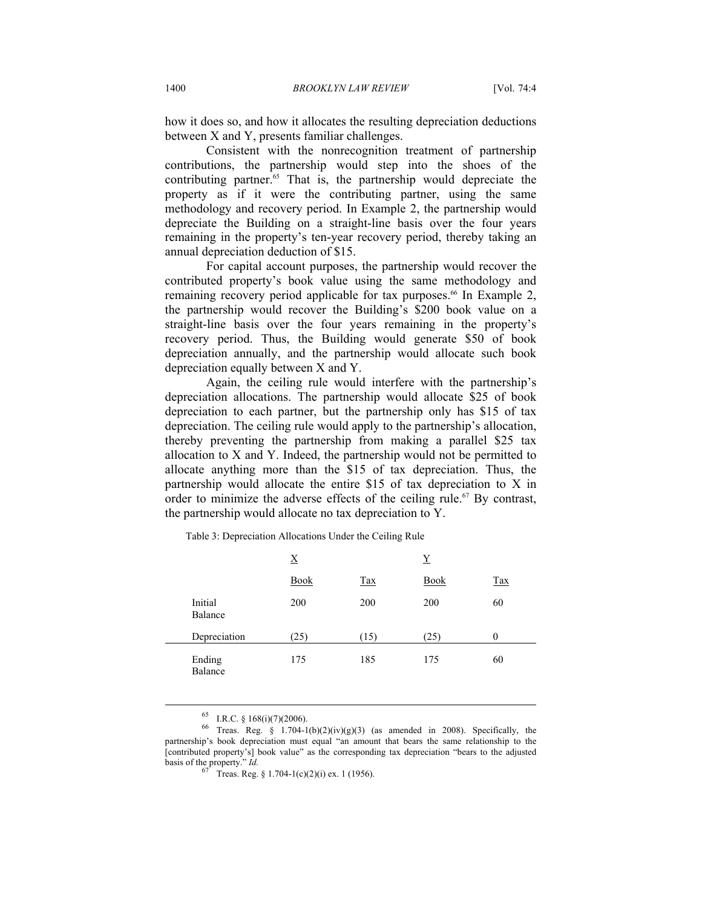how it does so, and how it allocates the resulting depreciation deductions between X and Y, presents familiar challenges.

Consistent with the nonrecognition treatment of partnership contributions, the partnership would step into the shoes of the contributing partner.[65] That is, the partnership would depreciate the property as if it were the contributing partner, using the same methodology and recovery period. In Example 2, the partnership would depreciate the Building on a straight-line basis over the four years remaining in the property's ten-year recovery period, thereby taking an annual depreciation deduction of $15.

For capital account purposes, the partnership would recover the contributed property's book value using the same methodology and remaining recovery period applicable for tax purposes.[66] In Example 2, the partnership would recover the Building's $200 book value on a straight-line basis over the four years remaining in the property's recovery period. Thus, the Building would generate $50 of book depreciation annually, and the partnership would allocate such book depreciation equally between X and Y.

Again, the ceiling rule would interfere with the partnership's depreciation allocations. The partnership would allocate $25 of book depreciation to each partner, but the partnership only has $15 of tax depreciation. The ceiling rule would apply to the partnership's allocation, thereby preventing the partnership from making a parallel $25 tax allocation to X and Y. Indeed, the partnership would not be permitted to allocate anything more than the $15 of tax depreciation. Thus, the partnership would allocate the entire $15 of tax depreciation to X in order to minimize the adverse effects of the ceiling rule.[67] By contrast, the partnership would allocate no tax depreciation to Y.

Table 3: Depreciation Allocations Under the Ceiling Rule

| | X | | Y | |
|---|---|---|---|---|
| | Book | Tax | Book | Tax |
| Initial Balance | 200 | 200 | 200 | 60 |
| Depreciation | (25) | (15) | (25) | 0 |
| Ending Balance | 175 | 185 | 175 | 60 |

[65] I.R.C. § 168(i)(7)(2006).

[66] Treas. Reg. § 1.704-1(b)(2)(iv)(g)(3) (as amended in 2008). Specifically, the partnership's book depreciation must equal "an amount that bears the same relationship to the [contributed property's] book value" as the corresponding tax depreciation "bears to the adjusted basis of the property." *Id.*

[67] Treas. Reg. § 1.704-1(c)(2)(i) ex. 1 (1956).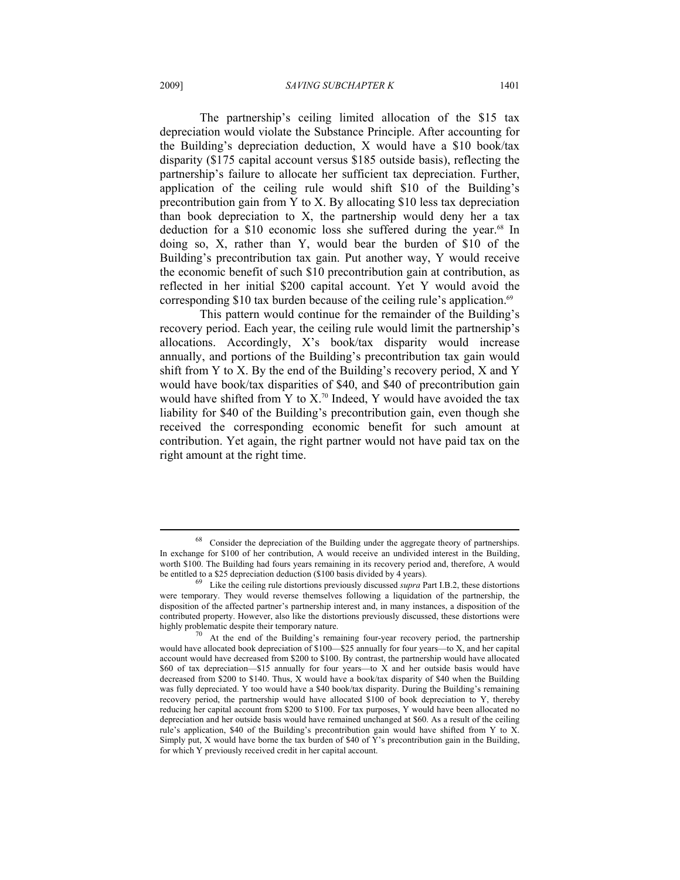The partnership's ceiling limited allocation of the $15 tax depreciation would violate the Substance Principle. After accounting for the Building's depreciation deduction, X would have a $10 book/tax disparity ($175 capital account versus $185 outside basis), reflecting the partnership's failure to allocate her sufficient tax depreciation. Further, application of the ceiling rule would shift $10 of the Building's precontribution gain from Y to X. By allocating $10 less tax depreciation than book depreciation to X, the partnership would deny her a tax deduction for a $10 economic loss she suffered during the year.[68] In doing so, X, rather than Y, would bear the burden of $10 of the Building's precontribution tax gain. Put another way, Y would receive the economic benefit of such $10 precontribution gain at contribution, as reflected in her initial $200 capital account. Yet Y would avoid the corresponding $10 tax burden because of the ceiling rule's application.[69]

This pattern would continue for the remainder of the Building's recovery period. Each year, the ceiling rule would limit the partnership's allocations. Accordingly, X's book/tax disparity would increase annually, and portions of the Building's precontribution tax gain would shift from Y to X. By the end of the Building's recovery period, X and Y would have book/tax disparities of $40, and $40 of precontribution gain would have shifted from Y to X.[70] Indeed, Y would have avoided the tax liability for $40 of the Building's precontribution gain, even though she received the corresponding economic benefit for such amount at contribution. Yet again, the right partner would not have paid tax on the right amount at the right time.

---

[68] Consider the depreciation of the Building under the aggregate theory of partnerships. In exchange for $100 of her contribution, A would receive an undivided interest in the Building, worth $100. The Building had fours years remaining in its recovery period and, therefore, A would be entitled to a $25 depreciation deduction ($100 basis divided by 4 years).

[69] Like the ceiling rule distortions previously discussed *supra* Part I.B.2, these distortions were temporary. They would reverse themselves following a liquidation of the partnership, the disposition of the affected partner's partnership interest and, in many instances, a disposition of the contributed property. However, also like the distortions previously discussed, these distortions were highly problematic despite their temporary nature.

[70] At the end of the Building's remaining four-year recovery period, the partnership would have allocated book depreciation of $100—$25 annually for four years—to X, and her capital account would have decreased from $200 to $100. By contrast, the partnership would have allocated $60 of tax depreciation—$15 annually for four years—to X and her outside basis would have decreased from $200 to $140. Thus, X would have a book/tax disparity of $40 when the Building was fully depreciated. Y too would have a $40 book/tax disparity. During the Building's remaining recovery period, the partnership would have allocated $100 of book depreciation to Y, thereby reducing her capital account from $200 to $100. For tax purposes, Y would have been allocated no depreciation and her outside basis would have remained unchanged at $60. As a result of the ceiling rule's application, $40 of the Building's precontribution gain would have shifted from Y to X. Simply put, X would have borne the tax burden of $40 of Y's precontribution gain in the Building, for which Y previously received credit in her capital account.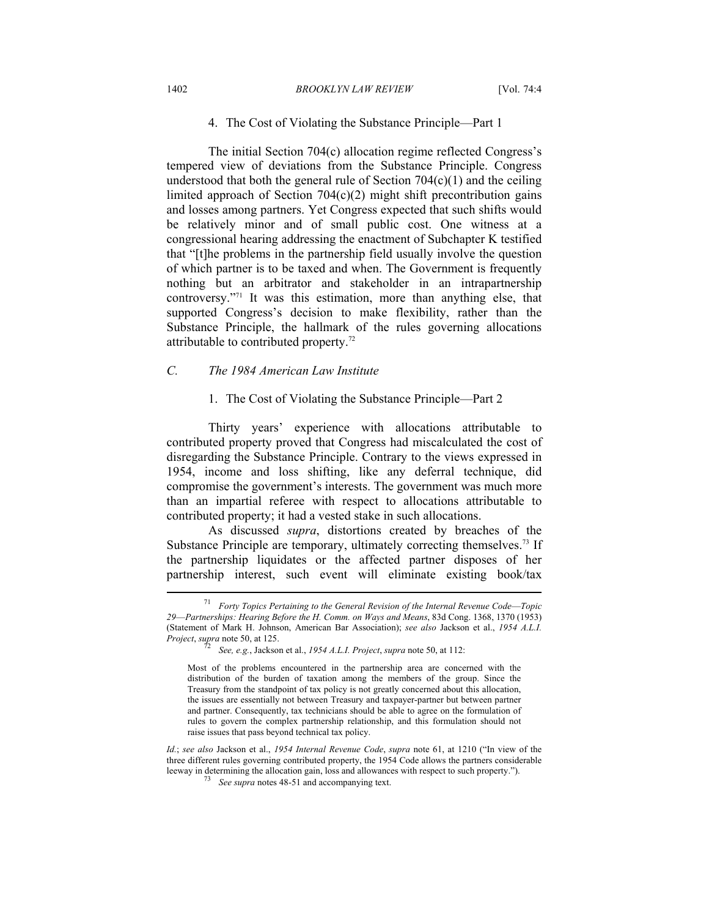#### 4. The Cost of Violating the Substance Principle—Part 1

The initial Section 704(c) allocation regime reflected Congress's tempered view of deviations from the Substance Principle. Congress understood that both the general rule of Section 704(c)(1) and the ceiling limited approach of Section 704(c)(2) might shift precontribution gains and losses among partners. Yet Congress expected that such shifts would be relatively minor and of small public cost. One witness at a congressional hearing addressing the enactment of Subchapter K testified that "[t]he problems in the partnership field usually involve the question of which partner is to be taxed and when. The Government is frequently nothing but an arbitrator and stakeholder in an intrapartnership controversy."[71] It was this estimation, more than anything else, that supported Congress's decision to make flexibility, rather than the Substance Principle, the hallmark of the rules governing allocations attributable to contributed property.[72]

### *C. The 1984 American Law Institute*

#### 1. The Cost of Violating the Substance Principle—Part 2

Thirty years' experience with allocations attributable to contributed property proved that Congress had miscalculated the cost of disregarding the Substance Principle. Contrary to the views expressed in 1954, income and loss shifting, like any deferral technique, did compromise the government's interests. The government was much more than an impartial referee with respect to allocations attributable to contributed property; it had a vested stake in such allocations.

As discussed *supra*, distortions created by breaches of the Substance Principle are temporary, ultimately correcting themselves.[73] If the partnership liquidates or the affected partner disposes of her partnership interest, such event will eliminate existing book/tax

---

[71] *Forty Topics Pertaining to the General Revision of the Internal Revenue Code—Topic 29—Partnerships: Hearing Before the H. Comm. on Ways and Means*, 83d Cong. 1368, 1370 (1953) (Statement of Mark H. Johnson, American Bar Association); *see also* Jackson et al., *1954 A.L.I. Project*, *supra* note 50, at 125.

[72] *See, e.g.*, Jackson et al., *1954 A.L.I. Project*, *supra* note 50, at 112:

> Most of the problems encountered in the partnership area are concerned with the distribution of the burden of taxation among the members of the group. Since the Treasury from the standpoint of tax policy is not greatly concerned about this allocation, the issues are essentially not between Treasury and taxpayer-partner but between partner and partner. Consequently, tax technicians should be able to agree on the formulation of rules to govern the complex partnership relationship, and this formulation should not raise issues that pass beyond technical tax policy.

*Id.*; *see also* Jackson et al., *1954 Internal Revenue Code*, *supra* note 61, at 1210 ("In view of the three different rules governing contributed property, the 1954 Code allows the partners considerable leeway in determining the allocation gain, loss and allowances with respect to such property.").

[73] *See supra* notes 48-51 and accompanying text.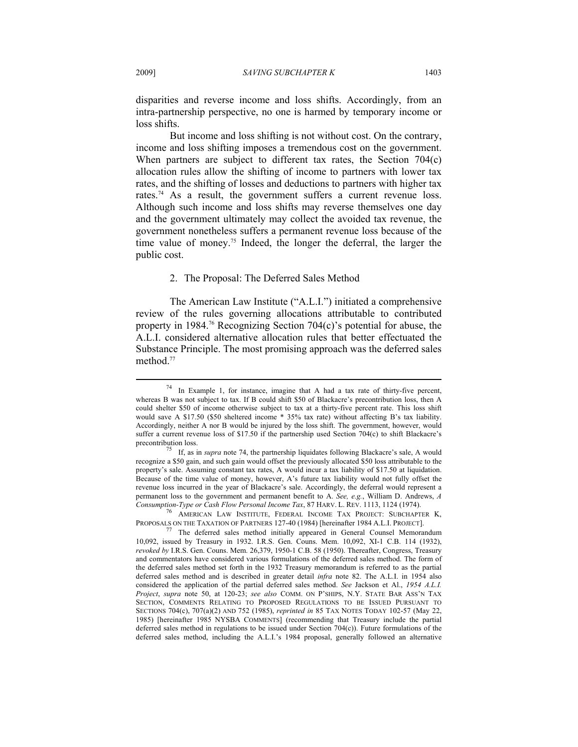disparities and reverse income and loss shifts. Accordingly, from an intra-partnership perspective, no one is harmed by temporary income or loss shifts.

But income and loss shifting is not without cost. On the contrary, income and loss shifting imposes a tremendous cost on the government. When partners are subject to different tax rates, the Section 704(c) allocation rules allow the shifting of income to partners with lower tax rates, and the shifting of losses and deductions to partners with higher tax rates.[74] As a result, the government suffers a current revenue loss. Although such income and loss shifts may reverse themselves one day and the government ultimately may collect the avoided tax revenue, the government nonetheless suffers a permanent revenue loss because of the time value of money.[75] Indeed, the longer the deferral, the larger the public cost.

### 2. The Proposal: The Deferred Sales Method

The American Law Institute ("A.L.I.") initiated a comprehensive review of the rules governing allocations attributable to contributed property in 1984.[76] Recognizing Section 704(c)'s potential for abuse, the A.L.I. considered alternative allocation rules that better effectuated the Substance Principle. The most promising approach was the deferred sales method.[77]

---

[74] In Example 1, for instance, imagine that A had a tax rate of thirty-five percent, whereas B was not subject to tax. If B could shift $50 of Blackacre's precontribution loss, then A could shelter $50 of income otherwise subject to tax at a thirty-five percent rate. This loss shift would save A $17.50 ($50 sheltered income * 35% tax rate) without affecting B's tax liability. Accordingly, neither A nor B would be injured by the loss shift. The government, however, would suffer a current revenue loss of $17.50 if the partnership used Section 704(c) to shift Blackacre's precontribution loss.

[75] If, as in *supra* note 74, the partnership liquidates following Blackacre's sale, A would recognize a $50 gain, and such gain would offset the previously allocated $50 loss attributable to the property's sale. Assuming constant tax rates, A would incur a tax liability of $17.50 at liquidation. Because of the time value of money, however, A's future tax liability would not fully offset the revenue loss incurred in the year of Blackacre's sale. Accordingly, the deferral would represent a permanent loss to the government and permanent benefit to A. *See, e.g.*, William D. Andrews, *A Consumption-Type or Cash Flow Personal Income Tax*, 87 HARV. L. REV. 1113, 1124 (1974).

[76] AMERICAN LAW INSTITUTE, FEDERAL INCOME TAX PROJECT: SUBCHAPTER K, PROPOSALS ON THE TAXATION OF PARTNERS 127-40 (1984) [hereinafter 1984 A.L.I. PROJECT].

[77] The deferred sales method initially appeared in General Counsel Memorandum 10,092, issued by Treasury in 1932. I.R.S. Gen. Couns. Mem. 10,092, XI-1 C.B. 114 (1932), *revoked by* I.R.S. Gen. Couns. Mem. 26,379, 1950-1 C.B. 58 (1950). Thereafter, Congress, Treasury and commentators have considered various formulations of the deferred sales method. The form of the deferred sales method set forth in the 1932 Treasury memorandum is referred to as the partial deferred sales method and is described in greater detail *infra* note 82. The A.L.I. in 1954 also considered the application of the partial deferred sales method. *See* Jackson et Al., *1954 A.L.I. Project*, *supra* note 50, at 120-23; *see also* COMM. ON P'SHIPS, N.Y. STATE BAR ASS'N TAX SECTION, COMMENTS RELATING TO PROPOSED REGULATIONS TO BE ISSUED PURSUANT TO SECTIONS 704(c), 707(a)(2) AND 752 (1985), *reprinted in* 85 TAX NOTES TODAY 102-57 (May 22, 1985) [hereinafter 1985 NYSBA COMMENTS] (recommending that Treasury include the partial deferred sales method in regulations to be issued under Section 704(c)). Future formulations of the deferred sales method, including the A.L.I.'s 1984 proposal, generally followed an alternative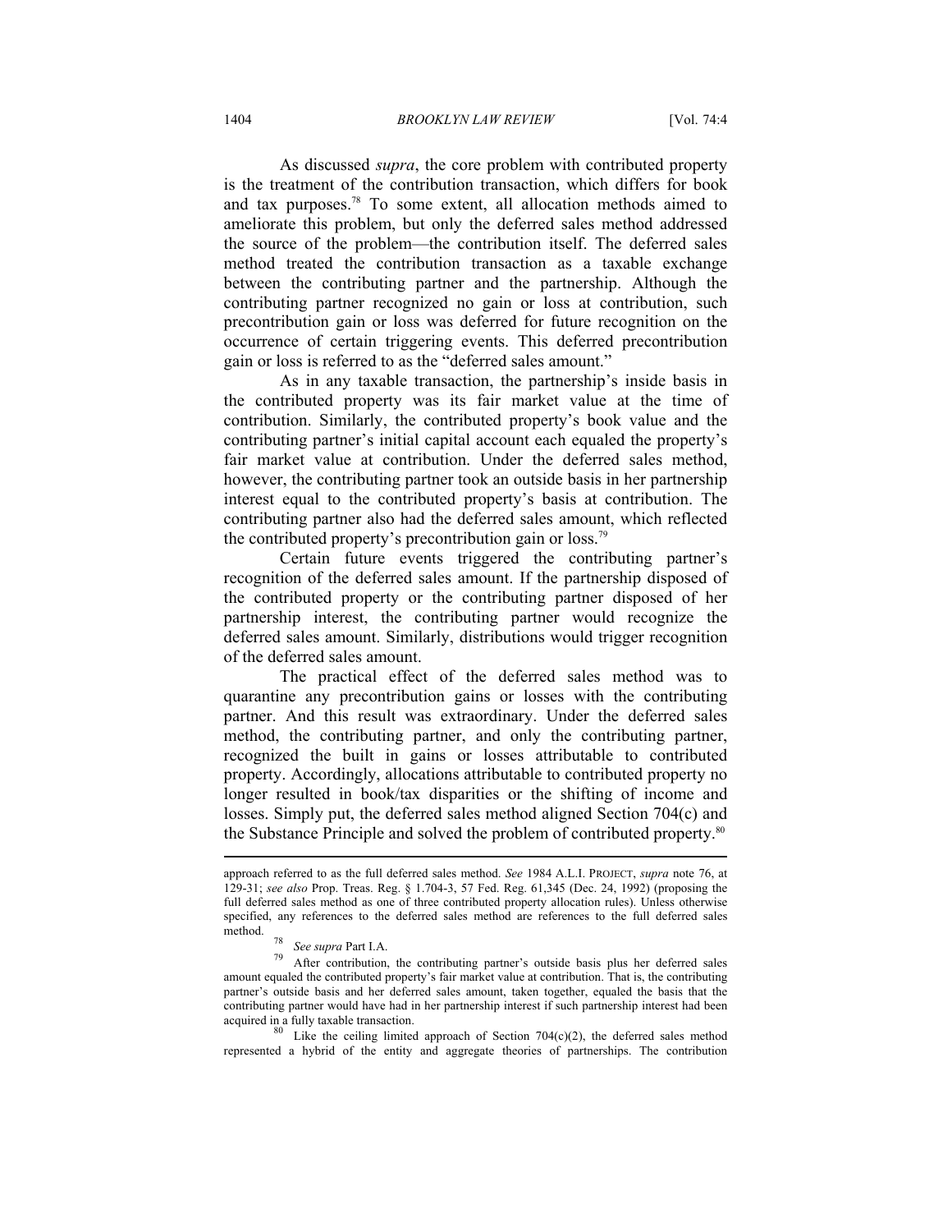As discussed *supra*, the core problem with contributed property is the treatment of the contribution transaction, which differs for book and tax purposes.[78] To some extent, all allocation methods aimed to ameliorate this problem, but only the deferred sales method addressed the source of the problem—the contribution itself. The deferred sales method treated the contribution transaction as a taxable exchange between the contributing partner and the partnership. Although the contributing partner recognized no gain or loss at contribution, such precontribution gain or loss was deferred for future recognition on the occurrence of certain triggering events. This deferred precontribution gain or loss is referred to as the "deferred sales amount."

As in any taxable transaction, the partnership's inside basis in the contributed property was its fair market value at the time of contribution. Similarly, the contributed property's book value and the contributing partner's initial capital account each equaled the property's fair market value at contribution. Under the deferred sales method, however, the contributing partner took an outside basis in her partnership interest equal to the contributed property's basis at contribution. The contributing partner also had the deferred sales amount, which reflected the contributed property's precontribution gain or loss.[79]

Certain future events triggered the contributing partner's recognition of the deferred sales amount. If the partnership disposed of the contributed property or the contributing partner disposed of her partnership interest, the contributing partner would recognize the deferred sales amount. Similarly, distributions would trigger recognition of the deferred sales amount.

The practical effect of the deferred sales method was to quarantine any precontribution gains or losses with the contributing partner. And this result was extraordinary. Under the deferred sales method, the contributing partner, and only the contributing partner, recognized the built in gains or losses attributable to contributed property. Accordingly, allocations attributable to contributed property no longer resulted in book/tax disparities or the shifting of income and losses. Simply put, the deferred sales method aligned Section 704(c) and the Substance Principle and solved the problem of contributed property.[80]

---

approach referred to as the full deferred sales method. *See* 1984 A.L.I. PROJECT, *supra* note 76, at 129-31; *see also* Prop. Treas. Reg. § 1.704-3, 57 Fed. Reg. 61,345 (Dec. 24, 1992) (proposing the full deferred sales method as one of three contributed property allocation rules). Unless otherwise specified, any references to the deferred sales method are references to the full deferred sales method.

[78] *See supra* Part I.A.

[79] After contribution, the contributing partner's outside basis plus her deferred sales amount equaled the contributed property's fair market value at contribution. That is, the contributing partner's outside basis and her deferred sales amount, taken together, equaled the basis that the contributing partner would have had in her partnership interest if such partnership interest had been acquired in a fully taxable transaction.

[80] Like the ceiling limited approach of Section 704(c)(2), the deferred sales method represented a hybrid of the entity and aggregate theories of partnerships. The contribution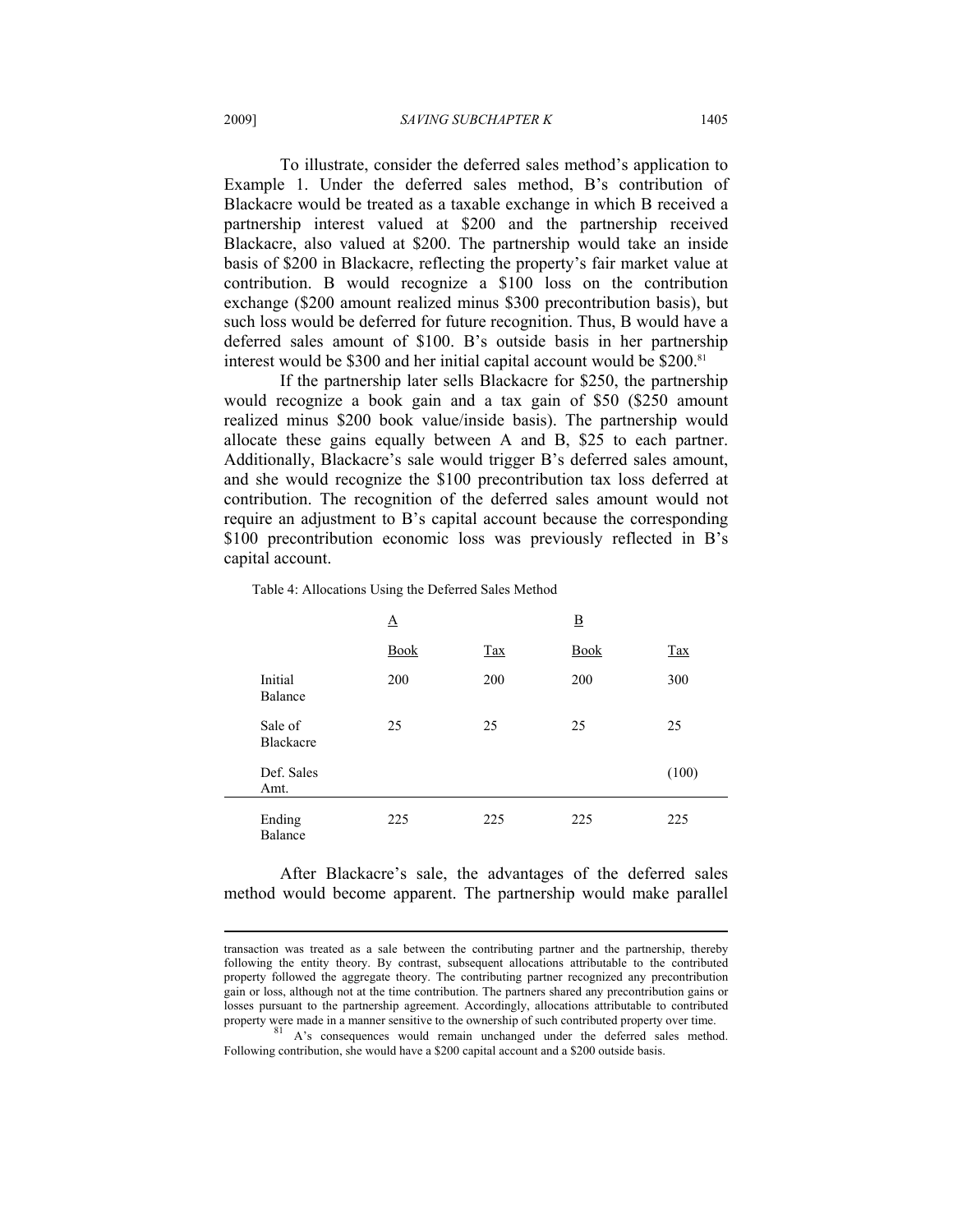To illustrate, consider the deferred sales method's application to Example 1. Under the deferred sales method, B's contribution of Blackacre would be treated as a taxable exchange in which B received a partnership interest valued at $200 and the partnership received Blackacre, also valued at $200. The partnership would take an inside basis of $200 in Blackacre, reflecting the property's fair market value at contribution. B would recognize a $100 loss on the contribution exchange ($200 amount realized minus $300 precontribution basis), but such loss would be deferred for future recognition. Thus, B would have a deferred sales amount of $100. B's outside basis in her partnership interest would be $300 and her initial capital account would be $200.[81]

If the partnership later sells Blackacre for $250, the partnership would recognize a book gain and a tax gain of $50 ($250 amount realized minus $200 book value/inside basis). The partnership would allocate these gains equally between A and B, $25 to each partner. Additionally, Blackacre's sale would trigger B's deferred sales amount, and she would recognize the $100 precontribution tax loss deferred at contribution. The recognition of the deferred sales amount would not require an adjustment to B's capital account because the corresponding $100 precontribution economic loss was previously reflected in B's capital account.

Table 4: Allocations Using the Deferred Sales Method

| | A | | B | |
|---|---|---|---|---|
| | Book | Tax | Book | Tax |
| Initial Balance | 200 | 200 | 200 | 300 |
| Sale of Blackacre | 25 | 25 | 25 | 25 |
| Def. Sales Amt. | | | | (100) |
| Ending Balance | 225 | 225 | 225 | 225 |

After Blackacre's sale, the advantages of the deferred sales method would become apparent. The partnership would make parallel

---

transaction was treated as a sale between the contributing partner and the partnership, thereby following the entity theory. By contrast, subsequent allocations attributable to the contributed property followed the aggregate theory. The contributing partner recognized any precontribution gain or loss, although not at the time contribution. The partners shared any precontribution gains or losses pursuant to the partnership agreement. Accordingly, allocations attributable to contributed property were made in a manner sensitive to the ownership of such contributed property over time.

[81] A's consequences would remain unchanged under the deferred sales method. Following contribution, she would have a $200 capital account and a $200 outside basis.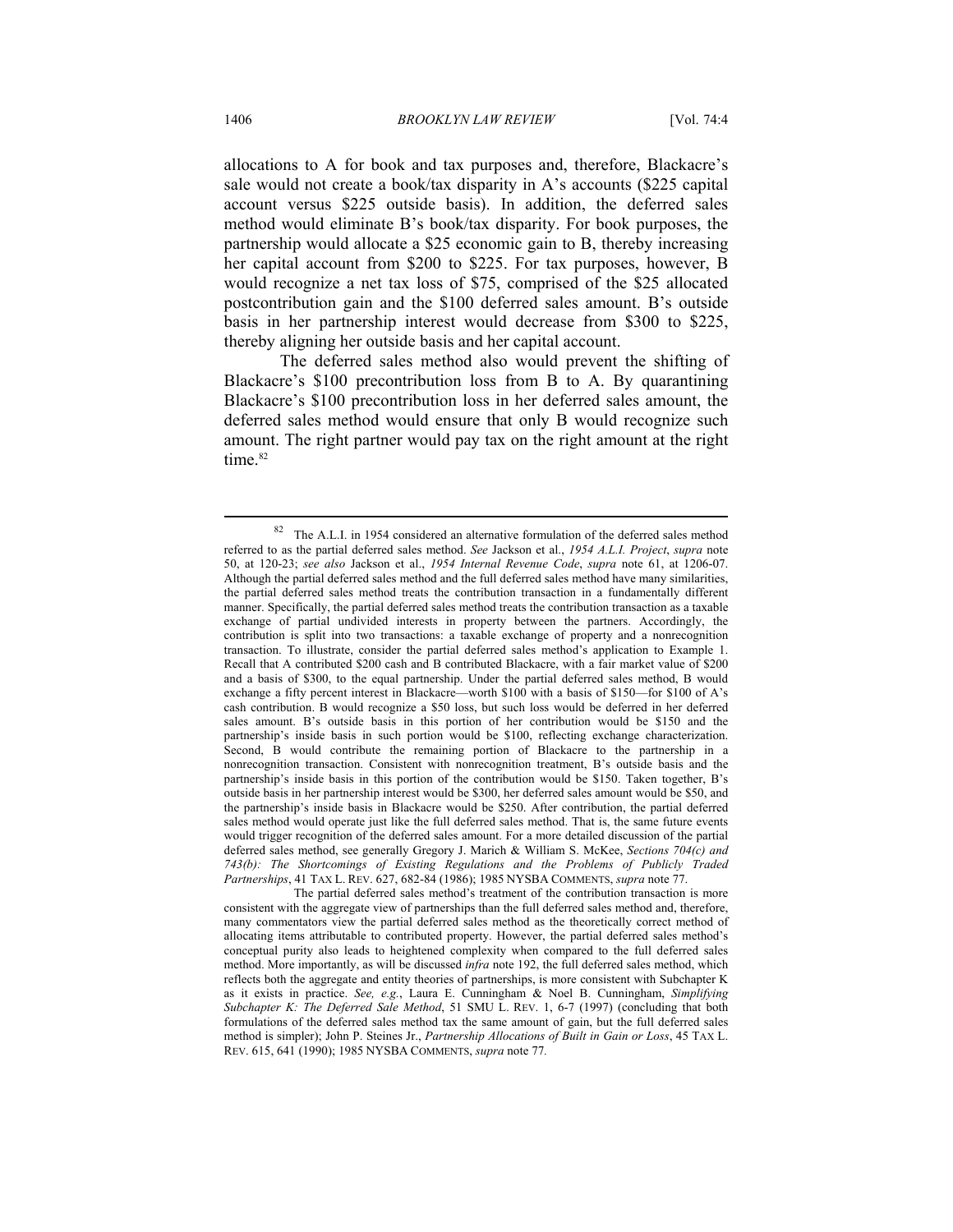allocations to A for book and tax purposes and, therefore, Blackacre's sale would not create a book/tax disparity in A's accounts ($225 capital account versus $225 outside basis). In addition, the deferred sales method would eliminate B's book/tax disparity. For book purposes, the partnership would allocate a $25 economic gain to B, thereby increasing her capital account from $200 to $225. For tax purposes, however, B would recognize a net tax loss of $75, comprised of the $25 allocated postcontribution gain and the $100 deferred sales amount. B's outside basis in her partnership interest would decrease from $300 to $225, thereby aligning her outside basis and her capital account.

The deferred sales method also would prevent the shifting of Blackacre's $100 precontribution loss from B to A. By quarantining Blackacre's $100 precontribution loss in her deferred sales amount, the deferred sales method would ensure that only B would recognize such amount. The right partner would pay tax on the right amount at the right time.[82]

---

[82] The A.L.I. in 1954 considered an alternative formulation of the deferred sales method referred to as the partial deferred sales method. *See* Jackson et al., *1954 A.L.I. Project*, *supra* note 50, at 120-23; *see also* Jackson et al., *1954 Internal Revenue Code*, *supra* note 61, at 1206-07. Although the partial deferred sales method and the full deferred sales method have many similarities, the partial deferred sales method treats the contribution transaction in a fundamentally different manner. Specifically, the partial deferred sales method treats the contribution transaction as a taxable exchange of partial undivided interests in property between the partners. Accordingly, the contribution is split into two transactions: a taxable exchange of property and a nonrecognition transaction. To illustrate, consider the partial deferred sales method's application to Example 1. Recall that A contributed $200 cash and B contributed Blackacre, with a fair market value of $200 and a basis of $300, to the equal partnership. Under the partial deferred sales method, B would exchange a fifty percent interest in Blackacre—worth $100 with a basis of $150—for $100 of A's cash contribution. B would recognize a $50 loss, but such loss would be deferred in her deferred sales amount. B's outside basis in this portion of her contribution would be $150 and the partnership's inside basis in such portion would be $100, reflecting exchange characterization. Second, B would contribute the remaining portion of Blackacre to the partnership in a nonrecognition transaction. Consistent with nonrecognition treatment, B's outside basis and the partnership's inside basis in this portion of the contribution would be $150. Taken together, B's outside basis in her partnership interest would be $300, her deferred sales amount would be $50, and the partnership's inside basis in Blackacre would be $250. After contribution, the partial deferred sales method would operate just like the full deferred sales method. That is, the same future events would trigger recognition of the deferred sales amount. For a more detailed discussion of the partial deferred sales method, see generally Gregory J. Marich & William S. McKee, *Sections 704(c) and 743(b): The Shortcomings of Existing Regulations and the Problems of Publicly Traded Partnerships*, 41 TAX L. REV. 627, 682-84 (1986); 1985 NYSBA COMMENTS, *supra* note 77.

The partial deferred sales method's treatment of the contribution transaction is more consistent with the aggregate view of partnerships than the full deferred sales method and, therefore, many commentators view the partial deferred sales method as the theoretically correct method of allocating items attributable to contributed property. However, the partial deferred sales method's conceptual purity also leads to heightened complexity when compared to the full deferred sales method. More importantly, as will be discussed *infra* note 192, the full deferred sales method, which reflects both the aggregate and entity theories of partnerships, is more consistent with Subchapter K as it exists in practice. *See, e.g.*, Laura E. Cunningham & Noel B. Cunningham, *Simplifying Subchapter K: The Deferred Sale Method*, 51 SMU L. REV. 1, 6-7 (1997) (concluding that both formulations of the deferred sales method tax the same amount of gain, but the full deferred sales method is simpler); John P. Steines Jr., *Partnership Allocations of Built in Gain or Loss*, 45 TAX L. REV. 615, 641 (1990); 1985 NYSBA COMMENTS, *supra* note 77.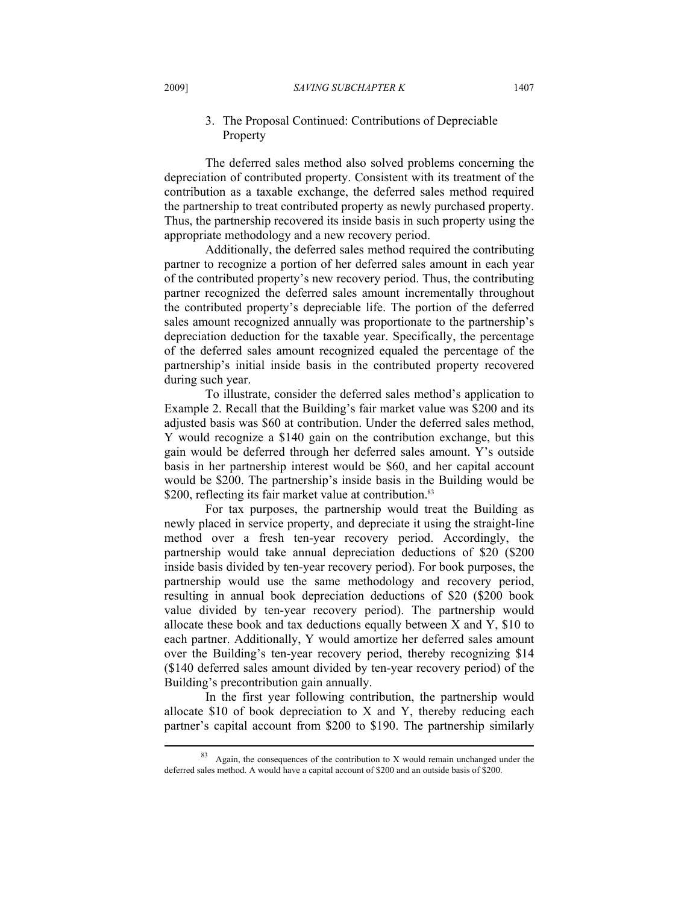### 3. The Proposal Continued: Contributions of Depreciable Property

The deferred sales method also solved problems concerning the depreciation of contributed property. Consistent with its treatment of the contribution as a taxable exchange, the deferred sales method required the partnership to treat contributed property as newly purchased property. Thus, the partnership recovered its inside basis in such property using the appropriate methodology and a new recovery period.

Additionally, the deferred sales method required the contributing partner to recognize a portion of her deferred sales amount in each year of the contributed property's new recovery period. Thus, the contributing partner recognized the deferred sales amount incrementally throughout the contributed property's depreciable life. The portion of the deferred sales amount recognized annually was proportionate to the partnership's depreciation deduction for the taxable year. Specifically, the percentage of the deferred sales amount recognized equaled the percentage of the partnership's initial inside basis in the contributed property recovered during such year.

To illustrate, consider the deferred sales method's application to Example 2. Recall that the Building's fair market value was $200 and its adjusted basis was $60 at contribution. Under the deferred sales method, Y would recognize a $140 gain on the contribution exchange, but this gain would be deferred through her deferred sales amount. Y's outside basis in her partnership interest would be $60, and her capital account would be $200. The partnership's inside basis in the Building would be $200, reflecting its fair market value at contribution.[83]

For tax purposes, the partnership would treat the Building as newly placed in service property, and depreciate it using the straight-line method over a fresh ten-year recovery period. Accordingly, the partnership would take annual depreciation deductions of $20 ($200 inside basis divided by ten-year recovery period). For book purposes, the partnership would use the same methodology and recovery period, resulting in annual book depreciation deductions of $20 ($200 book value divided by ten-year recovery period). The partnership would allocate these book and tax deductions equally between X and Y, $10 to each partner. Additionally, Y would amortize her deferred sales amount over the Building's ten-year recovery period, thereby recognizing $14 ($140 deferred sales amount divided by ten-year recovery period) of the Building's precontribution gain annually.

In the first year following contribution, the partnership would allocate $10 of book depreciation to X and Y, thereby reducing each partner's capital account from $200 to $190. The partnership similarly

---

[83] Again, the consequences of the contribution to X would remain unchanged under the deferred sales method. A would have a capital account of $200 and an outside basis of $200.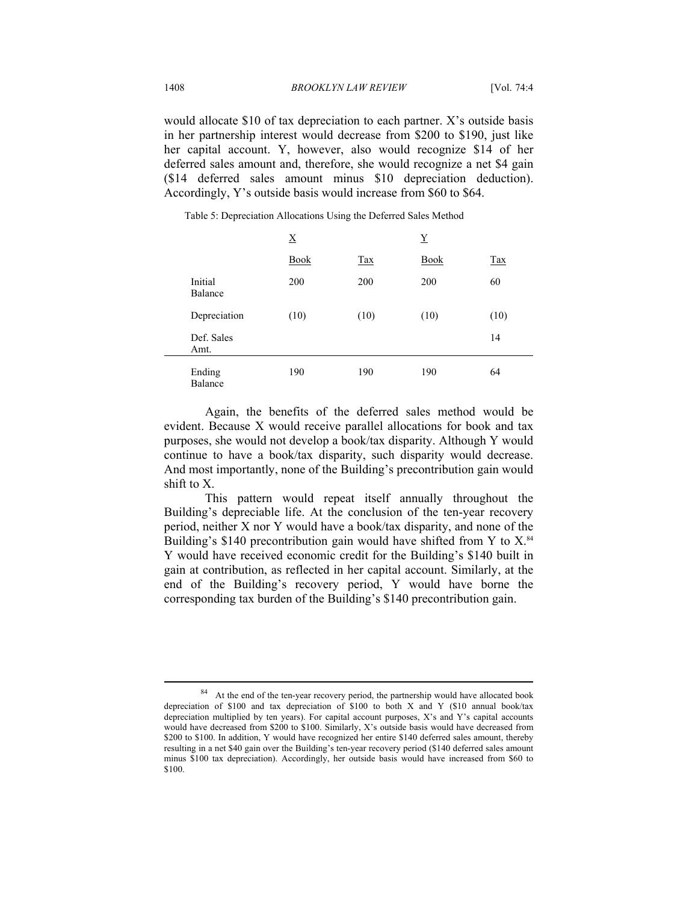would allocate $10 of tax depreciation to each partner. X's outside basis in her partnership interest would decrease from $200 to $190, just like her capital account. Y, however, also would recognize $14 of her deferred sales amount and, therefore, she would recognize a net $4 gain ($14 deferred sales amount minus $10 depreciation deduction). Accordingly, Y's outside basis would increase from $60 to $64.

Table 5: Depreciation Allocations Using the Deferred Sales Method

| | X | | Y | |
|---|---|---|---|---|
| | Book | Tax | Book | Tax |
| Initial Balance | 200 | 200 | 200 | 60 |
| Depreciation | (10) | (10) | (10) | (10) |
| Def. Sales Amt. | | | | 14 |
| Ending Balance | 190 | 190 | 190 | 64 |

Again, the benefits of the deferred sales method would be evident. Because X would receive parallel allocations for book and tax purposes, she would not develop a book/tax disparity. Although Y would continue to have a book/tax disparity, such disparity would decrease. And most importantly, none of the Building's precontribution gain would shift to X.

This pattern would repeat itself annually throughout the Building's depreciable life. At the conclusion of the ten-year recovery period, neither X nor Y would have a book/tax disparity, and none of the Building's $140 precontribution gain would have shifted from Y to X.[84] Y would have received economic credit for the Building's $140 built in gain at contribution, as reflected in her capital account. Similarly, at the end of the Building's recovery period, Y would have borne the corresponding tax burden of the Building's $140 precontribution gain.

[84] At the end of the ten-year recovery period, the partnership would have allocated book depreciation of $100 and tax depreciation of $100 to both X and Y ($10 annual book/tax depreciation multiplied by ten years). For capital account purposes, X's and Y's capital accounts would have decreased from $200 to $100. Similarly, X's outside basis would have decreased from $200 to $100. In addition, Y would have recognized her entire $140 deferred sales amount, thereby resulting in a net $40 gain over the Building's ten-year recovery period ($140 deferred sales amount minus $100 tax depreciation). Accordingly, her outside basis would have increased from $60 to $100.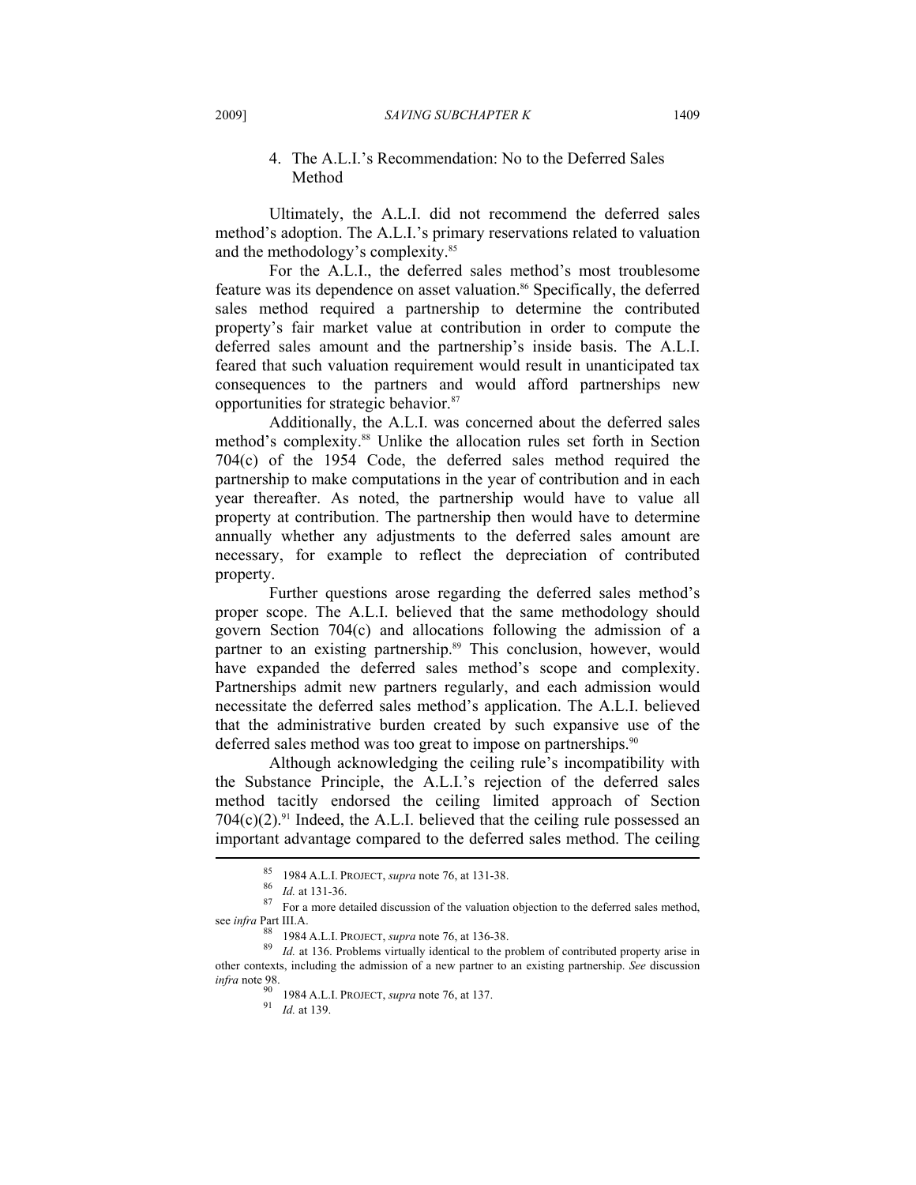### 4. The A.L.I.'s Recommendation: No to the Deferred Sales Method

Ultimately, the A.L.I. did not recommend the deferred sales method's adoption. The A.L.I.'s primary reservations related to valuation and the methodology's complexity.[85]

For the A.L.I., the deferred sales method's most troublesome feature was its dependence on asset valuation.[86] Specifically, the deferred sales method required a partnership to determine the contributed property's fair market value at contribution in order to compute the deferred sales amount and the partnership's inside basis. The A.L.I. feared that such valuation requirement would result in unanticipated tax consequences to the partners and would afford partnerships new opportunities for strategic behavior.[87]

Additionally, the A.L.I. was concerned about the deferred sales method's complexity.[88] Unlike the allocation rules set forth in Section 704(c) of the 1954 Code, the deferred sales method required the partnership to make computations in the year of contribution and in each year thereafter. As noted, the partnership would have to value all property at contribution. The partnership then would have to determine annually whether any adjustments to the deferred sales amount are necessary, for example to reflect the depreciation of contributed property.

Further questions arose regarding the deferred sales method's proper scope. The A.L.I. believed that the same methodology should govern Section 704(c) and allocations following the admission of a partner to an existing partnership.[89] This conclusion, however, would have expanded the deferred sales method's scope and complexity. Partnerships admit new partners regularly, and each admission would necessitate the deferred sales method's application. The A.L.I. believed that the administrative burden created by such expansive use of the deferred sales method was too great to impose on partnerships.[90]

Although acknowledging the ceiling rule's incompatibility with the Substance Principle, the A.L.I.'s rejection of the deferred sales method tacitly endorsed the ceiling limited approach of Section 704(c)(2).[91] Indeed, the A.L.I. believed that the ceiling rule possessed an important advantage compared to the deferred sales method. The ceiling

---

[85] 1984 A.L.I. PROJECT, *supra* note 76, at 131-38.

[86] *Id.* at 131-36.

[87] For a more detailed discussion of the valuation objection to the deferred sales method, see *infra* Part III.A.

[88] 1984 A.L.I. PROJECT, *supra* note 76, at 136-38.

[89] *Id.* at 136. Problems virtually identical to the problem of contributed property arise in other contexts, including the admission of a new partner to an existing partnership. *See* discussion *infra* note 98.

[90] 1984 A.L.I. PROJECT, *supra* note 76, at 137.

[91] *Id.* at 139.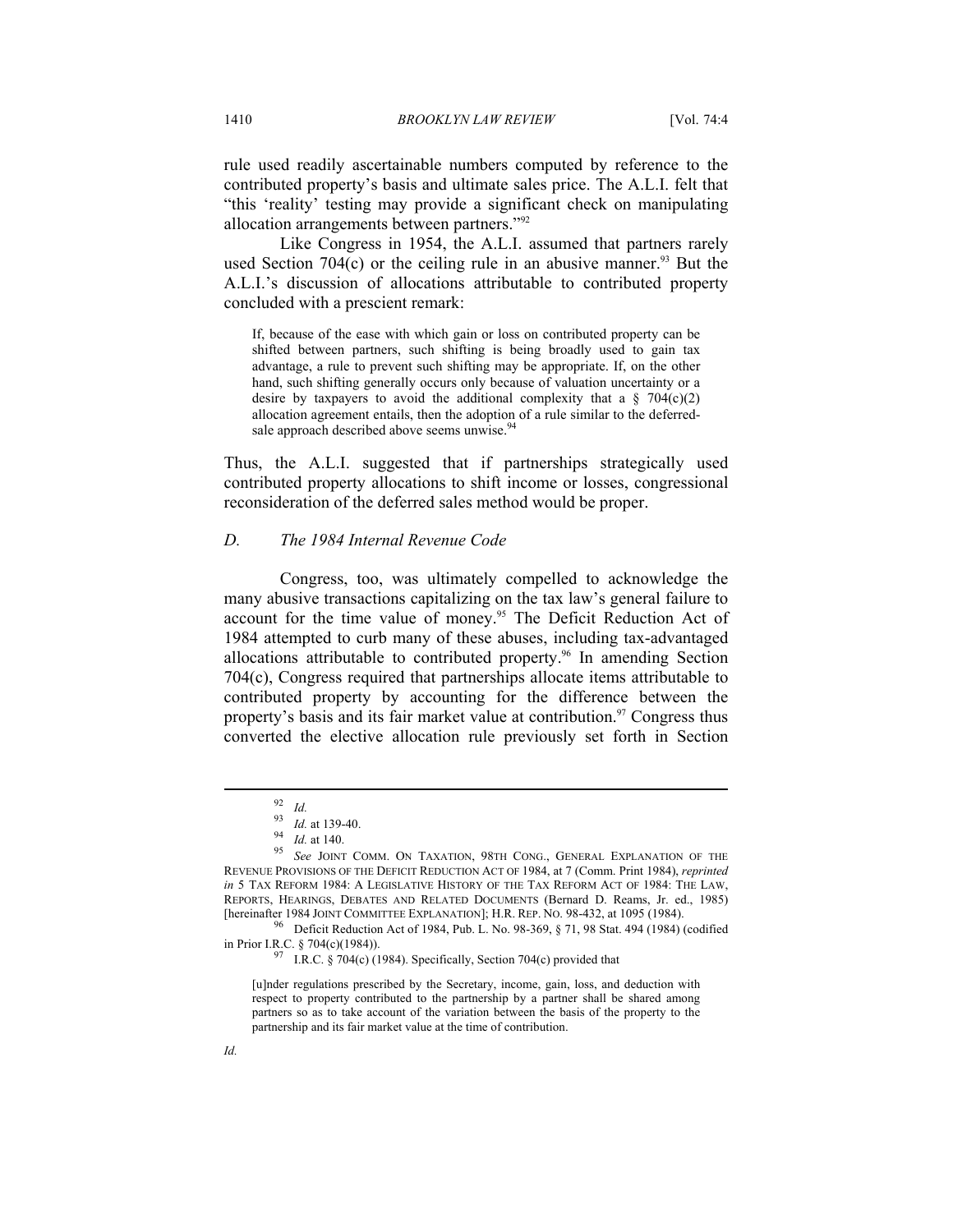rule used readily ascertainable numbers computed by reference to the contributed property's basis and ultimate sales price. The A.L.I. felt that "this 'reality' testing may provide a significant check on manipulating allocation arrangements between partners."[92]

Like Congress in 1954, the A.L.I. assumed that partners rarely used Section 704(c) or the ceiling rule in an abusive manner.[93] But the A.L.I.'s discussion of allocations attributable to contributed property concluded with a prescient remark:

> If, because of the ease with which gain or loss on contributed property can be shifted between partners, such shifting is being broadly used to gain tax advantage, a rule to prevent such shifting may be appropriate. If, on the other hand, such shifting generally occurs only because of valuation uncertainty or a desire by taxpayers to avoid the additional complexity that a § 704(c)(2) allocation agreement entails, then the adoption of a rule similar to the deferred-sale approach described above seems unwise.[94]

Thus, the A.L.I. suggested that if partnerships strategically used contributed property allocations to shift income or losses, congressional reconsideration of the deferred sales method would be proper.

### *D. The 1984 Internal Revenue Code*

Congress, too, was ultimately compelled to acknowledge the many abusive transactions capitalizing on the tax law's general failure to account for the time value of money.[95] The Deficit Reduction Act of 1984 attempted to curb many of these abuses, including tax-advantaged allocations attributable to contributed property.[96] In amending Section 704(c), Congress required that partnerships allocate items attributable to contributed property by accounting for the difference between the property's basis and its fair market value at contribution.[97] Congress thus converted the elective allocation rule previously set forth in Section

---

[92] *Id.*

[93] *Id.* at 139-40.

[94] *Id.* at 140.

[95] *See* JOINT COMM. ON TAXATION, 98TH CONG., GENERAL EXPLANATION OF THE REVENUE PROVISIONS OF THE DEFICIT REDUCTION ACT OF 1984, at 7 (Comm. Print 1984), *reprinted in* 5 TAX REFORM 1984: A LEGISLATIVE HISTORY OF THE TAX REFORM ACT OF 1984: THE LAW, REPORTS, HEARINGS, DEBATES AND RELATED DOCUMENTS (Bernard D. Reams, Jr. ed., 1985) [hereinafter 1984 JOINT COMMITTEE EXPLANATION]; H.R. REP. NO. 98-432, at 1095 (1984).

[96] Deficit Reduction Act of 1984, Pub. L. No. 98-369, § 71, 98 Stat. 494 (1984) (codified in Prior I.R.C. § 704(c)(1984)).

[97] I.R.C. § 704(c) (1984). Specifically, Section 704(c) provided that

> [u]nder regulations prescribed by the Secretary, income, gain, loss, and deduction with respect to property contributed to the partnership by a partner shall be shared among partners so as to take account of the variation between the basis of the property to the partnership and its fair market value at the time of contribution.

*Id.*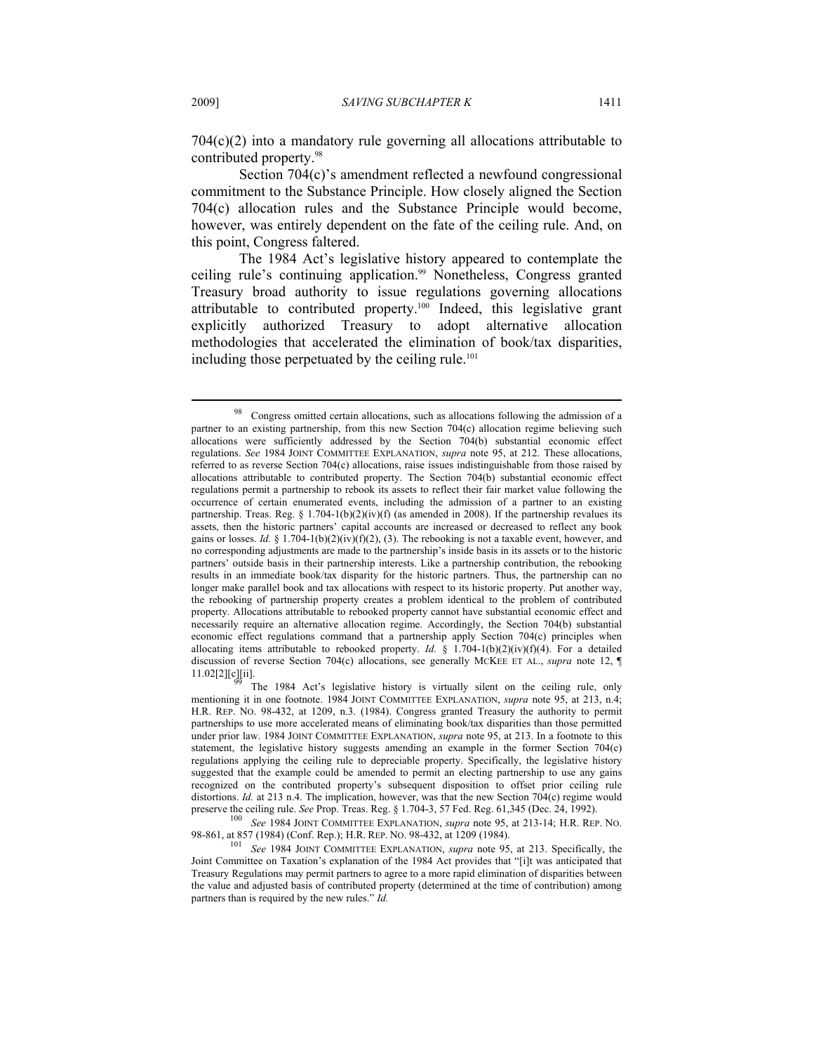704(c)(2) into a mandatory rule governing all allocations attributable to contributed property.[98]

Section 704(c)'s amendment reflected a newfound congressional commitment to the Substance Principle. How closely aligned the Section 704(c) allocation rules and the Substance Principle would become, however, was entirely dependent on the fate of the ceiling rule. And, on this point, Congress faltered.

The 1984 Act's legislative history appeared to contemplate the ceiling rule's continuing application.[99] Nonetheless, Congress granted Treasury broad authority to issue regulations governing allocations attributable to contributed property.[100] Indeed, this legislative grant explicitly authorized Treasury to adopt alternative allocation methodologies that accelerated the elimination of book/tax disparities, including those perpetuated by the ceiling rule.[101]

---

[98] Congress omitted certain allocations, such as allocations following the admission of a partner to an existing partnership, from this new Section 704(c) allocation regime believing such allocations were sufficiently addressed by the Section 704(b) substantial economic effect regulations. *See* 1984 JOINT COMMITTEE EXPLANATION, *supra* note 95, at 212. These allocations, referred to as reverse Section 704(c) allocations, raise issues indistinguishable from those raised by allocations attributable to contributed property. The Section 704(b) substantial economic effect regulations permit a partnership to rebook its assets to reflect their fair market value following the occurrence of certain enumerated events, including the admission of a partner to an existing partnership. Treas. Reg. § 1.704-1(b)(2)(iv)(f) (as amended in 2008). If the partnership revalues its assets, then the historic partners' capital accounts are increased or decreased to reflect any book gains or losses. *Id.* § 1.704-1(b)(2)(iv)(f)(2), (3). The rebooking is not a taxable event, however, and no corresponding adjustments are made to the partnership's inside basis in its assets or to the historic partners' outside basis in their partnership interests. Like a partnership contribution, the rebooking results in an immediate book/tax disparity for the historic partners. Thus, the partnership can no longer make parallel book and tax allocations with respect to its historic property. Put another way, the rebooking of partnership property creates a problem identical to the problem of contributed property. Allocations attributable to rebooked property cannot have substantial economic effect and necessarily require an alternative allocation regime. Accordingly, the Section 704(b) substantial economic effect regulations command that a partnership apply Section 704(c) principles when allocating items attributable to rebooked property. *Id.* § 1.704-1(b)(2)(iv)(f)(4). For a detailed discussion of reverse Section 704(c) allocations, see generally MCKEE ET AL., *supra* note 12, ¶ 11.02[2][c][ii].

[99] The 1984 Act's legislative history is virtually silent on the ceiling rule, only mentioning it in one footnote. 1984 JOINT COMMITTEE EXPLANATION, *supra* note 95, at 213, n.4; H.R. REP. NO. 98-432, at 1209, n.3. (1984). Congress granted Treasury the authority to permit partnerships to use more accelerated means of eliminating book/tax disparities than those permitted under prior law. 1984 JOINT COMMITTEE EXPLANATION, *supra* note 95, at 213. In a footnote to this statement, the legislative history suggests amending an example in the former Section 704(c) regulations applying the ceiling rule to depreciable property. Specifically, the legislative history suggested that the example could be amended to permit an electing partnership to use any gains recognized on the contributed property's subsequent disposition to offset prior ceiling rule distortions. *Id.* at 213 n.4. The implication, however, was that the new Section 704(c) regime would preserve the ceiling rule. *See* Prop. Treas. Reg. § 1.704-3, 57 Fed. Reg. 61,345 (Dec. 24, 1992).

[100] *See* 1984 JOINT COMMITTEE EXPLANATION, *supra* note 95, at 213-14; H.R. REP. NO. 98-861, at 857 (1984) (Conf. Rep.); H.R. REP. NO. 98-432, at 1209 (1984).

[101] *See* 1984 JOINT COMMITTEE EXPLANATION, *supra* note 95, at 213. Specifically, the Joint Committee on Taxation's explanation of the 1984 Act provides that "[i]t was anticipated that Treasury Regulations may permit partners to agree to a more rapid elimination of disparities between the value and adjusted basis of contributed property (determined at the time of contribution) among partners than is required by the new rules." *Id.*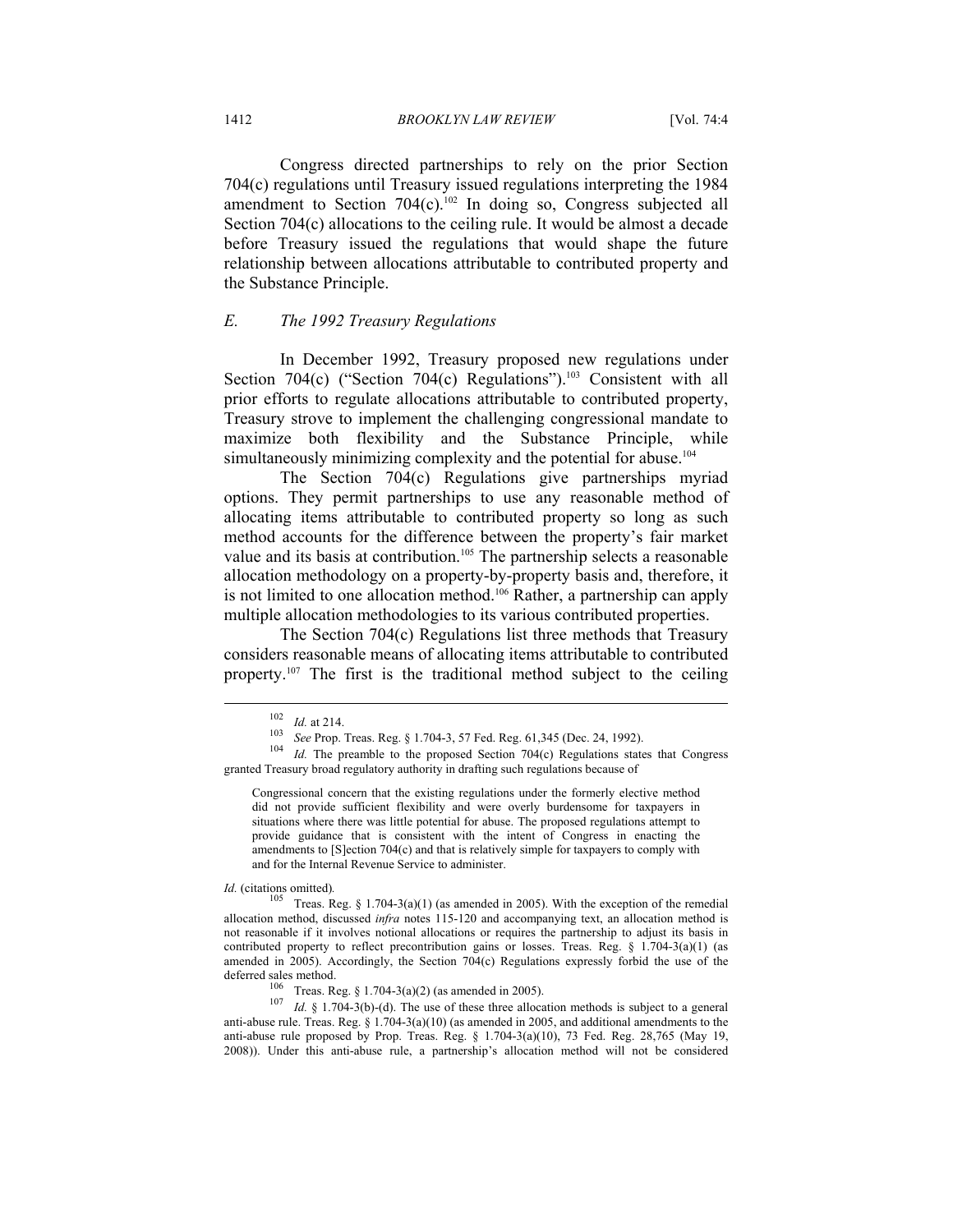Congress directed partnerships to rely on the prior Section 704(c) regulations until Treasury issued regulations interpreting the 1984 amendment to Section 704(c).[102] In doing so, Congress subjected all Section 704(c) allocations to the ceiling rule. It would be almost a decade before Treasury issued the regulations that would shape the future relationship between allocations attributable to contributed property and the Substance Principle.

### *E. The 1992 Treasury Regulations*

In December 1992, Treasury proposed new regulations under Section 704(c) ("Section 704(c) Regulations").[103] Consistent with all prior efforts to regulate allocations attributable to contributed property, Treasury strove to implement the challenging congressional mandate to maximize both flexibility and the Substance Principle, while simultaneously minimizing complexity and the potential for abuse.[104]

The Section 704(c) Regulations give partnerships myriad options. They permit partnerships to use any reasonable method of allocating items attributable to contributed property so long as such method accounts for the difference between the property's fair market value and its basis at contribution.[105] The partnership selects a reasonable allocation methodology on a property-by-property basis and, therefore, it is not limited to one allocation method.[106] Rather, a partnership can apply multiple allocation methodologies to its various contributed properties.

The Section 704(c) Regulations list three methods that Treasury considers reasonable means of allocating items attributable to contributed property.[107] The first is the traditional method subject to the ceiling

---

[102] *Id.* at 214.

[103] *See* Prop. Treas. Reg. § 1.704-3, 57 Fed. Reg. 61,345 (Dec. 24, 1992).

[104] *Id.* The preamble to the proposed Section 704(c) Regulations states that Congress granted Treasury broad regulatory authority in drafting such regulations because of

> Congressional concern that the existing regulations under the formerly elective method did not provide sufficient flexibility and were overly burdensome for taxpayers in situations where there was little potential for abuse. The proposed regulations attempt to provide guidance that is consistent with the intent of Congress in enacting the amendments to [S]ection 704(c) and that is relatively simple for taxpayers to comply with and for the Internal Revenue Service to administer.

*Id.* (citations omitted).

[105] Treas. Reg. § 1.704-3(a)(1) (as amended in 2005). With the exception of the remedial allocation method, discussed *infra* notes 115-120 and accompanying text, an allocation method is not reasonable if it involves notional allocations or requires the partnership to adjust its basis in contributed property to reflect precontribution gains or losses. Treas. Reg. § 1.704-3(a)(1) (as amended in 2005). Accordingly, the Section 704(c) Regulations expressly forbid the use of the deferred sales method.

[106] Treas. Reg. § 1.704-3(a)(2) (as amended in 2005).

[107] *Id.* § 1.704-3(b)-(d). The use of these three allocation methods is subject to a general anti-abuse rule. Treas. Reg. § 1.704-3(a)(10) (as amended in 2005, and additional amendments to the anti-abuse rule proposed by Prop. Treas. Reg. § 1.704-3(a)(10), 73 Fed. Reg. 28,765 (May 19, 2008)). Under this anti-abuse rule, a partnership's allocation method will not be considered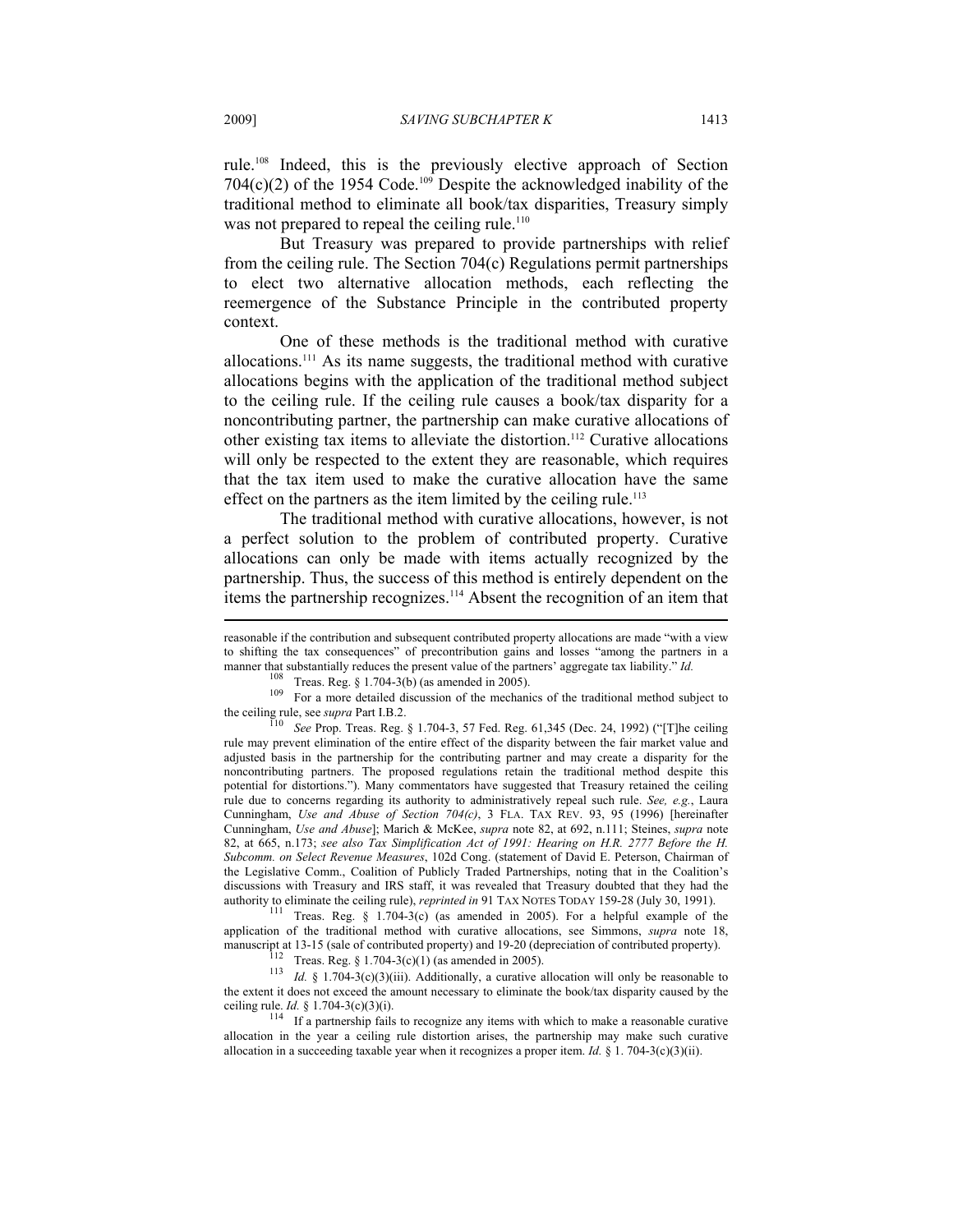rule.[108] Indeed, this is the previously elective approach of Section 704(c)(2) of the 1954 Code.[109] Despite the acknowledged inability of the traditional method to eliminate all book/tax disparities, Treasury simply was not prepared to repeal the ceiling rule.[110]

But Treasury was prepared to provide partnerships with relief from the ceiling rule. The Section 704(c) Regulations permit partnerships to elect two alternative allocation methods, each reflecting the reemergence of the Substance Principle in the contributed property context.

One of these methods is the traditional method with curative allocations.[111] As its name suggests, the traditional method with curative allocations begins with the application of the traditional method subject to the ceiling rule. If the ceiling rule causes a book/tax disparity for a noncontributing partner, the partnership can make curative allocations of other existing tax items to alleviate the distortion.[112] Curative allocations will only be respected to the extent they are reasonable, which requires that the tax item used to make the curative allocation have the same effect on the partners as the item limited by the ceiling rule.[113]

The traditional method with curative allocations, however, is not a perfect solution to the problem of contributed property. Curative allocations can only be made with items actually recognized by the partnership. Thus, the success of this method is entirely dependent on the items the partnership recognizes.[114] Absent the recognition of an item that

---

reasonable if the contribution and subsequent contributed property allocations are made "with a view to shifting the tax consequences" of precontribution gains and losses "among the partners in a manner that substantially reduces the present value of the partners' aggregate tax liability." *Id.*

[108] Treas. Reg. § 1.704-3(b) (as amended in 2005).

[109] For a more detailed discussion of the mechanics of the traditional method subject to the ceiling rule, see *supra* Part I.B.2.

[110] *See* Prop. Treas. Reg. § 1.704-3, 57 Fed. Reg. 61,345 (Dec. 24, 1992) ("[T]he ceiling rule may prevent elimination of the entire effect of the disparity between the fair market value and adjusted basis in the partnership for the contributing partner and may create a disparity for the noncontributing partners. The proposed regulations retain the traditional method despite this potential for distortions."). Many commentators have suggested that Treasury retained the ceiling rule due to concerns regarding its authority to administratively repeal such rule. *See, e.g.*, Laura Cunningham, *Use and Abuse of Section 704(c)*, 3 FLA. TAX REV. 93, 95 (1996) [hereinafter Cunningham, *Use and Abuse*]; Marich & McKee, *supra* note 82, at 692, n.111; Steines, *supra* note 82, at 665, n.173; *see also Tax Simplification Act of 1991: Hearing on H.R. 2777 Before the H. Subcomm. on Select Revenue Measures*, 102d Cong. (statement of David E. Peterson, Chairman of the Legislative Comm., Coalition of Publicly Traded Partnerships, noting that in the Coalition's discussions with Treasury and IRS staff, it was revealed that Treasury doubted that they had the authority to eliminate the ceiling rule), *reprinted in* 91 TAX NOTES TODAY 159-28 (July 30, 1991).

[111] Treas. Reg. § 1.704-3(c) (as amended in 2005). For a helpful example of the application of the traditional method with curative allocations, see Simmons, *supra* note 18, manuscript at 13-15 (sale of contributed property) and 19-20 (depreciation of contributed property).

[112] Treas. Reg. § 1.704-3(c)(1) (as amended in 2005).

[113] *Id.* § 1.704-3(c)(3)(iii). Additionally, a curative allocation will only be reasonable to the extent it does not exceed the amount necessary to eliminate the book/tax disparity caused by the ceiling rule. *Id.* § 1.704-3(c)(3)(i).

[114] If a partnership fails to recognize any items with which to make a reasonable curative allocation in the year a ceiling rule distortion arises, the partnership may make such curative allocation in a succeeding taxable year when it recognizes a proper item. *Id.* § 1. 704-3(c)(3)(ii).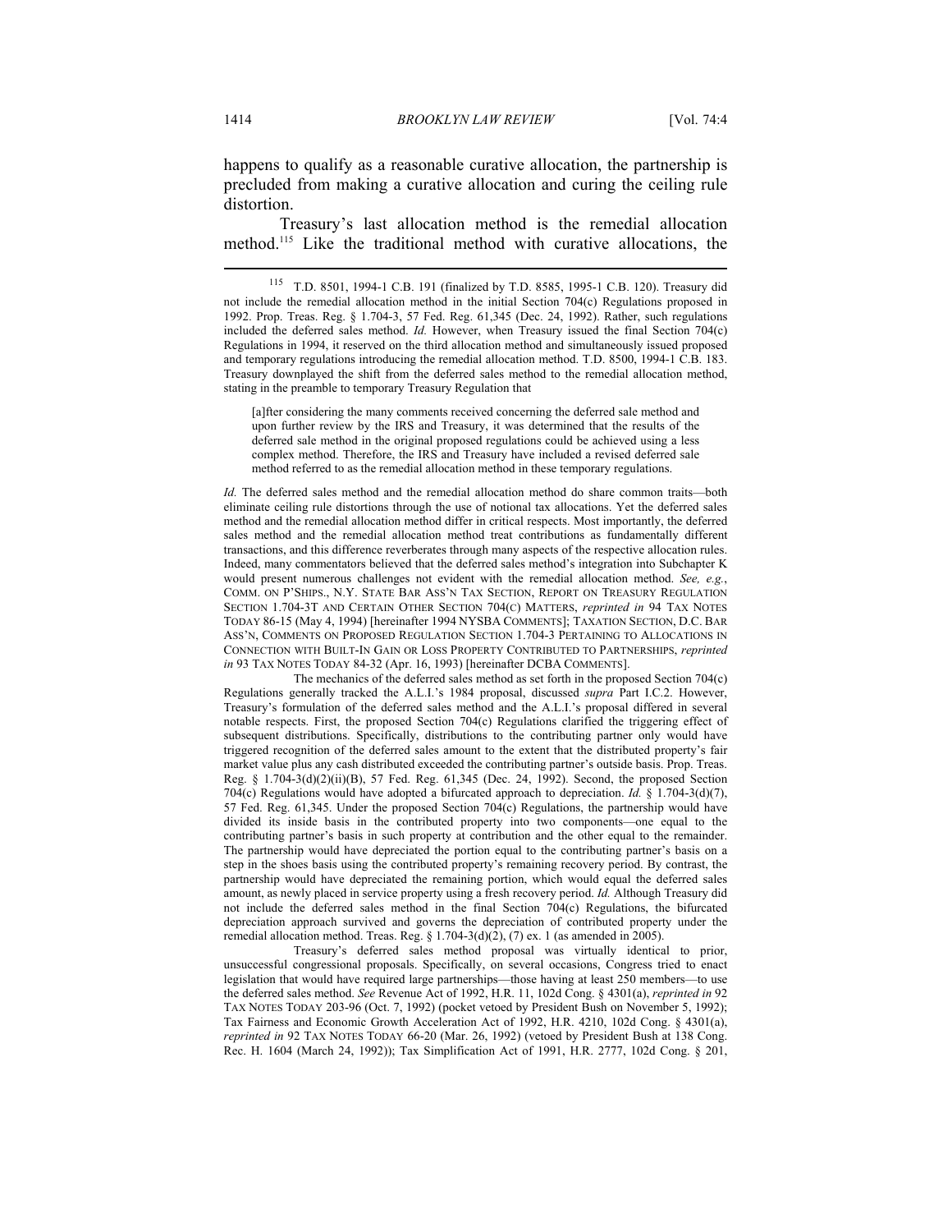happens to qualify as a reasonable curative allocation, the partnership is precluded from making a curative allocation and curing the ceiling rule distortion.

Treasury's last allocation method is the remedial allocation method.[115] Like the traditional method with curative allocations, the

---

[115] T.D. 8501, 1994-1 C.B. 191 (finalized by T.D. 8585, 1995-1 C.B. 120). Treasury did not include the remedial allocation method in the initial Section 704(c) Regulations proposed in 1992. Prop. Treas. Reg. § 1.704-3, 57 Fed. Reg. 61,345 (Dec. 24, 1992). Rather, such regulations included the deferred sales method. *Id.* However, when Treasury issued the final Section 704(c) Regulations in 1994, it reserved on the third allocation method and simultaneously issued proposed and temporary regulations introducing the remedial allocation method. T.D. 8500, 1994-1 C.B. 183. Treasury downplayed the shift from the deferred sales method to the remedial allocation method, stating in the preamble to temporary Treasury Regulation that

> [a]fter considering the many comments received concerning the deferred sale method and upon further review by the IRS and Treasury, it was determined that the results of the deferred sale method in the original proposed regulations could be achieved using a less complex method. Therefore, the IRS and Treasury have included a revised deferred sale method referred to as the remedial allocation method in these temporary regulations.

*Id.* The deferred sales method and the remedial allocation method do share common traits—both eliminate ceiling rule distortions through the use of notional tax allocations. Yet the deferred sales method and the remedial allocation method differ in critical respects. Most importantly, the deferred sales method and the remedial allocation method treat contributions as fundamentally different transactions, and this difference reverberates through many aspects of the respective allocation rules. Indeed, many commentators believed that the deferred sales method's integration into Subchapter K would present numerous challenges not evident with the remedial allocation method. *See, e.g.*, COMM. ON P'SHIPS., N.Y. STATE BAR ASS'N TAX SECTION, REPORT ON TREASURY REGULATION SECTION 1.704-3T AND CERTAIN OTHER SECTION 704(C) MATTERS, *reprinted in* 94 TAX NOTES TODAY 86-15 (May 4, 1994) [hereinafter 1994 NYSBA COMMENTS]; TAXATION SECTION, D.C. BAR ASS'N, COMMENTS ON PROPOSED REGULATION SECTION 1.704-3 PERTAINING TO ALLOCATIONS IN CONNECTION WITH BUILT-IN GAIN OR LOSS PROPERTY CONTRIBUTED TO PARTNERSHIPS, *reprinted in* 93 TAX NOTES TODAY 84-32 (Apr. 16, 1993) [hereinafter DCBA COMMENTS].

The mechanics of the deferred sales method as set forth in the proposed Section 704(c) Regulations generally tracked the A.L.I.'s 1984 proposal, discussed *supra* Part I.C.2. However, Treasury's formulation of the deferred sales method and the A.L.I.'s proposal differed in several notable respects. First, the proposed Section 704(c) Regulations clarified the triggering effect of subsequent distributions. Specifically, distributions to the contributing partner only would have triggered recognition of the deferred sales amount to the extent that the distributed property's fair market value plus any cash distributed exceeded the contributing partner's outside basis. Prop. Treas. Reg. § 1.704-3(d)(2)(ii)(B), 57 Fed. Reg. 61,345 (Dec. 24, 1992). Second, the proposed Section 704(c) Regulations would have adopted a bifurcated approach to depreciation. *Id.* § 1.704-3(d)(7), 57 Fed. Reg. 61,345. Under the proposed Section 704(c) Regulations, the partnership would have divided its inside basis in the contributed property into two components—one equal to the contributing partner's basis in such property at contribution and the other equal to the remainder. The partnership would have depreciated the portion equal to the contributing partner's basis on a step in the shoes basis using the contributed property's remaining recovery period. By contrast, the partnership would have depreciated the remaining portion, which would equal the deferred sales amount, as newly placed in service property using a fresh recovery period. *Id.* Although Treasury did not include the deferred sales method in the final Section 704(c) Regulations, the bifurcated depreciation approach survived and governs the depreciation of contributed property under the remedial allocation method. Treas. Reg. § 1.704-3(d)(2), (7) ex. 1 (as amended in 2005).

Treasury's deferred sales method proposal was virtually identical to prior, unsuccessful congressional proposals. Specifically, on several occasions, Congress tried to enact legislation that would have required large partnerships—those having at least 250 members—to use the deferred sales method. *See* Revenue Act of 1992, H.R. 11, 102d Cong. § 4301(a), *reprinted in* 92 TAX NOTES TODAY 203-96 (Oct. 7, 1992) (pocket vetoed by President Bush on November 5, 1992); Tax Fairness and Economic Growth Acceleration Act of 1992, H.R. 4210, 102d Cong. § 4301(a), *reprinted in* 92 TAX NOTES TODAY 66-20 (Mar. 26, 1992) (vetoed by President Bush at 138 Cong. Rec. H. 1604 (March 24, 1992)); Tax Simplification Act of 1991, H.R. 2777, 102d Cong. § 201,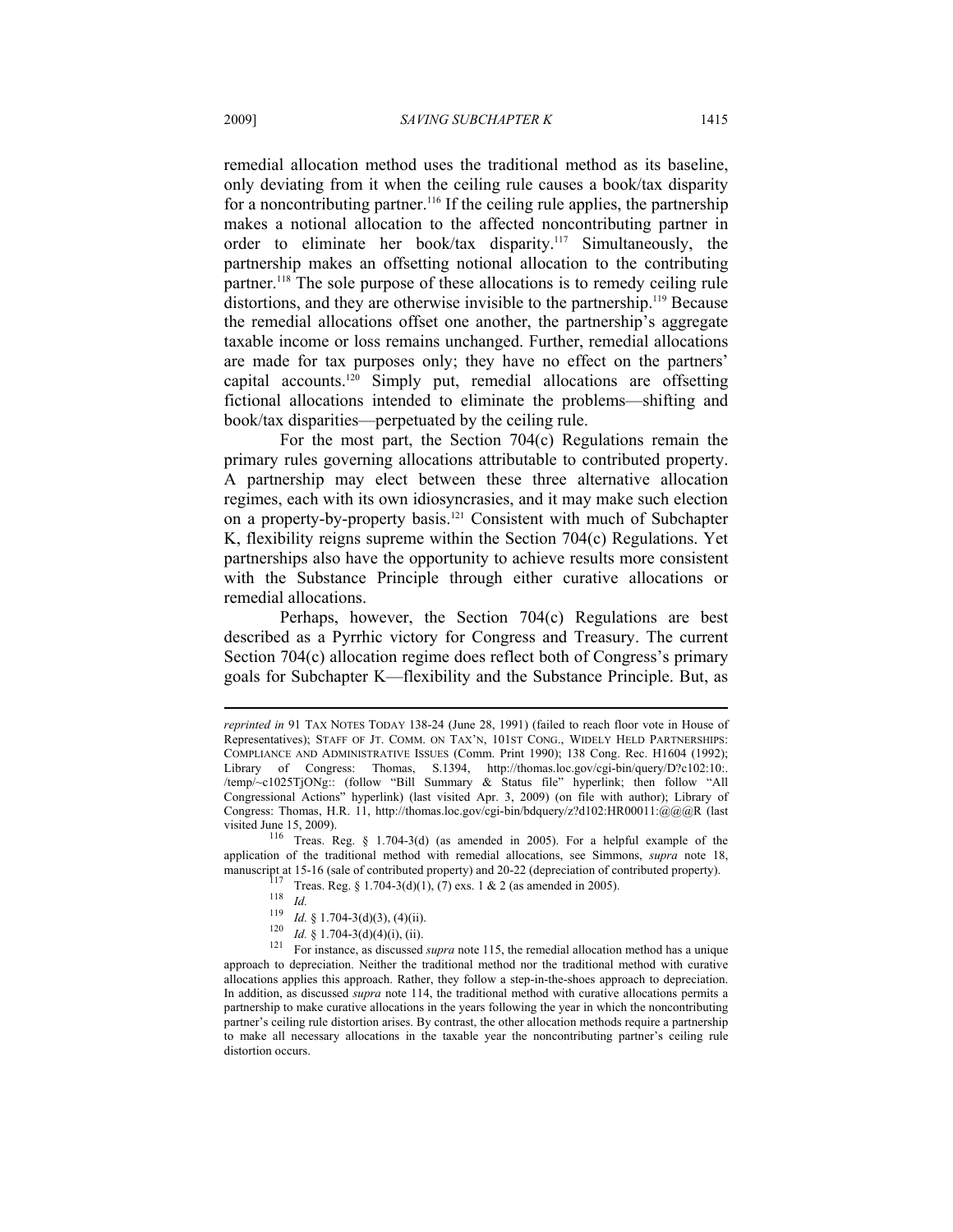remedial allocation method uses the traditional method as its baseline, only deviating from it when the ceiling rule causes a book/tax disparity for a noncontributing partner.[116] If the ceiling rule applies, the partnership makes a notional allocation to the affected noncontributing partner in order to eliminate her book/tax disparity.[117] Simultaneously, the partnership makes an offsetting notional allocation to the contributing partner.[118] The sole purpose of these allocations is to remedy ceiling rule distortions, and they are otherwise invisible to the partnership.[119] Because the remedial allocations offset one another, the partnership's aggregate taxable income or loss remains unchanged. Further, remedial allocations are made for tax purposes only; they have no effect on the partners' capital accounts.[120] Simply put, remedial allocations are offsetting fictional allocations intended to eliminate the problems—shifting and book/tax disparities—perpetuated by the ceiling rule.

For the most part, the Section 704(c) Regulations remain the primary rules governing allocations attributable to contributed property. A partnership may elect between these three alternative allocation regimes, each with its own idiosyncrasies, and it may make such election on a property-by-property basis.[121] Consistent with much of Subchapter K, flexibility reigns supreme within the Section 704(c) Regulations. Yet partnerships also have the opportunity to achieve results more consistent with the Substance Principle through either curative allocations or remedial allocations.

Perhaps, however, the Section 704(c) Regulations are best described as a Pyrrhic victory for Congress and Treasury. The current Section 704(c) allocation regime does reflect both of Congress's primary goals for Subchapter K—flexibility and the Substance Principle. But, as

---

*reprinted in* 91 TAX NOTES TODAY 138-24 (June 28, 1991) (failed to reach floor vote in House of Representatives); STAFF OF JT. COMM. ON TAX'N, 101ST CONG., WIDELY HELD PARTNERSHIPS: COMPLIANCE AND ADMINISTRATIVE ISSUES (Comm. Print 1990); 138 Cong. Rec. H1604 (1992); Library of Congress: Thomas, S.1394, http://thomas.loc.gov/cgi-bin/query/D?c102:10:./temp/~c1025TjONg:: (follow "Bill Summary & Status file" hyperlink; then follow "All Congressional Actions" hyperlink) (last visited Apr. 3, 2009) (on file with author); Library of Congress: Thomas, H.R. 11, http://thomas.loc.gov/cgi-bin/bdquery/z?d102:HR00011:@@@R (last visited June 15, 2009).

116 Treas. Reg. § 1.704-3(d) (as amended in 2005). For a helpful example of the application of the traditional method with remedial allocations, see Simmons, *supra* note 18, manuscript at 15-16 (sale of contributed property) and 20-22 (depreciation of contributed property).

117 Treas. Reg. § 1.704-3(d)(1), (7) exs. 1 & 2 (as amended in 2005).

118 *Id.*

119 *Id.* § 1.704-3(d)(3), (4)(ii).

120 *Id.* § 1.704-3(d)(4)(i), (ii).

121 For instance, as discussed *supra* note 115, the remedial allocation method has a unique approach to depreciation. Neither the traditional method nor the traditional method with curative allocations applies this approach. Rather, they follow a step-in-the-shoes approach to depreciation. In addition, as discussed *supra* note 114, the traditional method with curative allocations permits a partnership to make curative allocations in the years following the year in which the noncontributing partner's ceiling rule distortion arises. By contrast, the other allocation methods require a partnership to make all necessary allocations in the taxable year the noncontributing partner's ceiling rule distortion occurs.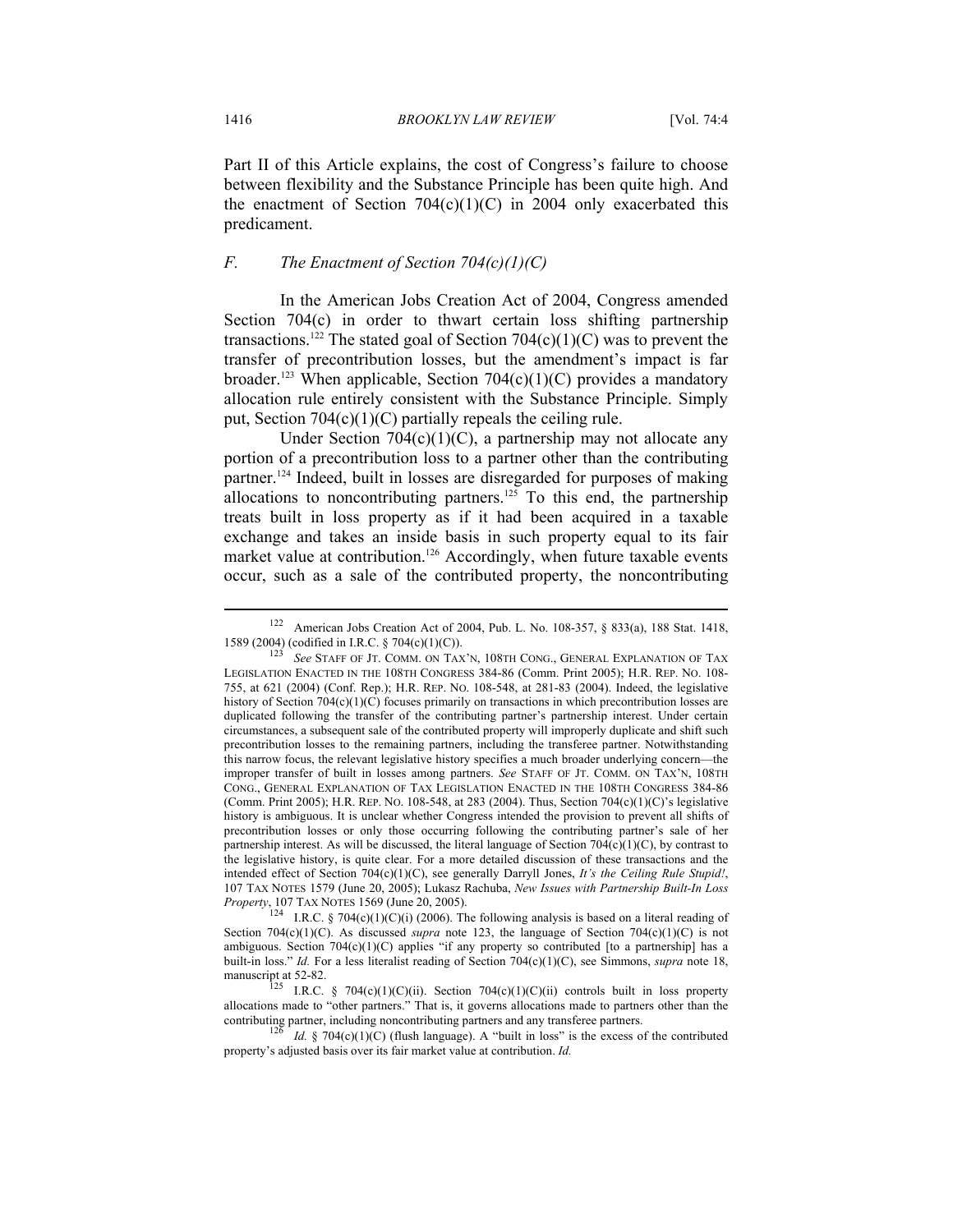Part II of this Article explains, the cost of Congress's failure to choose between flexibility and the Substance Principle has been quite high. And the enactment of Section 704(c)(1)(C) in 2004 only exacerbated this predicament.

### *F. The Enactment of Section 704(c)(1)(C)*

In the American Jobs Creation Act of 2004, Congress amended Section 704(c) in order to thwart certain loss shifting partnership transactions.[122] The stated goal of Section 704(c)(1)(C) was to prevent the transfer of precontribution losses, but the amendment's impact is far broader.[123] When applicable, Section 704(c)(1)(C) provides a mandatory allocation rule entirely consistent with the Substance Principle. Simply put, Section 704(c)(1)(C) partially repeals the ceiling rule.

Under Section 704(c)(1)(C), a partnership may not allocate any portion of a precontribution loss to a partner other than the contributing partner.[124] Indeed, built in losses are disregarded for purposes of making allocations to noncontributing partners.[125] To this end, the partnership treats built in loss property as if it had been acquired in a taxable exchange and takes an inside basis in such property equal to its fair market value at contribution.[126] Accordingly, when future taxable events occur, such as a sale of the contributed property, the noncontributing

---

[122] American Jobs Creation Act of 2004, Pub. L. No. 108-357, § 833(a), 188 Stat. 1418, 1589 (2004) (codified in I.R.C. § 704(c)(1)(C)).

[123] *See* STAFF OF JT. COMM. ON TAX'N, 108TH CONG., GENERAL EXPLANATION OF TAX LEGISLATION ENACTED IN THE 108TH CONGRESS 384-86 (Comm. Print 2005); H.R. REP. NO. 108-755, at 621 (2004) (Conf. Rep.); H.R. REP. NO. 108-548, at 281-83 (2004). Indeed, the legislative history of Section 704(c)(1)(C) focuses primarily on transactions in which precontribution losses are duplicated following the transfer of the contributing partner's partnership interest. Under certain circumstances, a subsequent sale of the contributed property will improperly duplicate and shift such precontribution losses to the remaining partners, including the transferee partner. Notwithstanding this narrow focus, the relevant legislative history specifies a much broader underlying concern—the improper transfer of built in losses among partners. *See* STAFF OF JT. COMM. ON TAX'N, 108TH CONG., GENERAL EXPLANATION OF TAX LEGISLATION ENACTED IN THE 108TH CONGRESS 384-86 (Comm. Print 2005); H.R. REP. NO. 108-548, at 283 (2004). Thus, Section 704(c)(1)(C)'s legislative history is ambiguous. It is unclear whether Congress intended the provision to prevent all shifts of precontribution losses or only those occurring following the contributing partner's sale of her partnership interest. As will be discussed, the literal language of Section 704(c)(1)(C), by contrast to the legislative history, is quite clear. For a more detailed discussion of these transactions and the intended effect of Section 704(c)(1)(C), see generally Darryll Jones, *It's the Ceiling Rule Stupid!*, 107 TAX NOTES 1579 (June 20, 2005); Lukasz Rachuba, *New Issues with Partnership Built-In Loss Property*, 107 TAX NOTES 1569 (June 20, 2005).

[124] I.R.C. § 704(c)(1)(C)(i) (2006). The following analysis is based on a literal reading of Section 704(c)(1)(C). As discussed *supra* note 123, the language of Section 704(c)(1)(C) is not ambiguous. Section 704(c)(1)(C) applies "if any property so contributed [to a partnership] has a built-in loss." *Id.* For a less literalist reading of Section 704(c)(1)(C), see Simmons, *supra* note 18, manuscript at 52-82.

[125] I.R.C. § 704(c)(1)(C)(ii). Section 704(c)(1)(C)(ii) controls built in loss property allocations made to "other partners." That is, it governs allocations made to partners other than the contributing partner, including noncontributing partners and any transferee partners.

[126] *Id.* § 704(c)(1)(C) (flush language). A "built in loss" is the excess of the contributed property's adjusted basis over its fair market value at contribution. *Id.*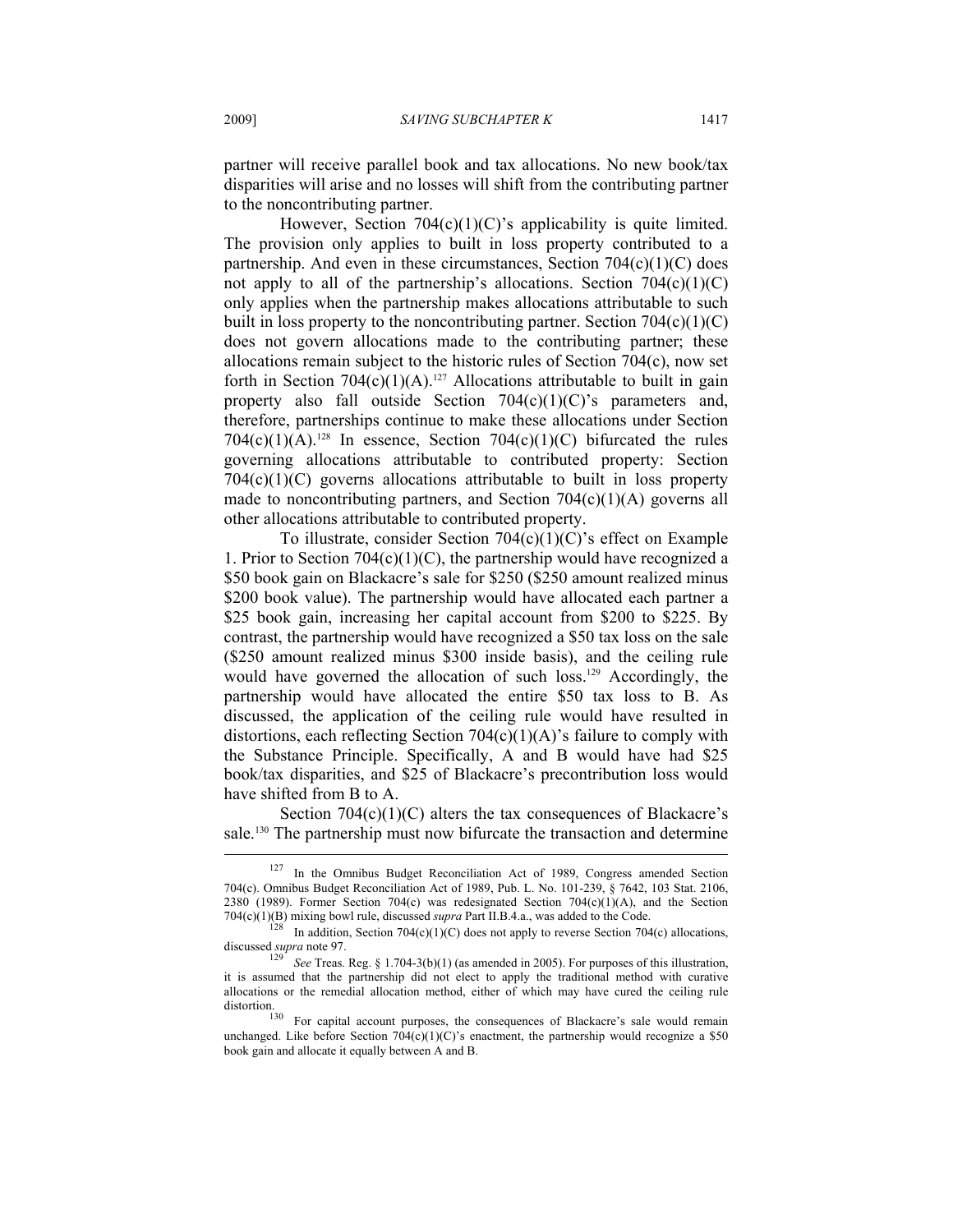partner will receive parallel book and tax allocations. No new book/tax disparities will arise and no losses will shift from the contributing partner to the noncontributing partner.

However, Section 704(c)(1)(C)'s applicability is quite limited. The provision only applies to built in loss property contributed to a partnership. And even in these circumstances, Section 704(c)(1)(C) does not apply to all of the partnership's allocations. Section 704(c)(1)(C) only applies when the partnership makes allocations attributable to such built in loss property to the noncontributing partner. Section 704(c)(1)(C) does not govern allocations made to the contributing partner; these allocations remain subject to the historic rules of Section 704(c), now set forth in Section 704(c)(1)(A).[127] Allocations attributable to built in gain property also fall outside Section 704(c)(1)(C)'s parameters and, therefore, partnerships continue to make these allocations under Section 704(c)(1)(A).[128] In essence, Section 704(c)(1)(C) bifurcated the rules governing allocations attributable to contributed property: Section 704(c)(1)(C) governs allocations attributable to built in loss property made to noncontributing partners, and Section 704(c)(1)(A) governs all other allocations attributable to contributed property.

To illustrate, consider Section 704(c)(1)(C)'s effect on Example 1. Prior to Section 704(c)(1)(C), the partnership would have recognized a $50 book gain on Blackacre's sale for $250 ($250 amount realized minus $200 book value). The partnership would have allocated each partner a $25 book gain, increasing her capital account from $200 to $225. By contrast, the partnership would have recognized a $50 tax loss on the sale ($250 amount realized minus $300 inside basis), and the ceiling rule would have governed the allocation of such loss.[129] Accordingly, the partnership would have allocated the entire $50 tax loss to B. As discussed, the application of the ceiling rule would have resulted in distortions, each reflecting Section 704(c)(1)(A)'s failure to comply with the Substance Principle. Specifically, A and B would have had $25 book/tax disparities, and $25 of Blackacre's precontribution loss would have shifted from B to A.

Section 704(c)(1)(C) alters the tax consequences of Blackacre's sale.[130] The partnership must now bifurcate the transaction and determine

---

[127] In the Omnibus Budget Reconciliation Act of 1989, Congress amended Section 704(c). Omnibus Budget Reconciliation Act of 1989, Pub. L. No. 101-239, § 7642, 103 Stat. 2106, 2380 (1989). Former Section 704(c) was redesignated Section 704(c)(1)(A), and the Section 704(c)(1)(B) mixing bowl rule, discussed *supra* Part II.B.4.a., was added to the Code.

[128] In addition, Section 704(c)(1)(C) does not apply to reverse Section 704(c) allocations, discussed *supra* note 97.

[129] *See* Treas. Reg. § 1.704-3(b)(1) (as amended in 2005). For purposes of this illustration, it is assumed that the partnership did not elect to apply the traditional method with curative allocations or the remedial allocation method, either of which may have cured the ceiling rule distortion.

[130] For capital account purposes, the consequences of Blackacre's sale would remain unchanged. Like before Section 704(c)(1)(C)'s enactment, the partnership would recognize a $50 book gain and allocate it equally between A and B.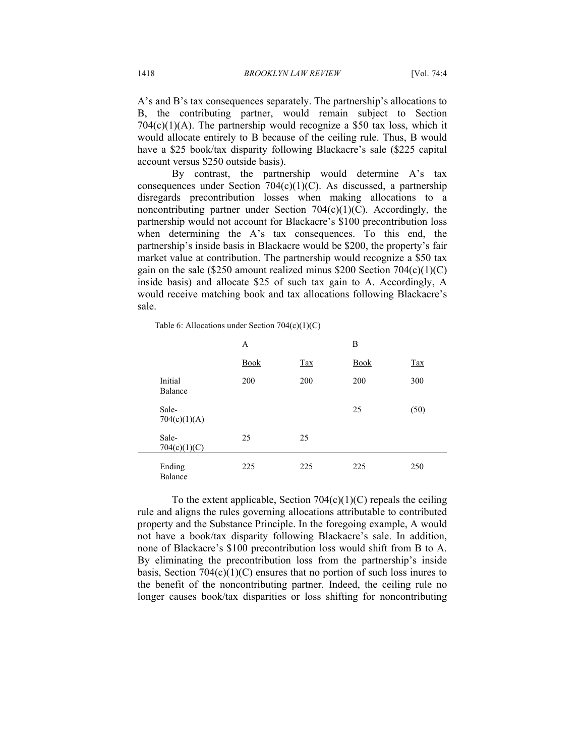A's and B's tax consequences separately. The partnership's allocations to B, the contributing partner, would remain subject to Section 704(c)(1)(A). The partnership would recognize a $50 tax loss, which it would allocate entirely to B because of the ceiling rule. Thus, B would have a $25 book/tax disparity following Blackacre's sale ($225 capital account versus $250 outside basis).

By contrast, the partnership would determine A's tax consequences under Section 704(c)(1)(C). As discussed, a partnership disregards precontribution losses when making allocations to a noncontributing partner under Section 704(c)(1)(C). Accordingly, the partnership would not account for Blackacre's $100 precontribution loss when determining the A's tax consequences. To this end, the partnership's inside basis in Blackacre would be $200, the property's fair market value at contribution. The partnership would recognize a $50 tax gain on the sale ($250 amount realized minus $200 Section 704(c)(1)(C) inside basis) and allocate $25 of such tax gain to A. Accordingly, A would receive matching book and tax allocations following Blackacre's sale.

Table 6: Allocations under Section 704(c)(1)(C)

| | A | | B | |
|---|---|---|---|---|
| | Book | Tax | Book | Tax |
| Initial Balance | 200 | 200 | 200 | 300 |
| Sale-704(c)(1)(A) | | | 25 | (50) |
| Sale-704(c)(1)(C) | 25 | 25 | | |
| Ending Balance | 225 | 225 | 225 | 250 |

To the extent applicable, Section 704(c)(1)(C) repeals the ceiling rule and aligns the rules governing allocations attributable to contributed property and the Substance Principle. In the foregoing example, A would not have a book/tax disparity following Blackacre's sale. In addition, none of Blackacre's $100 precontribution loss would shift from B to A. By eliminating the precontribution loss from the partnership's inside basis, Section 704(c)(1)(C) ensures that no portion of such loss inures to the benefit of the noncontributing partner. Indeed, the ceiling rule no longer causes book/tax disparities or loss shifting for noncontributing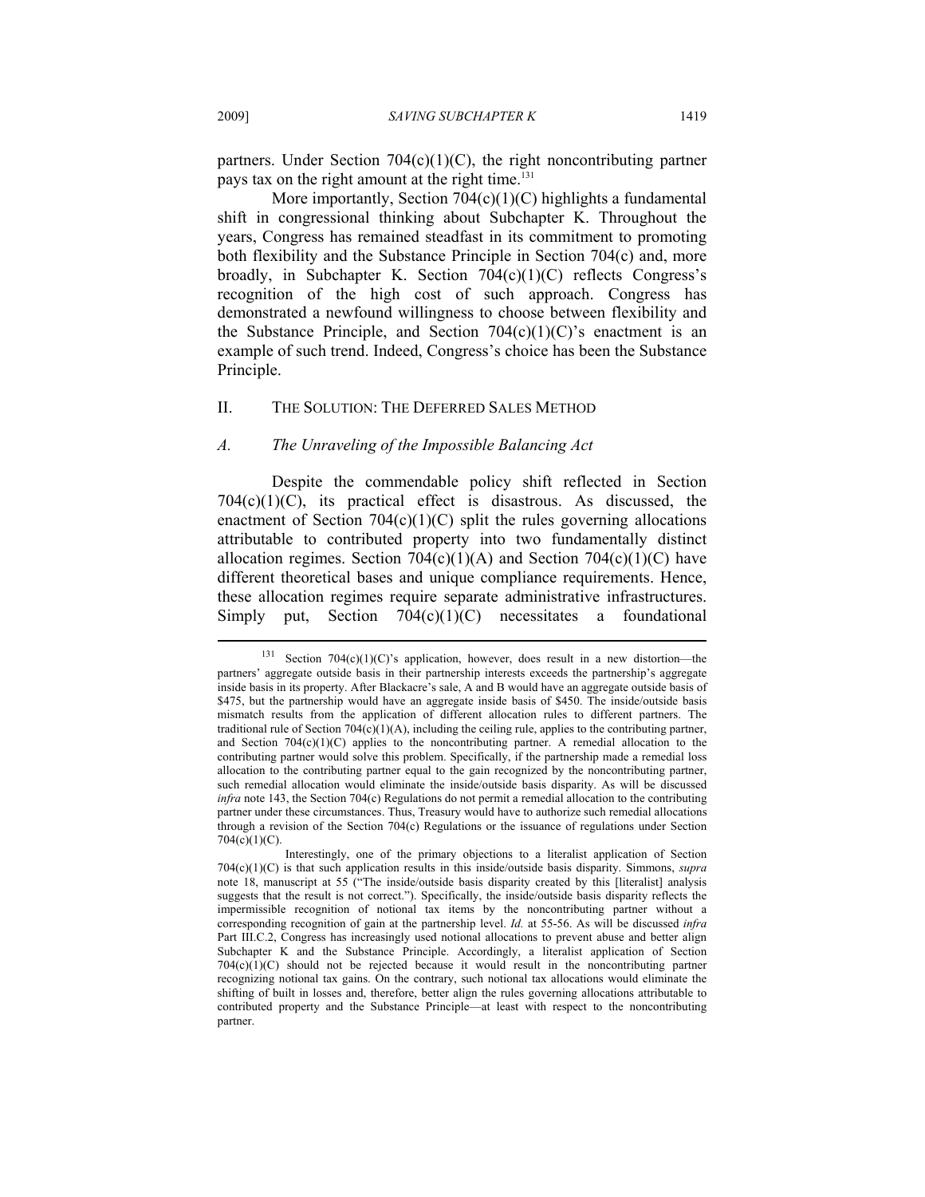partners. Under Section 704(c)(1)(C), the right noncontributing partner pays tax on the right amount at the right time.[131]

More importantly, Section 704(c)(1)(C) highlights a fundamental shift in congressional thinking about Subchapter K. Throughout the years, Congress has remained steadfast in its commitment to promoting both flexibility and the Substance Principle in Section 704(c) and, more broadly, in Subchapter K. Section 704(c)(1)(C) reflects Congress's recognition of the high cost of such approach. Congress has demonstrated a newfound willingness to choose between flexibility and the Substance Principle, and Section 704(c)(1)(C)'s enactment is an example of such trend. Indeed, Congress's choice has been the Substance Principle.

## II. THE SOLUTION: THE DEFERRED SALES METHOD

### *A. The Unraveling of the Impossible Balancing Act*

Despite the commendable policy shift reflected in Section 704(c)(1)(C), its practical effect is disastrous. As discussed, the enactment of Section 704(c)(1)(C) split the rules governing allocations attributable to contributed property into two fundamentally distinct allocation regimes. Section 704(c)(1)(A) and Section 704(c)(1)(C) have different theoretical bases and unique compliance requirements. Hence, these allocation regimes require separate administrative infrastructures. Simply put, Section 704(c)(1)(C) necessitates a foundational

---

[131] Section 704(c)(1)(C)'s application, however, does result in a new distortion—the partners' aggregate outside basis in their partnership interests exceeds the partnership's aggregate inside basis in its property. After Blackacre's sale, A and B would have an aggregate outside basis of \$475, but the partnership would have an aggregate inside basis of \$450. The inside/outside basis mismatch results from the application of different allocation rules to different partners. The traditional rule of Section 704(c)(1)(A), including the ceiling rule, applies to the contributing partner, and Section 704(c)(1)(C) applies to the noncontributing partner. A remedial allocation to the contributing partner would solve this problem. Specifically, if the partnership made a remedial loss allocation to the contributing partner equal to the gain recognized by the noncontributing partner, such remedial allocation would eliminate the inside/outside basis disparity. As will be discussed *infra* note 143, the Section 704(c) Regulations do not permit a remedial allocation to the contributing partner under these circumstances. Thus, Treasury would have to authorize such remedial allocations through a revision of the Section 704(c) Regulations or the issuance of regulations under Section 704(c)(1)(C).

Interestingly, one of the primary objections to a literalist application of Section 704(c)(1)(C) is that such application results in this inside/outside basis disparity. Simmons, *supra* note 18, manuscript at 55 ("The inside/outside basis disparity created by this [literalist] analysis suggests that the result is not correct."). Specifically, the inside/outside basis disparity reflects the impermissible recognition of notional tax items by the noncontributing partner without a corresponding recognition of gain at the partnership level. *Id.* at 55-56. As will be discussed *infra* Part III.C.2, Congress has increasingly used notional allocations to prevent abuse and better align Subchapter K and the Substance Principle. Accordingly, a literalist application of Section 704(c)(1)(C) should not be rejected because it would result in the noncontributing partner recognizing notional tax gains. On the contrary, such notional tax allocations would eliminate the shifting of built in losses and, therefore, better align the rules governing allocations attributable to contributed property and the Substance Principle—at least with respect to the noncontributing partner.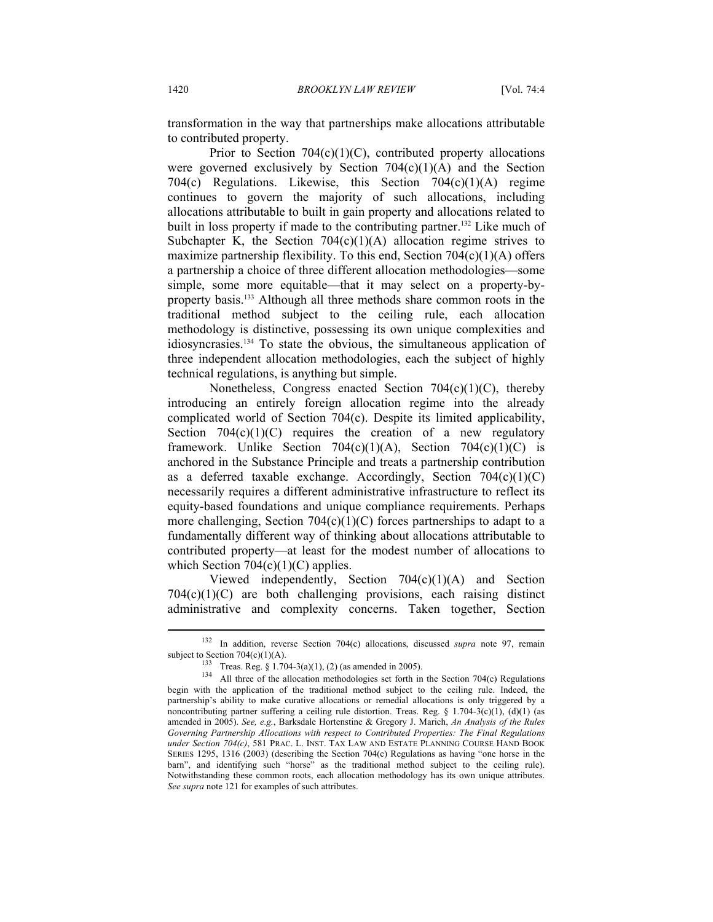transformation in the way that partnerships make allocations attributable to contributed property.

Prior to Section 704(c)(1)(C), contributed property allocations were governed exclusively by Section 704(c)(1)(A) and the Section 704(c) Regulations. Likewise, this Section 704(c)(1)(A) regime continues to govern the majority of such allocations, including allocations attributable to built in gain property and allocations related to built in loss property if made to the contributing partner.[132] Like much of Subchapter K, the Section 704(c)(1)(A) allocation regime strives to maximize partnership flexibility. To this end, Section 704(c)(1)(A) offers a partnership a choice of three different allocation methodologies—some simple, some more equitable—that it may select on a property-by-property basis.[133] Although all three methods share common roots in the traditional method subject to the ceiling rule, each allocation methodology is distinctive, possessing its own unique complexities and idiosyncrasies.[134] To state the obvious, the simultaneous application of three independent allocation methodologies, each the subject of highly technical regulations, is anything but simple.

Nonetheless, Congress enacted Section 704(c)(1)(C), thereby introducing an entirely foreign allocation regime into the already complicated world of Section 704(c). Despite its limited applicability, Section 704(c)(1)(C) requires the creation of a new regulatory framework. Unlike Section 704(c)(1)(A), Section 704(c)(1)(C) is anchored in the Substance Principle and treats a partnership contribution as a deferred taxable exchange. Accordingly, Section 704(c)(1)(C) necessarily requires a different administrative infrastructure to reflect its equity-based foundations and unique compliance requirements. Perhaps more challenging, Section 704(c)(1)(C) forces partnerships to adapt to a fundamentally different way of thinking about allocations attributable to contributed property—at least for the modest number of allocations to which Section 704(c)(1)(C) applies.

Viewed independently, Section 704(c)(1)(A) and Section 704(c)(1)(C) are both challenging provisions, each raising distinct administrative and complexity concerns. Taken together, Section

---

[132] In addition, reverse Section 704(c) allocations, discussed *supra* note 97, remain subject to Section 704(c)(1)(A).

[133] Treas. Reg. § 1.704-3(a)(1), (2) (as amended in 2005).

[134] All three of the allocation methodologies set forth in the Section 704(c) Regulations begin with the application of the traditional method subject to the ceiling rule. Indeed, the partnership's ability to make curative allocations or remedial allocations is only triggered by a noncontributing partner suffering a ceiling rule distortion. Treas. Reg. § 1.704-3(c)(1), (d)(1) (as amended in 2005). *See, e.g.*, Barksdale Hortenstine & Gregory J. Marich, *An Analysis of the Rules Governing Partnership Allocations with respect to Contributed Properties: The Final Regulations under Section 704(c)*, 581 PRAC. L. INST. TAX LAW AND ESTATE PLANNING COURSE HAND BOOK SERIES 1295, 1316 (2003) (describing the Section 704(c) Regulations as having "one horse in the barn", and identifying such "horse" as the traditional method subject to the ceiling rule). Notwithstanding these common roots, each allocation methodology has its own unique attributes. *See supra* note 121 for examples of such attributes.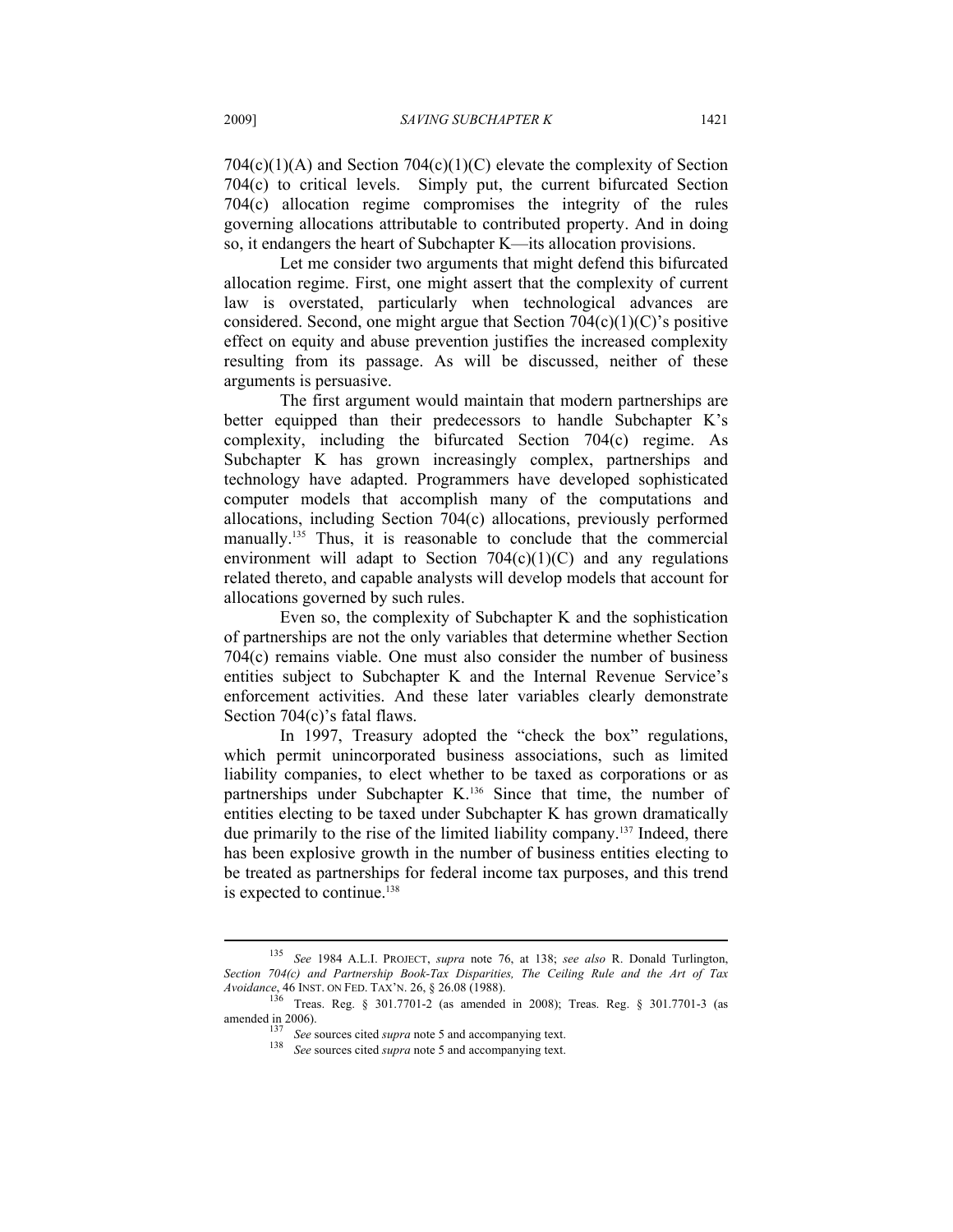704(c)(1)(A) and Section 704(c)(1)(C) elevate the complexity of Section 704(c) to critical levels. Simply put, the current bifurcated Section 704(c) allocation regime compromises the integrity of the rules governing allocations attributable to contributed property. And in doing so, it endangers the heart of Subchapter K—its allocation provisions.

Let me consider two arguments that might defend this bifurcated allocation regime. First, one might assert that the complexity of current law is overstated, particularly when technological advances are considered. Second, one might argue that Section 704(c)(1)(C)'s positive effect on equity and abuse prevention justifies the increased complexity resulting from its passage. As will be discussed, neither of these arguments is persuasive.

The first argument would maintain that modern partnerships are better equipped than their predecessors to handle Subchapter K's complexity, including the bifurcated Section 704(c) regime. As Subchapter K has grown increasingly complex, partnerships and technology have adapted. Programmers have developed sophisticated computer models that accomplish many of the computations and allocations, including Section 704(c) allocations, previously performed manually.[135] Thus, it is reasonable to conclude that the commercial environment will adapt to Section 704(c)(1)(C) and any regulations related thereto, and capable analysts will develop models that account for allocations governed by such rules.

Even so, the complexity of Subchapter K and the sophistication of partnerships are not the only variables that determine whether Section 704(c) remains viable. One must also consider the number of business entities subject to Subchapter K and the Internal Revenue Service's enforcement activities. And these later variables clearly demonstrate Section 704(c)'s fatal flaws.

In 1997, Treasury adopted the "check the box" regulations, which permit unincorporated business associations, such as limited liability companies, to elect whether to be taxed as corporations or as partnerships under Subchapter K.[136] Since that time, the number of entities electing to be taxed under Subchapter K has grown dramatically due primarily to the rise of the limited liability company.[137] Indeed, there has been explosive growth in the number of business entities electing to be treated as partnerships for federal income tax purposes, and this trend is expected to continue.[138]

---

[135] *See* 1984 A.L.I. PROJECT, *supra* note 76, at 138; *see also* R. Donald Turlington, *Section 704(c) and Partnership Book-Tax Disparities, The Ceiling Rule and the Art of Tax Avoidance*, 46 INST. ON FED. TAX'N. 26, § 26.08 (1988).

[136] Treas. Reg. § 301.7701-2 (as amended in 2008); Treas. Reg. § 301.7701-3 (as amended in 2006).

[137] *See* sources cited *supra* note 5 and accompanying text.

[138] *See* sources cited *supra* note 5 and accompanying text.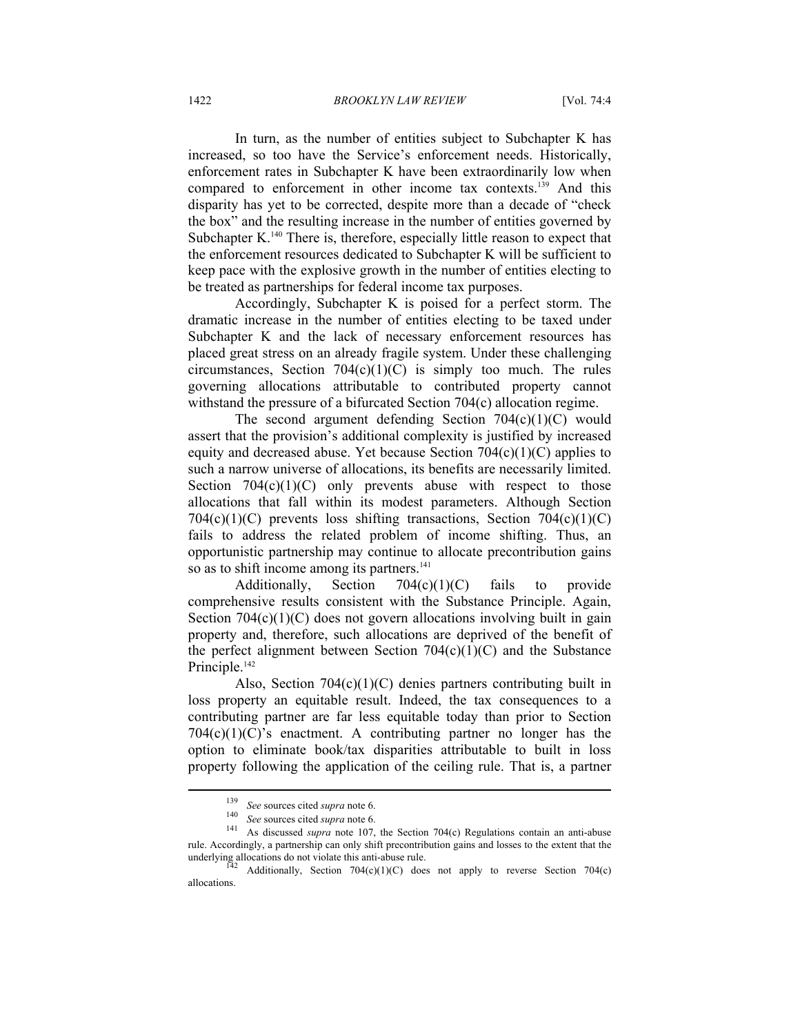In turn, as the number of entities subject to Subchapter K has increased, so too have the Service's enforcement needs. Historically, enforcement rates in Subchapter K have been extraordinarily low when compared to enforcement in other income tax contexts.[139] And this disparity has yet to be corrected, despite more than a decade of "check the box" and the resulting increase in the number of entities governed by Subchapter K.[140] There is, therefore, especially little reason to expect that the enforcement resources dedicated to Subchapter K will be sufficient to keep pace with the explosive growth in the number of entities electing to be treated as partnerships for federal income tax purposes.

Accordingly, Subchapter K is poised for a perfect storm. The dramatic increase in the number of entities electing to be taxed under Subchapter K and the lack of necessary enforcement resources has placed great stress on an already fragile system. Under these challenging circumstances, Section 704(c)(1)(C) is simply too much. The rules governing allocations attributable to contributed property cannot withstand the pressure of a bifurcated Section 704(c) allocation regime.

The second argument defending Section 704(c)(1)(C) would assert that the provision's additional complexity is justified by increased equity and decreased abuse. Yet because Section 704(c)(1)(C) applies to such a narrow universe of allocations, its benefits are necessarily limited. Section 704(c)(1)(C) only prevents abuse with respect to those allocations that fall within its modest parameters. Although Section 704(c)(1)(C) prevents loss shifting transactions, Section 704(c)(1)(C) fails to address the related problem of income shifting. Thus, an opportunistic partnership may continue to allocate precontribution gains so as to shift income among its partners.[141]

Additionally, Section 704(c)(1)(C) fails to provide comprehensive results consistent with the Substance Principle. Again, Section 704(c)(1)(C) does not govern allocations involving built in gain property and, therefore, such allocations are deprived of the benefit of the perfect alignment between Section 704(c)(1)(C) and the Substance Principle.[142]

Also, Section 704(c)(1)(C) denies partners contributing built in loss property an equitable result. Indeed, the tax consequences to a contributing partner are far less equitable today than prior to Section 704(c)(1)(C)'s enactment. A contributing partner no longer has the option to eliminate book/tax disparities attributable to built in loss property following the application of the ceiling rule. That is, a partner

---

[139] *See* sources cited *supra* note 6.

[140] *See* sources cited *supra* note 6.

[141] As discussed *supra* note 107, the Section 704(c) Regulations contain an anti-abuse rule. Accordingly, a partnership can only shift precontribution gains and losses to the extent that the underlying allocations do not violate this anti-abuse rule.

[142] Additionally, Section 704(c)(1)(C) does not apply to reverse Section 704(c) allocations.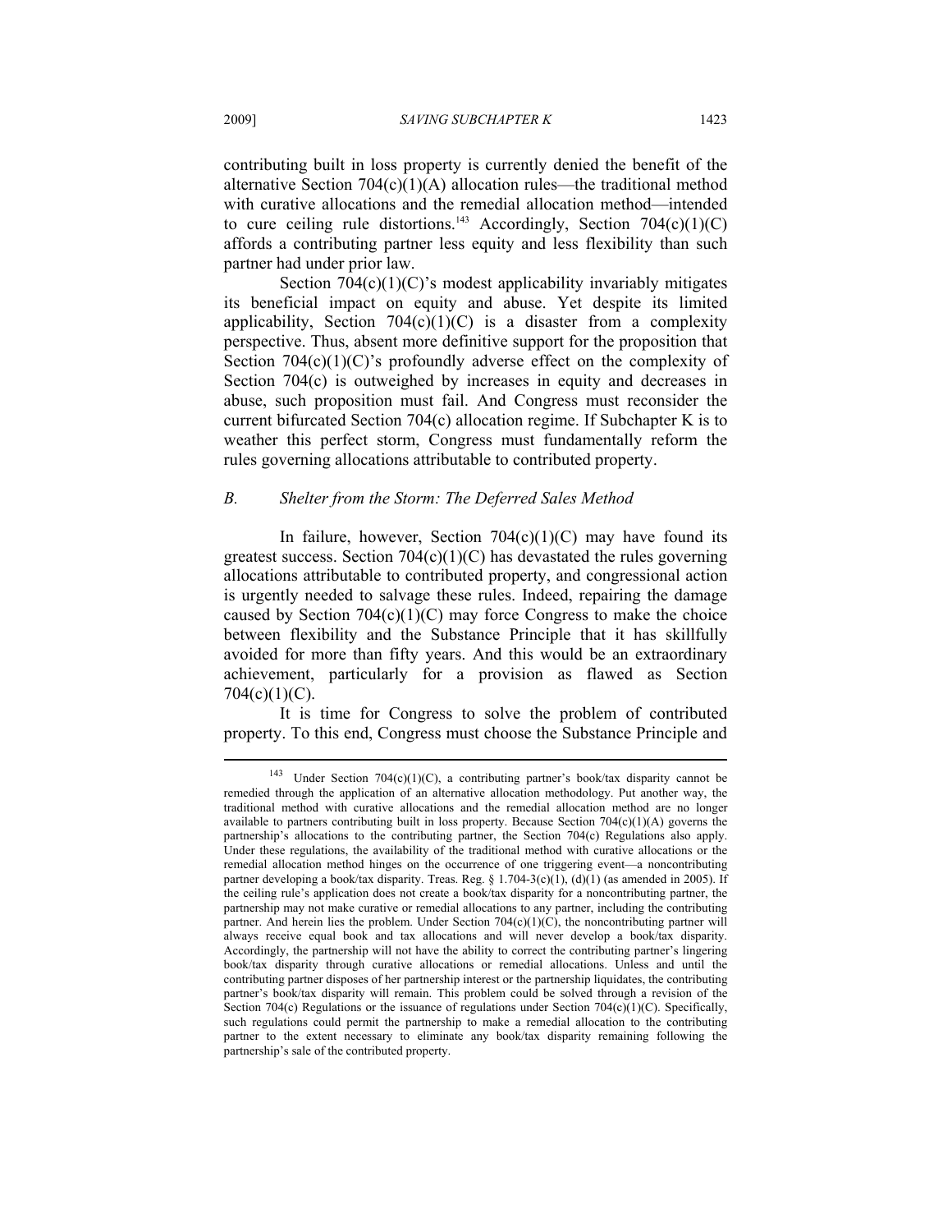contributing built in loss property is currently denied the benefit of the alternative Section 704(c)(1)(A) allocation rules—the traditional method with curative allocations and the remedial allocation method—intended to cure ceiling rule distortions.[143] Accordingly, Section 704(c)(1)(C) affords a contributing partner less equity and less flexibility than such partner had under prior law.

Section 704(c)(1)(C)'s modest applicability invariably mitigates its beneficial impact on equity and abuse. Yet despite its limited applicability, Section 704(c)(1)(C) is a disaster from a complexity perspective. Thus, absent more definitive support for the proposition that Section 704(c)(1)(C)'s profoundly adverse effect on the complexity of Section 704(c) is outweighed by increases in equity and decreases in abuse, such proposition must fail. And Congress must reconsider the current bifurcated Section 704(c) allocation regime. If Subchapter K is to weather this perfect storm, Congress must fundamentally reform the rules governing allocations attributable to contributed property.

### *B. Shelter from the Storm: The Deferred Sales Method*

In failure, however, Section 704(c)(1)(C) may have found its greatest success. Section 704(c)(1)(C) has devastated the rules governing allocations attributable to contributed property, and congressional action is urgently needed to salvage these rules. Indeed, repairing the damage caused by Section 704(c)(1)(C) may force Congress to make the choice between flexibility and the Substance Principle that it has skillfully avoided for more than fifty years. And this would be an extraordinary achievement, particularly for a provision as flawed as Section 704(c)(1)(C).

It is time for Congress to solve the problem of contributed property. To this end, Congress must choose the Substance Principle and

---

[143] Under Section 704(c)(1)(C), a contributing partner's book/tax disparity cannot be remedied through the application of an alternative allocation methodology. Put another way, the traditional method with curative allocations and the remedial allocation method are no longer available to partners contributing built in loss property. Because Section 704(c)(1)(A) governs the partnership's allocations to the contributing partner, the Section 704(c) Regulations also apply. Under these regulations, the availability of the traditional method with curative allocations or the remedial allocation method hinges on the occurrence of one triggering event—a noncontributing partner developing a book/tax disparity. Treas. Reg. § 1.704-3(c)(1), (d)(1) (as amended in 2005). If the ceiling rule's application does not create a book/tax disparity for a noncontributing partner, the partnership may not make curative or remedial allocations to any partner, including the contributing partner. And herein lies the problem. Under Section 704(c)(1)(C), the noncontributing partner will always receive equal book and tax allocations and will never develop a book/tax disparity. Accordingly, the partnership will not have the ability to correct the contributing partner's lingering book/tax disparity through curative allocations or remedial allocations. Unless and until the contributing partner disposes of her partnership interest or the partnership liquidates, the contributing partner's book/tax disparity will remain. This problem could be solved through a revision of the Section 704(c) Regulations or the issuance of regulations under Section 704(c)(1)(C). Specifically, such regulations could permit the partnership to make a remedial allocation to the contributing partner to the extent necessary to eliminate any book/tax disparity remaining following the partnership's sale of the contributed property.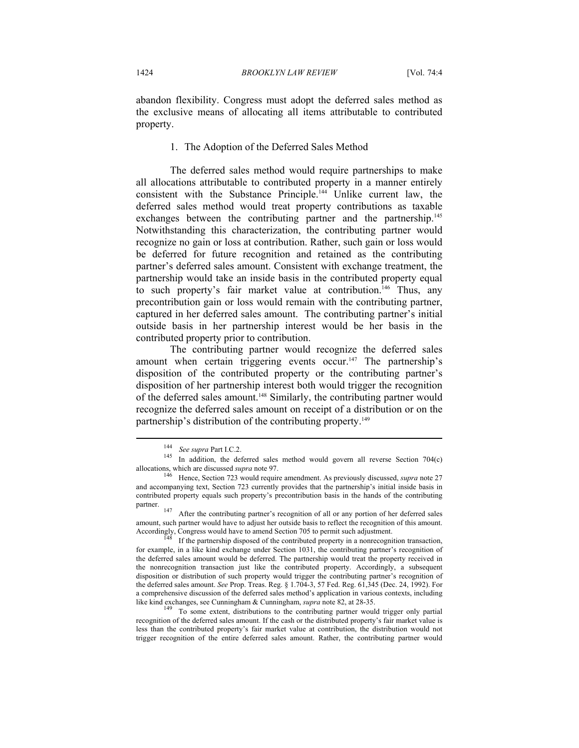abandon flexibility. Congress must adopt the deferred sales method as the exclusive means of allocating all items attributable to contributed property.

### 1. The Adoption of the Deferred Sales Method

The deferred sales method would require partnerships to make all allocations attributable to contributed property in a manner entirely consistent with the Substance Principle.[144] Unlike current law, the deferred sales method would treat property contributions as taxable exchanges between the contributing partner and the partnership.[145] Notwithstanding this characterization, the contributing partner would recognize no gain or loss at contribution. Rather, such gain or loss would be deferred for future recognition and retained as the contributing partner's deferred sales amount. Consistent with exchange treatment, the partnership would take an inside basis in the contributed property equal to such property's fair market value at contribution.[146] Thus, any precontribution gain or loss would remain with the contributing partner, captured in her deferred sales amount. The contributing partner's initial outside basis in her partnership interest would be her basis in the contributed property prior to contribution.

The contributing partner would recognize the deferred sales amount when certain triggering events occur.[147] The partnership's disposition of the contributed property or the contributing partner's disposition of her partnership interest both would trigger the recognition of the deferred sales amount.[148] Similarly, the contributing partner would recognize the deferred sales amount on receipt of a distribution or on the partnership's distribution of the contributing property.[149]

---

[144] *See supra* Part I.C.2.

[145] In addition, the deferred sales method would govern all reverse Section 704(c) allocations, which are discussed *supra* note 97.

[146] Hence, Section 723 would require amendment. As previously discussed, *supra* note 27 and accompanying text, Section 723 currently provides that the partnership's initial inside basis in contributed property equals such property's precontribution basis in the hands of the contributing partner.

[147] After the contributing partner's recognition of all or any portion of her deferred sales amount, such partner would have to adjust her outside basis to reflect the recognition of this amount. Accordingly, Congress would have to amend Section 705 to permit such adjustment.

[148] If the partnership disposed of the contributed property in a nonrecognition transaction, for example, in a like kind exchange under Section 1031, the contributing partner's recognition of the deferred sales amount would be deferred. The partnership would treat the property received in the nonrecognition transaction just like the contributed property. Accordingly, a subsequent disposition or distribution of such property would trigger the contributing partner's recognition of the deferred sales amount. *See* Prop. Treas. Reg. § 1.704-3, 57 Fed. Reg. 61,345 (Dec. 24, 1992). For a comprehensive discussion of the deferred sales method's application in various contexts, including like kind exchanges, see Cunningham & Cunningham, *supra* note 82, at 28-35.

[149] To some extent, distributions to the contributing partner would trigger only partial recognition of the deferred sales amount. If the cash or the distributed property's fair market value is less than the contributed property's fair market value at contribution, the distribution would not trigger recognition of the entire deferred sales amount. Rather, the contributing partner would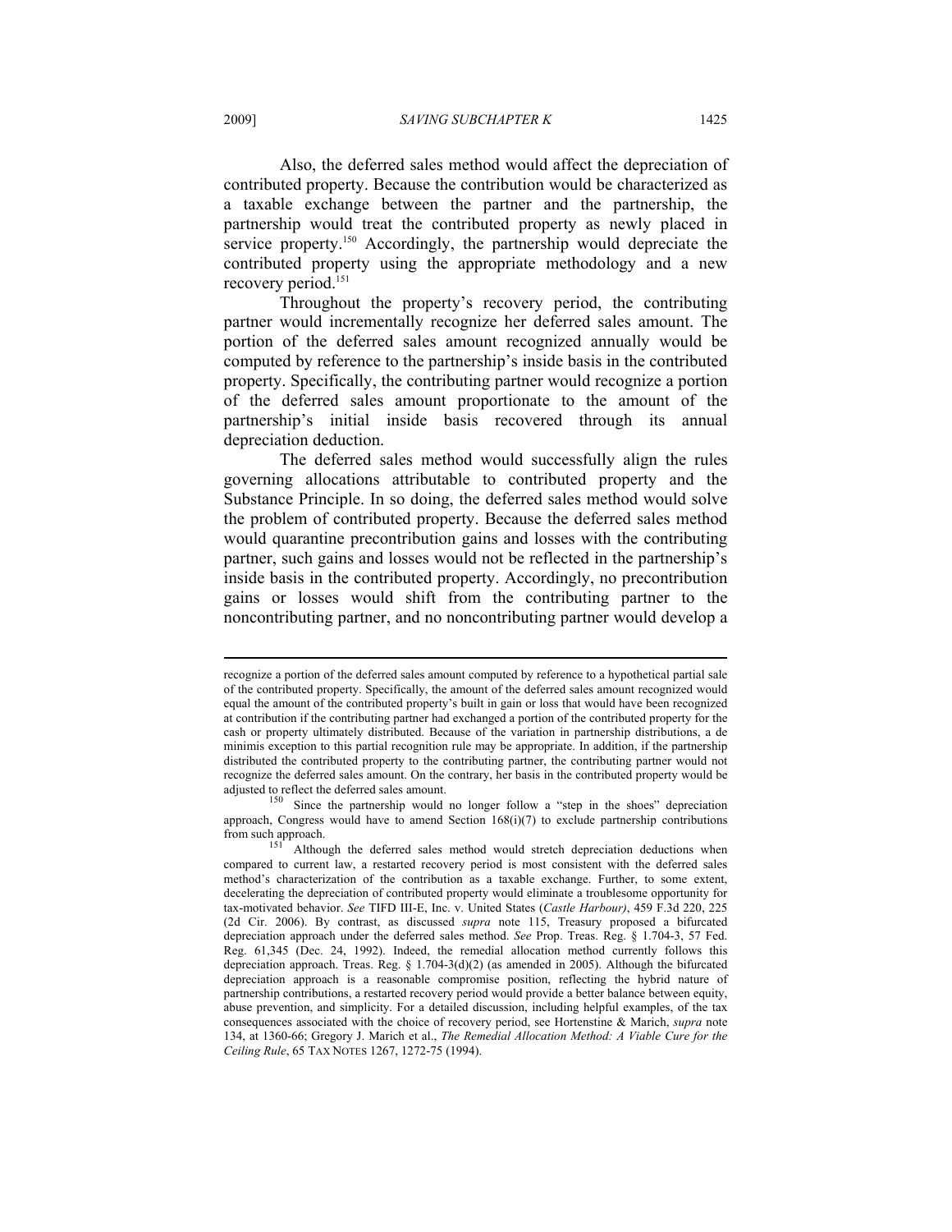Also, the deferred sales method would affect the depreciation of contributed property. Because the contribution would be characterized as a taxable exchange between the partner and the partnership, the partnership would treat the contributed property as newly placed in service property.[150] Accordingly, the partnership would depreciate the contributed property using the appropriate methodology and a new recovery period.[151]

Throughout the property's recovery period, the contributing partner would incrementally recognize her deferred sales amount. The portion of the deferred sales amount recognized annually would be computed by reference to the partnership's inside basis in the contributed property. Specifically, the contributing partner would recognize a portion of the deferred sales amount proportionate to the amount of the partnership's initial inside basis recovered through its annual depreciation deduction.

The deferred sales method would successfully align the rules governing allocations attributable to contributed property and the Substance Principle. In so doing, the deferred sales method would solve the problem of contributed property. Because the deferred sales method would quarantine precontribution gains and losses with the contributing partner, such gains and losses would not be reflected in the partnership's inside basis in the contributed property. Accordingly, no precontribution gains or losses would shift from the contributing partner to the noncontributing partner, and no noncontributing partner would develop a

---

recognize a portion of the deferred sales amount computed by reference to a hypothetical partial sale of the contributed property. Specifically, the amount of the deferred sales amount recognized would equal the amount of the contributed property's built in gain or loss that would have been recognized at contribution if the contributing partner had exchanged a portion of the contributed property for the cash or property ultimately distributed. Because of the variation in partnership distributions, a de minimis exception to this partial recognition rule may be appropriate. In addition, if the partnership distributed the contributed property to the contributing partner, the contributing partner would not recognize the deferred sales amount. On the contrary, her basis in the contributed property would be adjusted to reflect the deferred sales amount.

[150] Since the partnership would no longer follow a "step in the shoes" depreciation approach, Congress would have to amend Section 168(i)(7) to exclude partnership contributions from such approach.

[151] Although the deferred sales method would stretch depreciation deductions when compared to current law, a restarted recovery period is most consistent with the deferred sales method's characterization of the contribution as a taxable exchange. Further, to some extent, decelerating the depreciation of contributed property would eliminate a troublesome opportunity for tax-motivated behavior. *See* TIFD III-E, Inc. v. United States (*Castle Harbour)*, 459 F.3d 220, 225 (2d Cir. 2006). By contrast, as discussed *supra* note 115, Treasury proposed a bifurcated depreciation approach under the deferred sales method. *See* Prop. Treas. Reg. § 1.704-3, 57 Fed. Reg. 61,345 (Dec. 24, 1992). Indeed, the remedial allocation method currently follows this depreciation approach. Treas. Reg. § 1.704-3(d)(2) (as amended in 2005). Although the bifurcated depreciation approach is a reasonable compromise position, reflecting the hybrid nature of partnership contributions, a restarted recovery period would provide a better balance between equity, abuse prevention, and simplicity. For a detailed discussion, including helpful examples, of the tax consequences associated with the choice of recovery period, see Hortenstine & Marich, *supra* note 134, at 1360-66; Gregory J. Marich et al., *The Remedial Allocation Method: A Viable Cure for the Ceiling Rule*, 65 TAX NOTES 1267, 1272-75 (1994).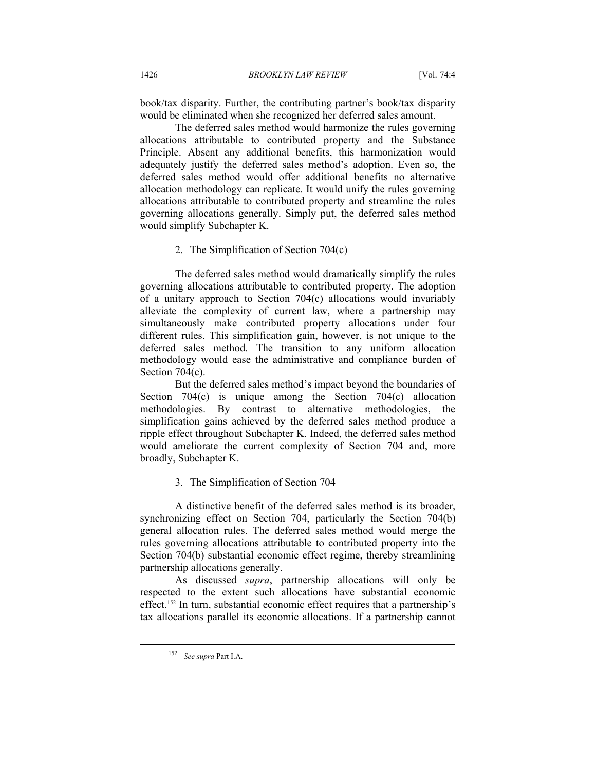book/tax disparity. Further, the contributing partner's book/tax disparity would be eliminated when she recognized her deferred sales amount.

The deferred sales method would harmonize the rules governing allocations attributable to contributed property and the Substance Principle. Absent any additional benefits, this harmonization would adequately justify the deferred sales method's adoption. Even so, the deferred sales method would offer additional benefits no alternative allocation methodology can replicate. It would unify the rules governing allocations attributable to contributed property and streamline the rules governing allocations generally. Simply put, the deferred sales method would simplify Subchapter K.

### 2. The Simplification of Section 704(c)

The deferred sales method would dramatically simplify the rules governing allocations attributable to contributed property. The adoption of a unitary approach to Section 704(c) allocations would invariably alleviate the complexity of current law, where a partnership may simultaneously make contributed property allocations under four different rules. This simplification gain, however, is not unique to the deferred sales method. The transition to any uniform allocation methodology would ease the administrative and compliance burden of Section 704(c).

But the deferred sales method's impact beyond the boundaries of Section 704(c) is unique among the Section 704(c) allocation methodologies. By contrast to alternative methodologies, the simplification gains achieved by the deferred sales method produce a ripple effect throughout Subchapter K. Indeed, the deferred sales method would ameliorate the current complexity of Section 704 and, more broadly, Subchapter K.

### 3. The Simplification of Section 704

A distinctive benefit of the deferred sales method is its broader, synchronizing effect on Section 704, particularly the Section 704(b) general allocation rules. The deferred sales method would merge the rules governing allocations attributable to contributed property into the Section 704(b) substantial economic effect regime, thereby streamlining partnership allocations generally.

As discussed *supra*, partnership allocations will only be respected to the extent such allocations have substantial economic effect.[152] In turn, substantial economic effect requires that a partnership's tax allocations parallel its economic allocations. If a partnership cannot

---

[152] *See supra* Part I.A.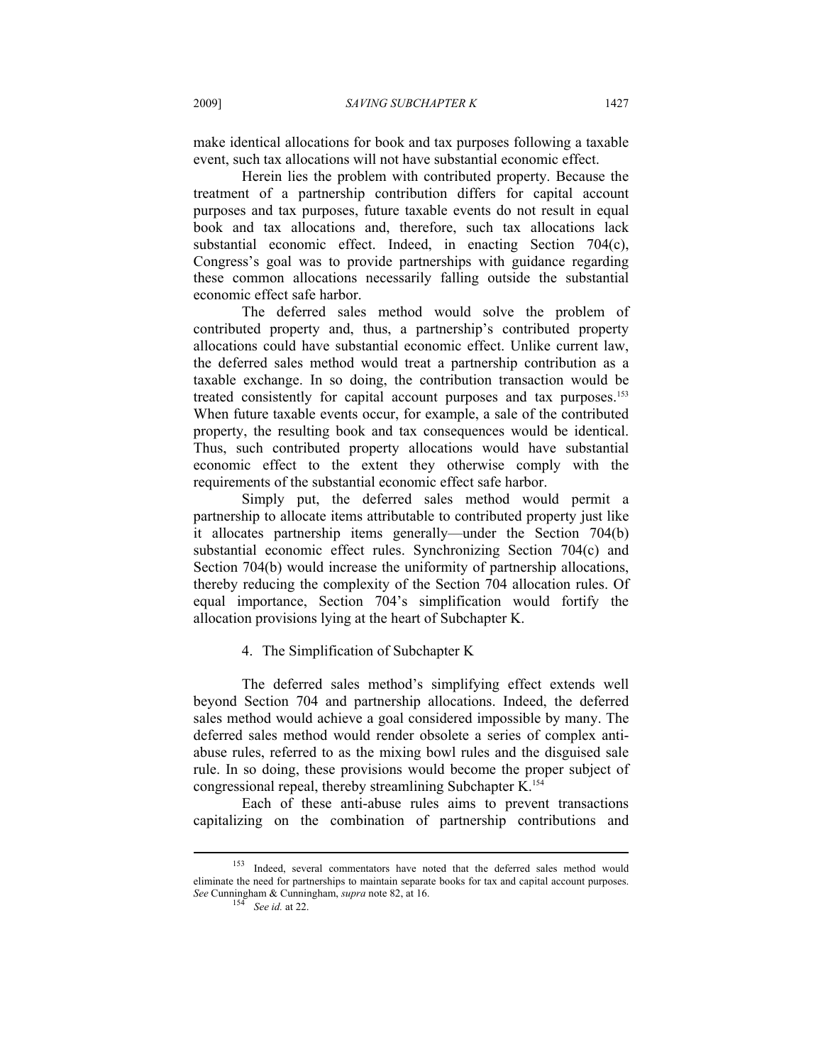make identical allocations for book and tax purposes following a taxable event, such tax allocations will not have substantial economic effect.

Herein lies the problem with contributed property. Because the treatment of a partnership contribution differs for capital account purposes and tax purposes, future taxable events do not result in equal book and tax allocations and, therefore, such tax allocations lack substantial economic effect. Indeed, in enacting Section 704(c), Congress's goal was to provide partnerships with guidance regarding these common allocations necessarily falling outside the substantial economic effect safe harbor.

The deferred sales method would solve the problem of contributed property and, thus, a partnership's contributed property allocations could have substantial economic effect. Unlike current law, the deferred sales method would treat a partnership contribution as a taxable exchange. In so doing, the contribution transaction would be treated consistently for capital account purposes and tax purposes.[153] When future taxable events occur, for example, a sale of the contributed property, the resulting book and tax consequences would be identical. Thus, such contributed property allocations would have substantial economic effect to the extent they otherwise comply with the requirements of the substantial economic effect safe harbor.

Simply put, the deferred sales method would permit a partnership to allocate items attributable to contributed property just like it allocates partnership items generally—under the Section 704(b) substantial economic effect rules. Synchronizing Section 704(c) and Section 704(b) would increase the uniformity of partnership allocations, thereby reducing the complexity of the Section 704 allocation rules. Of equal importance, Section 704's simplification would fortify the allocation provisions lying at the heart of Subchapter K.

4. The Simplification of Subchapter K

The deferred sales method's simplifying effect extends well beyond Section 704 and partnership allocations. Indeed, the deferred sales method would achieve a goal considered impossible by many. The deferred sales method would render obsolete a series of complex anti-abuse rules, referred to as the mixing bowl rules and the disguised sale rule. In so doing, these provisions would become the proper subject of congressional repeal, thereby streamlining Subchapter K.[154]

Each of these anti-abuse rules aims to prevent transactions capitalizing on the combination of partnership contributions and

---

[153] Indeed, several commentators have noted that the deferred sales method would eliminate the need for partnerships to maintain separate books for tax and capital account purposes. *See* Cunningham & Cunningham, *supra* note 82, at 16.

[154] *See id.* at 22.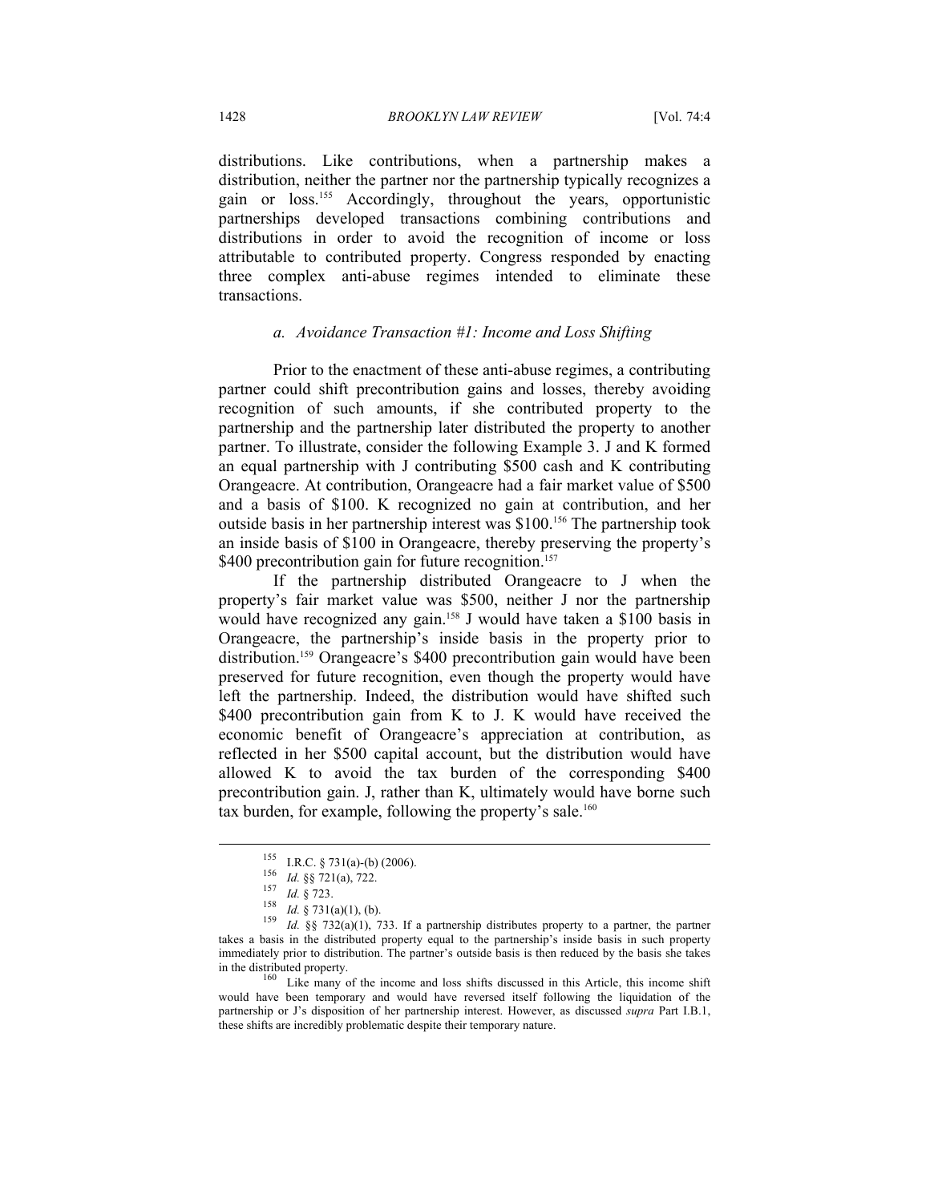distributions. Like contributions, when a partnership makes a distribution, neither the partner nor the partnership typically recognizes a gain or loss.[155] Accordingly, throughout the years, opportunistic partnerships developed transactions combining contributions and distributions in order to avoid the recognition of income or loss attributable to contributed property. Congress responded by enacting three complex anti-abuse regimes intended to eliminate these transactions.

#### *a. Avoidance Transaction #1: Income and Loss Shifting*

Prior to the enactment of these anti-abuse regimes, a contributing partner could shift precontribution gains and losses, thereby avoiding recognition of such amounts, if she contributed property to the partnership and the partnership later distributed the property to another partner. To illustrate, consider the following Example 3. J and K formed an equal partnership with J contributing $500 cash and K contributing Orangeacre. At contribution, Orangeacre had a fair market value of $500 and a basis of $100. K recognized no gain at contribution, and her outside basis in her partnership interest was $100.[156] The partnership took an inside basis of $100 in Orangeacre, thereby preserving the property's $400 precontribution gain for future recognition.[157]

If the partnership distributed Orangeacre to J when the property's fair market value was $500, neither J nor the partnership would have recognized any gain.[158] J would have taken a $100 basis in Orangeacre, the partnership's inside basis in the property prior to distribution.[159] Orangeacre's $400 precontribution gain would have been preserved for future recognition, even though the property would have left the partnership. Indeed, the distribution would have shifted such $400 precontribution gain from K to J. K would have received the economic benefit of Orangeacre's appreciation at contribution, as reflected in her $500 capital account, but the distribution would have allowed K to avoid the tax burden of the corresponding $400 precontribution gain. J, rather than K, ultimately would have borne such tax burden, for example, following the property's sale.[160]

---

[155] I.R.C. § 731(a)-(b) (2006).

[156] *Id.* §§ 721(a), 722.

[157] *Id.* § 723.

[158] *Id.* § 731(a)(1), (b).

[159] *Id.* §§ 732(a)(1), 733. If a partnership distributes property to a partner, the partner takes a basis in the distributed property equal to the partnership's inside basis in such property immediately prior to distribution. The partner's outside basis is then reduced by the basis she takes in the distributed property.

[160] Like many of the income and loss shifts discussed in this Article, this income shift would have been temporary and would have reversed itself following the liquidation of the partnership or J's disposition of her partnership interest. However, as discussed *supra* Part I.B.1, these shifts are incredibly problematic despite their temporary nature.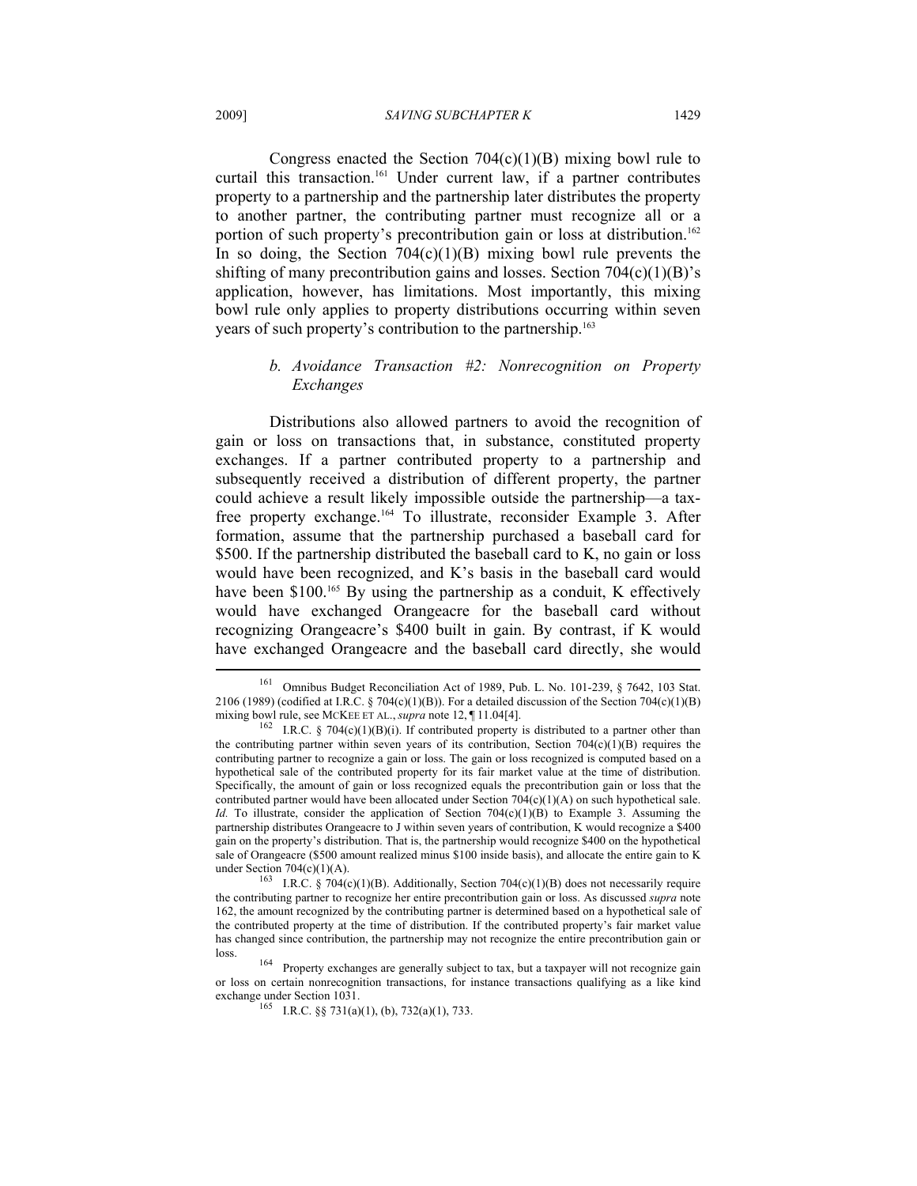Congress enacted the Section 704(c)(1)(B) mixing bowl rule to curtail this transaction.[161] Under current law, if a partner contributes property to a partnership and the partnership later distributes the property to another partner, the contributing partner must recognize all or a portion of such property's precontribution gain or loss at distribution.[162] In so doing, the Section 704(c)(1)(B) mixing bowl rule prevents the shifting of many precontribution gains and losses. Section 704(c)(1)(B)'s application, however, has limitations. Most importantly, this mixing bowl rule only applies to property distributions occurring within seven years of such property's contribution to the partnership.[163]

### *b. Avoidance Transaction #2: Nonrecognition on Property Exchanges*

Distributions also allowed partners to avoid the recognition of gain or loss on transactions that, in substance, constituted property exchanges. If a partner contributed property to a partnership and subsequently received a distribution of different property, the partner could achieve a result likely impossible outside the partnership—a tax-free property exchange.[164] To illustrate, reconsider Example 3. After formation, assume that the partnership purchased a baseball card for \$500. If the partnership distributed the baseball card to K, no gain or loss would have been recognized, and K's basis in the baseball card would have been \$100.[165] By using the partnership as a conduit, K effectively would have exchanged Orangeacre for the baseball card without recognizing Orangeacre's \$400 built in gain. By contrast, if K would have exchanged Orangeacre and the baseball card directly, she would

---

[161] Omnibus Budget Reconciliation Act of 1989, Pub. L. No. 101-239, § 7642, 103 Stat. 2106 (1989) (codified at I.R.C. § 704(c)(1)(B)). For a detailed discussion of the Section 704(c)(1)(B) mixing bowl rule, see MCKEE ET AL., *supra* note 12, ¶ 11.04[4].

[162] I.R.C. § 704(c)(1)(B)(i). If contributed property is distributed to a partner other than the contributing partner within seven years of its contribution, Section 704(c)(1)(B) requires the contributing partner to recognize a gain or loss. The gain or loss recognized is computed based on a hypothetical sale of the contributed property for its fair market value at the time of distribution. Specifically, the amount of gain or loss recognized equals the precontribution gain or loss that the contributed partner would have been allocated under Section 704(c)(1)(A) on such hypothetical sale. *Id.* To illustrate, consider the application of Section 704(c)(1)(B) to Example 3. Assuming the partnership distributes Orangeacre to J within seven years of contribution, K would recognize a \$400 gain on the property's distribution. That is, the partnership would recognize \$400 on the hypothetical sale of Orangeacre (\$500 amount realized minus \$100 inside basis), and allocate the entire gain to K under Section 704(c)(1)(A).

[163] I.R.C. § 704(c)(1)(B). Additionally, Section 704(c)(1)(B) does not necessarily require the contributing partner to recognize her entire precontribution gain or loss. As discussed *supra* note 162, the amount recognized by the contributing partner is determined based on a hypothetical sale of the contributed property at the time of distribution. If the contributed property's fair market value has changed since contribution, the partnership may not recognize the entire precontribution gain or loss.

[164] Property exchanges are generally subject to tax, but a taxpayer will not recognize gain or loss on certain nonrecognition transactions, for instance transactions qualifying as a like kind exchange under Section 1031.

[165] I.R.C. §§ 731(a)(1), (b), 732(a)(1), 733.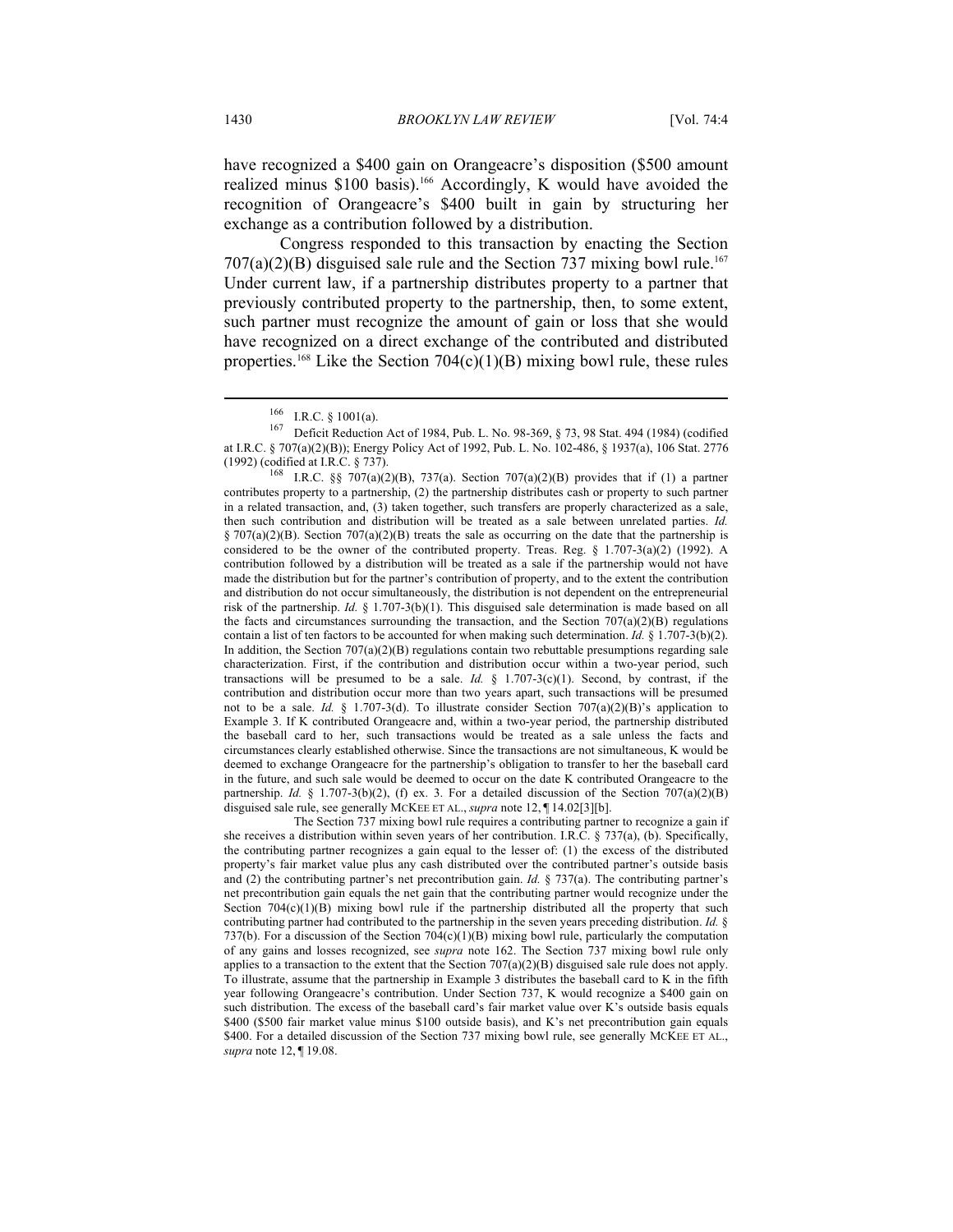have recognized a $400 gain on Orangeacre's disposition ($500 amount realized minus $100 basis).[166] Accordingly, K would have avoided the recognition of Orangeacre's $400 built in gain by structuring her exchange as a contribution followed by a distribution.

Congress responded to this transaction by enacting the Section 707(a)(2)(B) disguised sale rule and the Section 737 mixing bowl rule.[167] Under current law, if a partnership distributes property to a partner that previously contributed property to the partnership, then, to some extent, such partner must recognize the amount of gain or loss that she would have recognized on a direct exchange of the contributed and distributed properties.[168] Like the Section 704(c)(1)(B) mixing bowl rule, these rules

---

[166] I.R.C. § 1001(a).

[167] Deficit Reduction Act of 1984, Pub. L. No. 98-369, § 73, 98 Stat. 494 (1984) (codified at I.R.C. § 707(a)(2)(B)); Energy Policy Act of 1992, Pub. L. No. 102-486, § 1937(a), 106 Stat. 2776 (1992) (codified at I.R.C. § 737).

[168] I.R.C. §§ 707(a)(2)(B), 737(a). Section 707(a)(2)(B) provides that if (1) a partner contributes property to a partnership, (2) the partnership distributes cash or property to such partner in a related transaction, and, (3) taken together, such transfers are properly characterized as a sale, then such contribution and distribution will be treated as a sale between unrelated parties. *Id.* § 707(a)(2)(B). Section 707(a)(2)(B) treats the sale as occurring on the date that the partnership is considered to be the owner of the contributed property. Treas. Reg. § 1.707-3(a)(2) (1992). A contribution followed by a distribution will be treated as a sale if the partnership would not have made the distribution but for the partner's contribution of property, and to the extent the contribution and distribution do not occur simultaneously, the distribution is not dependent on the entrepreneurial risk of the partnership. *Id.* § 1.707-3(b)(1). This disguised sale determination is made based on all the facts and circumstances surrounding the transaction, and the Section 707(a)(2)(B) regulations contain a list of ten factors to be accounted for when making such determination. *Id.* § 1.707-3(b)(2). In addition, the Section 707(a)(2)(B) regulations contain two rebuttable presumptions regarding sale characterization. First, if the contribution and distribution occur within a two-year period, such transactions will be presumed to be a sale. *Id.* § 1.707-3(c)(1). Second, by contrast, if the contribution and distribution occur more than two years apart, such transactions will be presumed not to be a sale. *Id.* § 1.707-3(d). To illustrate consider Section 707(a)(2)(B)'s application to Example 3. If K contributed Orangeacre and, within a two-year period, the partnership distributed the baseball card to her, such transactions would be treated as a sale unless the facts and circumstances clearly established otherwise. Since the transactions are not simultaneous, K would be deemed to exchange Orangeacre for the partnership's obligation to transfer to her the baseball card in the future, and such sale would be deemed to occur on the date K contributed Orangeacre to the partnership. *Id.* § 1.707-3(b)(2), (f) ex. 3. For a detailed discussion of the Section 707(a)(2)(B) disguised sale rule, see generally MCKEE ET AL., *supra* note 12, ¶ 14.02[3][b].

The Section 737 mixing bowl rule requires a contributing partner to recognize a gain if she receives a distribution within seven years of her contribution. I.R.C. § 737(a), (b). Specifically, the contributing partner recognizes a gain equal to the lesser of: (1) the excess of the distributed property's fair market value plus any cash distributed over the contributed partner's outside basis and (2) the contributing partner's net precontribution gain. *Id.* § 737(a). The contributing partner's net precontribution gain equals the net gain that the contributing partner would recognize under the Section 704(c)(1)(B) mixing bowl rule if the partnership distributed all the property that such contributing partner had contributed to the partnership in the seven years preceding distribution. *Id.* § 737(b). For a discussion of the Section 704(c)(1)(B) mixing bowl rule, particularly the computation of any gains and losses recognized, see *supra* note 162. The Section 737 mixing bowl rule only applies to a transaction to the extent that the Section 707(a)(2)(B) disguised sale rule does not apply. To illustrate, assume that the partnership in Example 3 distributes the baseball card to K in the fifth year following Orangeacre's contribution. Under Section 737, K would recognize a $400 gain on such distribution. The excess of the baseball card's fair market value over K's outside basis equals $400 ($500 fair market value minus $100 outside basis), and K's net precontribution gain equals $400. For a detailed discussion of the Section 737 mixing bowl rule, see generally MCKEE ET AL., *supra* note 12, ¶ 19.08.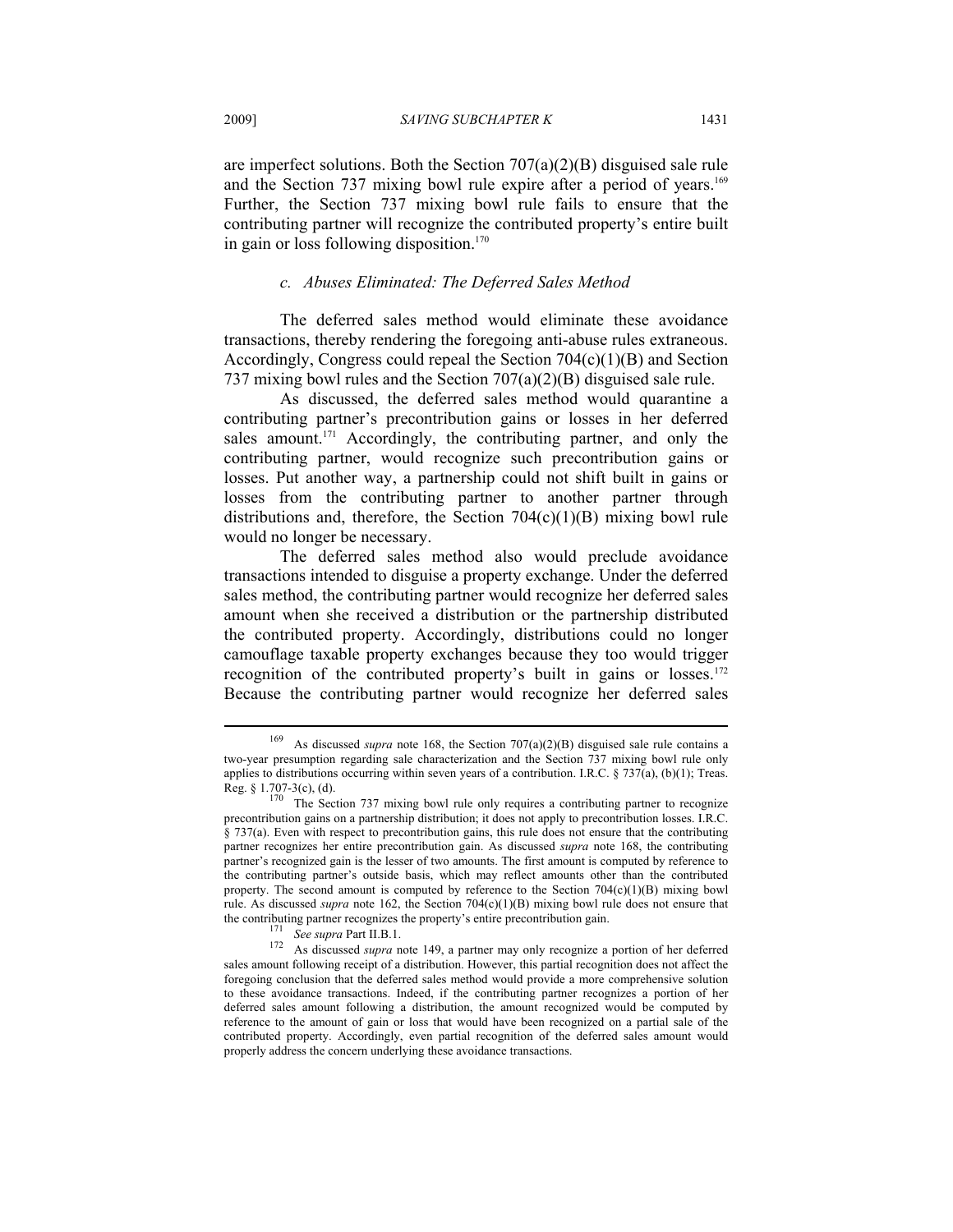are imperfect solutions. Both the Section 707(a)(2)(B) disguised sale rule and the Section 737 mixing bowl rule expire after a period of years.[169] Further, the Section 737 mixing bowl rule fails to ensure that the contributing partner will recognize the contributed property's entire built in gain or loss following disposition.[170]

#### *c. Abuses Eliminated: The Deferred Sales Method*

The deferred sales method would eliminate these avoidance transactions, thereby rendering the foregoing anti-abuse rules extraneous. Accordingly, Congress could repeal the Section 704(c)(1)(B) and Section 737 mixing bowl rules and the Section 707(a)(2)(B) disguised sale rule.

As discussed, the deferred sales method would quarantine a contributing partner's precontribution gains or losses in her deferred sales amount.[171] Accordingly, the contributing partner, and only the contributing partner, would recognize such precontribution gains or losses. Put another way, a partnership could not shift built in gains or losses from the contributing partner to another partner through distributions and, therefore, the Section 704(c)(1)(B) mixing bowl rule would no longer be necessary.

The deferred sales method also would preclude avoidance transactions intended to disguise a property exchange. Under the deferred sales method, the contributing partner would recognize her deferred sales amount when she received a distribution or the partnership distributed the contributed property. Accordingly, distributions could no longer camouflage taxable property exchanges because they too would trigger recognition of the contributed property's built in gains or losses.[172] Because the contributing partner would recognize her deferred sales

---

[169] As discussed *supra* note 168, the Section 707(a)(2)(B) disguised sale rule contains a two-year presumption regarding sale characterization and the Section 737 mixing bowl rule only applies to distributions occurring within seven years of a contribution. I.R.C. § 737(a), (b)(1); Treas. Reg. § 1.707-3(c), (d).

[170] The Section 737 mixing bowl rule only requires a contributing partner to recognize precontribution gains on a partnership distribution; it does not apply to precontribution losses. I.R.C. § 737(a). Even with respect to precontribution gains, this rule does not ensure that the contributing partner recognizes her entire precontribution gain. As discussed *supra* note 168, the contributing partner's recognized gain is the lesser of two amounts. The first amount is computed by reference to the contributing partner's outside basis, which may reflect amounts other than the contributed property. The second amount is computed by reference to the Section 704(c)(1)(B) mixing bowl rule. As discussed *supra* note 162, the Section 704(c)(1)(B) mixing bowl rule does not ensure that the contributing partner recognizes the property's entire precontribution gain.

[171] *See supra* Part II.B.1.

[172] As discussed *supra* note 149, a partner may only recognize a portion of her deferred sales amount following receipt of a distribution. However, this partial recognition does not affect the foregoing conclusion that the deferred sales method would provide a more comprehensive solution to these avoidance transactions. Indeed, if the contributing partner recognizes a portion of her deferred sales amount following a distribution, the amount recognized would be computed by reference to the amount of gain or loss that would have been recognized on a partial sale of the contributed property. Accordingly, even partial recognition of the deferred sales amount would properly address the concern underlying these avoidance transactions.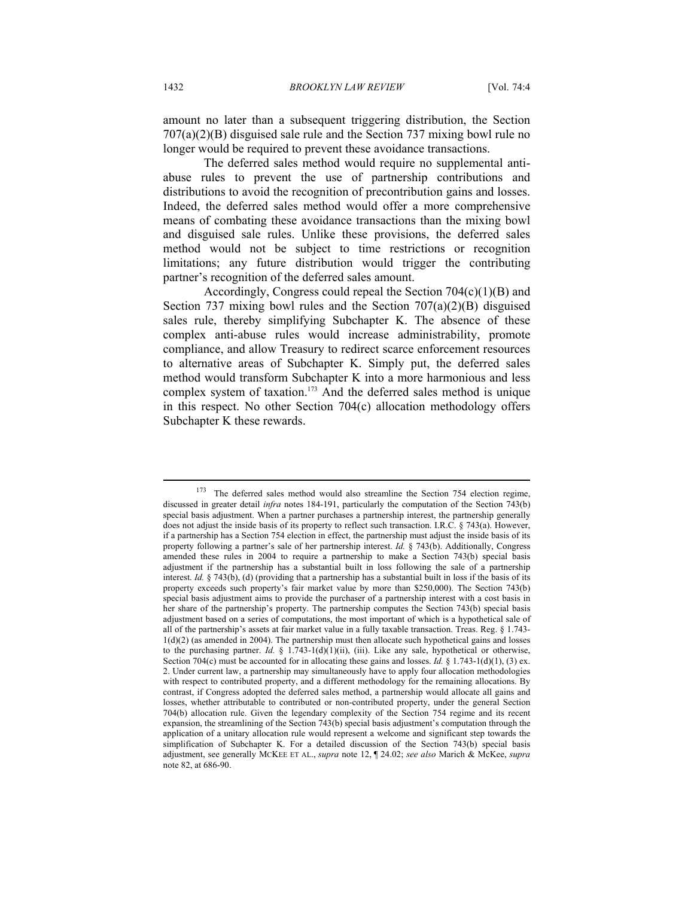amount no later than a subsequent triggering distribution, the Section 707(a)(2)(B) disguised sale rule and the Section 737 mixing bowl rule no longer would be required to prevent these avoidance transactions.

The deferred sales method would require no supplemental anti-abuse rules to prevent the use of partnership contributions and distributions to avoid the recognition of precontribution gains and losses. Indeed, the deferred sales method would offer a more comprehensive means of combating these avoidance transactions than the mixing bowl and disguised sale rules. Unlike these provisions, the deferred sales method would not be subject to time restrictions or recognition limitations; any future distribution would trigger the contributing partner's recognition of the deferred sales amount.

Accordingly, Congress could repeal the Section 704(c)(1)(B) and Section 737 mixing bowl rules and the Section 707(a)(2)(B) disguised sales rule, thereby simplifying Subchapter K. The absence of these complex anti-abuse rules would increase administrability, promote compliance, and allow Treasury to redirect scarce enforcement resources to alternative areas of Subchapter K. Simply put, the deferred sales method would transform Subchapter K into a more harmonious and less complex system of taxation.[173] And the deferred sales method is unique in this respect. No other Section 704(c) allocation methodology offers Subchapter K these rewards.

---

[173] The deferred sales method would also streamline the Section 754 election regime, discussed in greater detail *infra* notes 184-191, particularly the computation of the Section 743(b) special basis adjustment. When a partner purchases a partnership interest, the partnership generally does not adjust the inside basis of its property to reflect such transaction. I.R.C. § 743(a). However, if a partnership has a Section 754 election in effect, the partnership must adjust the inside basis of its property following a partner's sale of her partnership interest. *Id.* § 743(b). Additionally, Congress amended these rules in 2004 to require a partnership to make a Section 743(b) special basis adjustment if the partnership has a substantial built in loss following the sale of a partnership interest. *Id.* § 743(b), (d) (providing that a partnership has a substantial built in loss if the basis of its property exceeds such property's fair market value by more than $250,000). The Section 743(b) special basis adjustment aims to provide the purchaser of a partnership interest with a cost basis in her share of the partnership's property. The partnership computes the Section 743(b) special basis adjustment based on a series of computations, the most important of which is a hypothetical sale of all of the partnership's assets at fair market value in a fully taxable transaction. Treas. Reg. § 1.743-1(d)(2) (as amended in 2004). The partnership must then allocate such hypothetical gains and losses to the purchasing partner. *Id.* § 1.743-1(d)(1)(ii), (iii). Like any sale, hypothetical or otherwise, Section 704(c) must be accounted for in allocating these gains and losses. *Id.* § 1.743-1(d)(1), (3) ex. 2. Under current law, a partnership may simultaneously have to apply four allocation methodologies with respect to contributed property, and a different methodology for the remaining allocations. By contrast, if Congress adopted the deferred sales method, a partnership would allocate all gains and losses, whether attributable to contributed or non-contributed property, under the general Section 704(b) allocation rule. Given the legendary complexity of the Section 754 regime and its recent expansion, the streamlining of the Section 743(b) special basis adjustment's computation through the application of a unitary allocation rule would represent a welcome and significant step towards the simplification of Subchapter K. For a detailed discussion of the Section 743(b) special basis adjustment, see generally MCKEE ET AL., *supra* note 12, ¶ 24.02; *see also* Marich & McKee, *supra* note 82, at 686-90.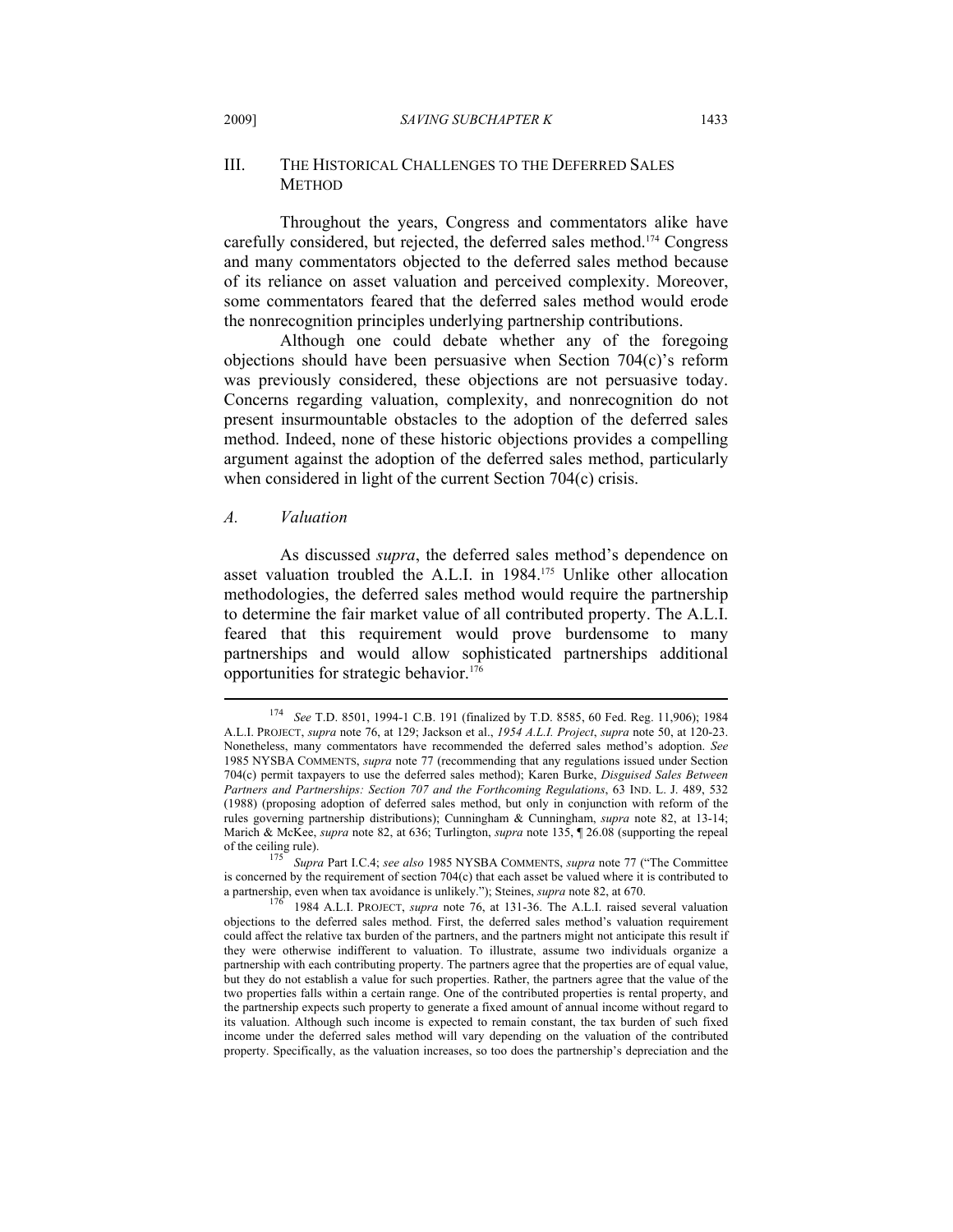## III. The Historical Challenges to the Deferred Sales Method

Throughout the years, Congress and commentators alike have carefully considered, but rejected, the deferred sales method.[174] Congress and many commentators objected to the deferred sales method because of its reliance on asset valuation and perceived complexity. Moreover, some commentators feared that the deferred sales method would erode the nonrecognition principles underlying partnership contributions.

Although one could debate whether any of the foregoing objections should have been persuasive when Section 704(c)'s reform was previously considered, these objections are not persuasive today. Concerns regarding valuation, complexity, and nonrecognition do not present insurmountable obstacles to the adoption of the deferred sales method. Indeed, none of these historic objections provides a compelling argument against the adoption of the deferred sales method, particularly when considered in light of the current Section 704(c) crisis.

### *A. Valuation*

As discussed *supra*, the deferred sales method's dependence on asset valuation troubled the A.L.I. in 1984.[175] Unlike other allocation methodologies, the deferred sales method would require the partnership to determine the fair market value of all contributed property. The A.L.I. feared that this requirement would prove burdensome to many partnerships and would allow sophisticated partnerships additional opportunities for strategic behavior.[176]

---

[174] *See* T.D. 8501, 1994-1 C.B. 191 (finalized by T.D. 8585, 60 Fed. Reg. 11,906); 1984 A.L.I. PROJECT, *supra* note 76, at 129; Jackson et al., *1954 A.L.I. Project*, *supra* note 50, at 120-23. Nonetheless, many commentators have recommended the deferred sales method's adoption. *See* 1985 NYSBA COMMENTS, *supra* note 77 (recommending that any regulations issued under Section 704(c) permit taxpayers to use the deferred sales method); Karen Burke, *Disguised Sales Between Partners and Partnerships: Section 707 and the Forthcoming Regulations*, 63 IND. L. J. 489, 532 (1988) (proposing adoption of deferred sales method, but only in conjunction with reform of the rules governing partnership distributions); Cunningham & Cunningham, *supra* note 82, at 13-14; Marich & McKee, *supra* note 82, at 636; Turlington, *supra* note 135, ¶ 26.08 (supporting the repeal of the ceiling rule).

[175] *Supra* Part I.C.4; *see also* 1985 NYSBA COMMENTS, *supra* note 77 ("The Committee is concerned by the requirement of section 704(c) that each asset be valued where it is contributed to a partnership, even when tax avoidance is unlikely."); Steines, *supra* note 82, at 670.

[176] 1984 A.L.I. PROJECT, *supra* note 76, at 131-36. The A.L.I. raised several valuation objections to the deferred sales method. First, the deferred sales method's valuation requirement could affect the relative tax burden of the partners, and the partners might not anticipate this result if they were otherwise indifferent to valuation. To illustrate, assume two individuals organize a partnership with each contributing property. The partners agree that the properties are of equal value, but they do not establish a value for such properties. Rather, the partners agree that the value of the two properties falls within a certain range. One of the contributed properties is rental property, and the partnership expects such property to generate a fixed amount of annual income without regard to its valuation. Although such income is expected to remain constant, the tax burden of such fixed income under the deferred sales method will vary depending on the valuation of the contributed property. Specifically, as the valuation increases, so too does the partnership's depreciation and the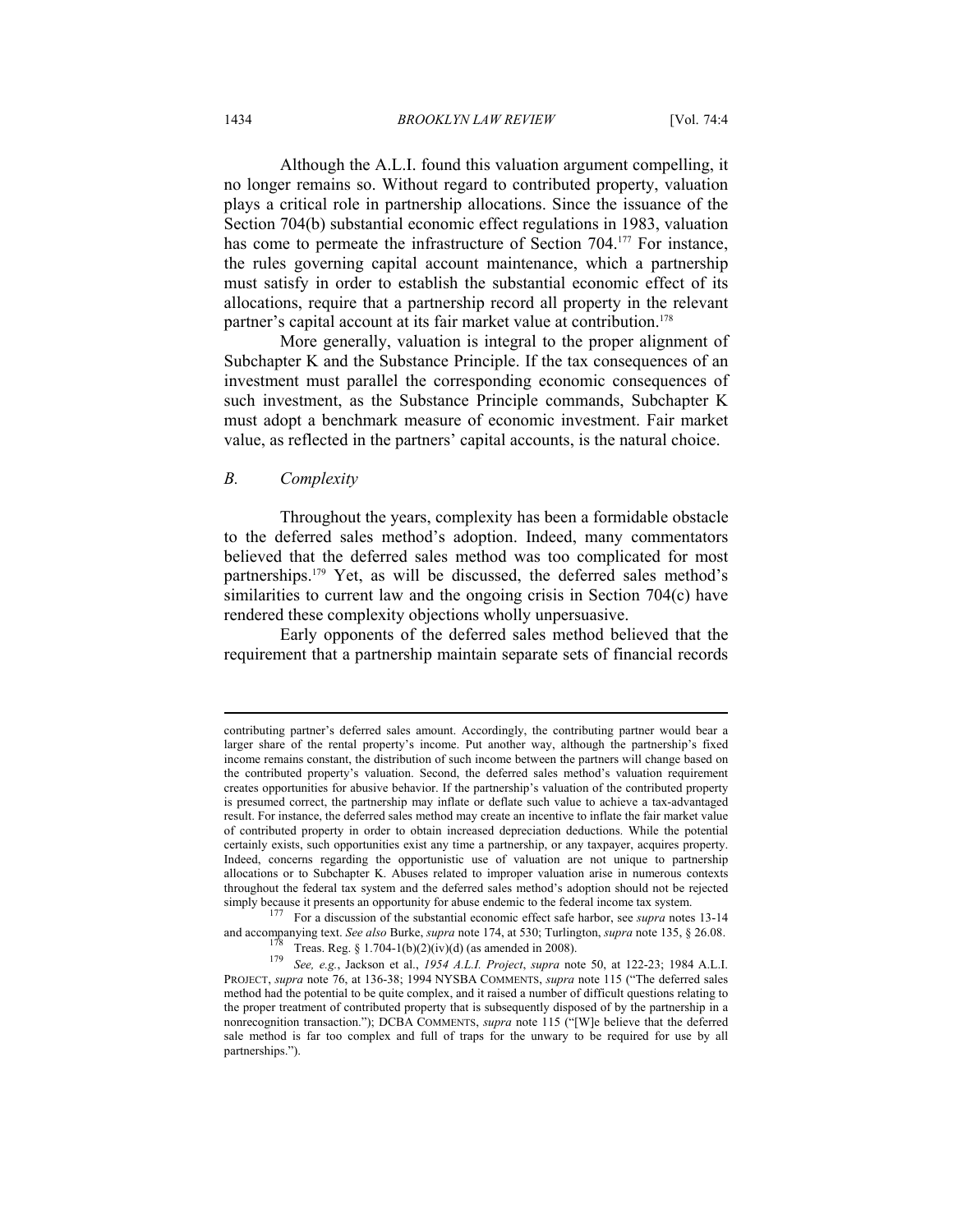Although the A.L.I. found this valuation argument compelling, it no longer remains so. Without regard to contributed property, valuation plays a critical role in partnership allocations. Since the issuance of the Section 704(b) substantial economic effect regulations in 1983, valuation has come to permeate the infrastructure of Section 704.[177] For instance, the rules governing capital account maintenance, which a partnership must satisfy in order to establish the substantial economic effect of its allocations, require that a partnership record all property in the relevant partner's capital account at its fair market value at contribution.[178]

More generally, valuation is integral to the proper alignment of Subchapter K and the Substance Principle. If the tax consequences of an investment must parallel the corresponding economic consequences of such investment, as the Substance Principle commands, Subchapter K must adopt a benchmark measure of economic investment. Fair market value, as reflected in the partners' capital accounts, is the natural choice.

### *B. Complexity*

Throughout the years, complexity has been a formidable obstacle to the deferred sales method's adoption. Indeed, many commentators believed that the deferred sales method was too complicated for most partnerships.[179] Yet, as will be discussed, the deferred sales method's similarities to current law and the ongoing crisis in Section 704(c) have rendered these complexity objections wholly unpersuasive.

Early opponents of the deferred sales method believed that the requirement that a partnership maintain separate sets of financial records

---

contributing partner's deferred sales amount. Accordingly, the contributing partner would bear a larger share of the rental property's income. Put another way, although the partnership's fixed income remains constant, the distribution of such income between the partners will change based on the contributed property's valuation. Second, the deferred sales method's valuation requirement creates opportunities for abusive behavior. If the partnership's valuation of the contributed property is presumed correct, the partnership may inflate or deflate such value to achieve a tax-advantaged result. For instance, the deferred sales method may create an incentive to inflate the fair market value of contributed property in order to obtain increased depreciation deductions. While the potential certainly exists, such opportunities exist any time a partnership, or any taxpayer, acquires property. Indeed, concerns regarding the opportunistic use of valuation are not unique to partnership allocations or to Subchapter K. Abuses related to improper valuation arise in numerous contexts throughout the federal tax system and the deferred sales method's adoption should not be rejected simply because it presents an opportunity for abuse endemic to the federal income tax system.

[177] For a discussion of the substantial economic effect safe harbor, see *supra* notes 13-14 and accompanying text. *See also* Burke, *supra* note 174, at 530; Turlington, *supra* note 135, § 26.08.

[178] Treas. Reg. § 1.704-1(b)(2)(iv)(d) (as amended in 2008).

[179] *See, e.g.*, Jackson et al., *1954 A.L.I. Project*, *supra* note 50, at 122-23; 1984 A.L.I. PROJECT, *supra* note 76, at 136-38; 1994 NYSBA COMMENTS, *supra* note 115 ("The deferred sales method had the potential to be quite complex, and it raised a number of difficult questions relating to the proper treatment of contributed property that is subsequently disposed of by the partnership in a nonrecognition transaction."); DCBA COMMENTS, *supra* note 115 ("[W]e believe that the deferred sale method is far too complex and full of traps for the unwary to be required for use by all partnerships.").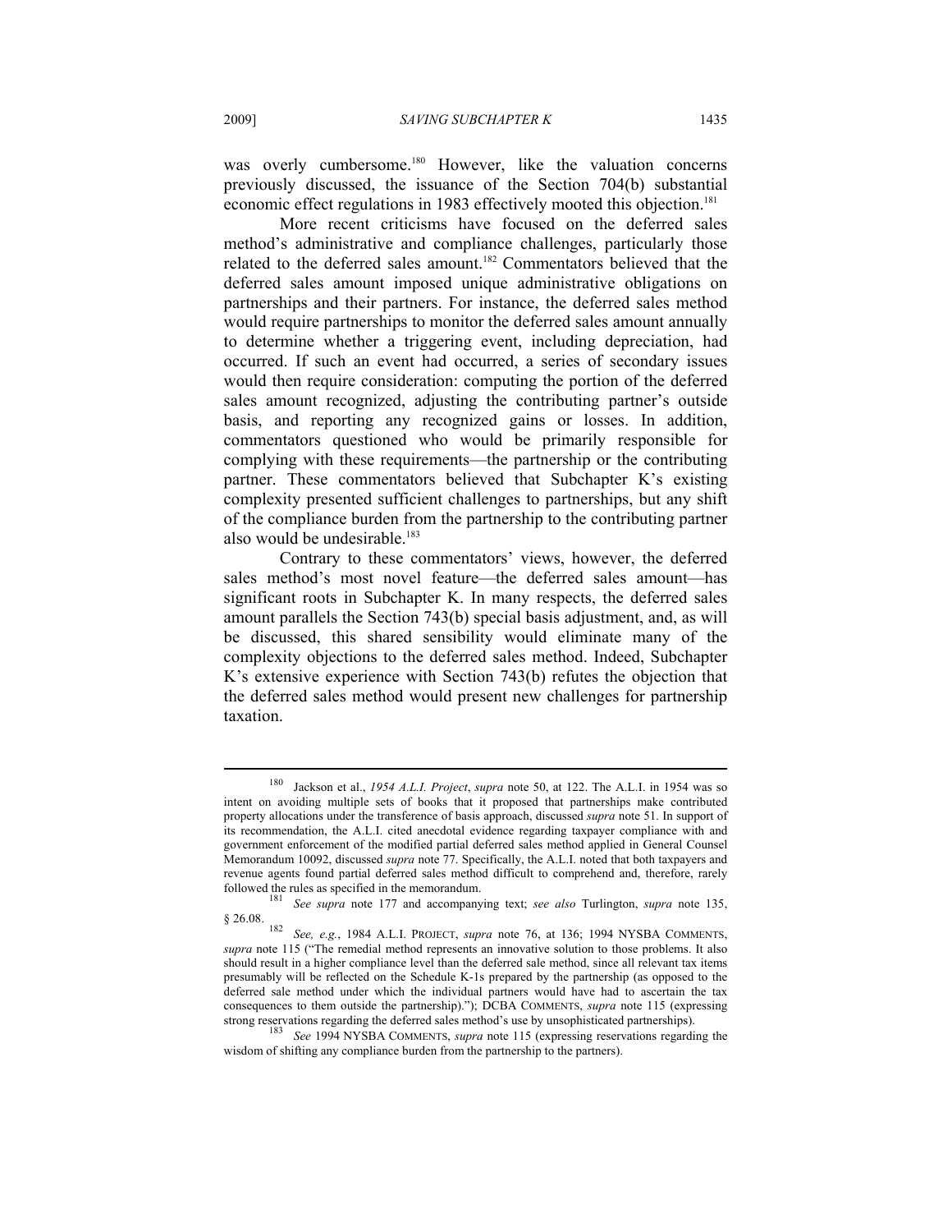was overly cumbersome.[180] However, like the valuation concerns previously discussed, the issuance of the Section 704(b) substantial economic effect regulations in 1983 effectively mooted this objection.[181]

More recent criticisms have focused on the deferred sales method's administrative and compliance challenges, particularly those related to the deferred sales amount.[182] Commentators believed that the deferred sales amount imposed unique administrative obligations on partnerships and their partners. For instance, the deferred sales method would require partnerships to monitor the deferred sales amount annually to determine whether a triggering event, including depreciation, had occurred. If such an event had occurred, a series of secondary issues would then require consideration: computing the portion of the deferred sales amount recognized, adjusting the contributing partner's outside basis, and reporting any recognized gains or losses. In addition, commentators questioned who would be primarily responsible for complying with these requirements—the partnership or the contributing partner. These commentators believed that Subchapter K's existing complexity presented sufficient challenges to partnerships, but any shift of the compliance burden from the partnership to the contributing partner also would be undesirable.[183]

Contrary to these commentators' views, however, the deferred sales method's most novel feature—the deferred sales amount—has significant roots in Subchapter K. In many respects, the deferred sales amount parallels the Section 743(b) special basis adjustment, and, as will be discussed, this shared sensibility would eliminate many of the complexity objections to the deferred sales method. Indeed, Subchapter K's extensive experience with Section 743(b) refutes the objection that the deferred sales method would present new challenges for partnership taxation.

---

[180] Jackson et al., *1954 A.L.I. Project*, *supra* note 50, at 122. The A.L.I. in 1954 was so intent on avoiding multiple sets of books that it proposed that partnerships make contributed property allocations under the transference of basis approach, discussed *supra* note 51. In support of its recommendation, the A.L.I. cited anecdotal evidence regarding taxpayer compliance with and government enforcement of the modified partial deferred sales method applied in General Counsel Memorandum 10092, discussed *supra* note 77. Specifically, the A.L.I. noted that both taxpayers and revenue agents found partial deferred sales method difficult to comprehend and, therefore, rarely followed the rules as specified in the memorandum.

[181] *See supra* note 177 and accompanying text; *see also* Turlington, *supra* note 135, § 26.08.

[182] *See, e.g.*, 1984 A.L.I. PROJECT, *supra* note 76, at 136; 1994 NYSBA COMMENTS, *supra* note 115 ("The remedial method represents an innovative solution to those problems. It also should result in a higher compliance level than the deferred sale method, since all relevant tax items presumably will be reflected on the Schedule K-1s prepared by the partnership (as opposed to the deferred sale method under which the individual partners would have had to ascertain the tax consequences to them outside the partnership)."); DCBA COMMENTS, *supra* note 115 (expressing strong reservations regarding the deferred sales method's use by unsophisticated partnerships).

[183] *See* 1994 NYSBA COMMENTS, *supra* note 115 (expressing reservations regarding the wisdom of shifting any compliance burden from the partnership to the partners).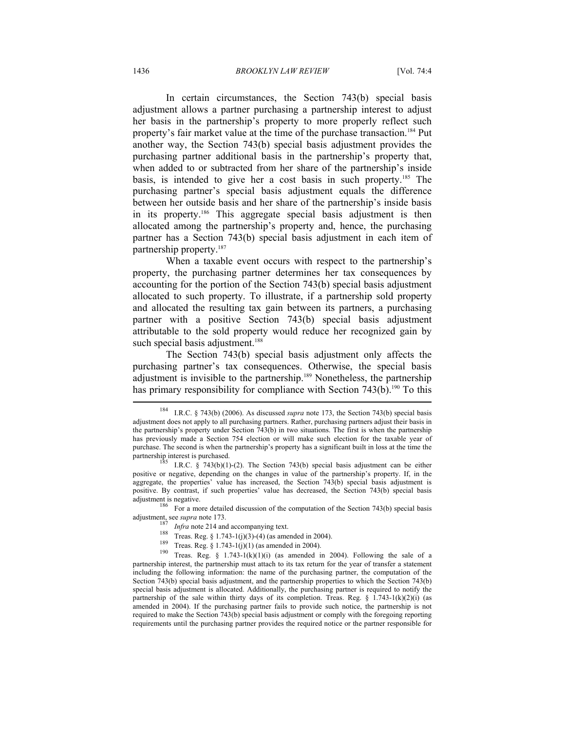In certain circumstances, the Section 743(b) special basis adjustment allows a partner purchasing a partnership interest to adjust her basis in the partnership's property to more properly reflect such property's fair market value at the time of the purchase transaction.[184] Put another way, the Section 743(b) special basis adjustment provides the purchasing partner additional basis in the partnership's property that, when added to or subtracted from her share of the partnership's inside basis, is intended to give her a cost basis in such property.[185] The purchasing partner's special basis adjustment equals the difference between her outside basis and her share of the partnership's inside basis in its property.[186] This aggregate special basis adjustment is then allocated among the partnership's property and, hence, the purchasing partner has a Section 743(b) special basis adjustment in each item of partnership property.[187]

When a taxable event occurs with respect to the partnership's property, the purchasing partner determines her tax consequences by accounting for the portion of the Section 743(b) special basis adjustment allocated to such property. To illustrate, if a partnership sold property and allocated the resulting tax gain between its partners, a purchasing partner with a positive Section 743(b) special basis adjustment attributable to the sold property would reduce her recognized gain by such special basis adjustment.[188]

The Section 743(b) special basis adjustment only affects the purchasing partner's tax consequences. Otherwise, the special basis adjustment is invisible to the partnership.[189] Nonetheless, the partnership has primary responsibility for compliance with Section 743(b).[190] To this

---

[184] I.R.C. § 743(b) (2006). As discussed *supra* note 173, the Section 743(b) special basis adjustment does not apply to all purchasing partners. Rather, purchasing partners adjust their basis in the partnership's property under Section 743(b) in two situations. The first is when the partnership has previously made a Section 754 election or will make such election for the taxable year of purchase. The second is when the partnership's property has a significant built in loss at the time the partnership interest is purchased.

[185] I.R.C. § 743(b)(1)-(2). The Section 743(b) special basis adjustment can be either positive or negative, depending on the changes in value of the partnership's property. If, in the aggregate, the properties' value has increased, the Section 743(b) special basis adjustment is positive. By contrast, if such properties' value has decreased, the Section 743(b) special basis adjustment is negative.

[186] For a more detailed discussion of the computation of the Section 743(b) special basis adjustment, see *supra* note 173.

[187] *Infra* note 214 and accompanying text.

[188] Treas. Reg. § 1.743-1(j)(3)-(4) (as amended in 2004).

[189] Treas. Reg. § 1.743-1(j)(1) (as amended in 2004).

[190] Treas. Reg. § 1.743-1(k)(1)(i) (as amended in 2004). Following the sale of a partnership interest, the partnership must attach to its tax return for the year of transfer a statement including the following information: the name of the purchasing partner, the computation of the Section 743(b) special basis adjustment, and the partnership properties to which the Section 743(b) special basis adjustment is allocated. Additionally, the purchasing partner is required to notify the partnership of the sale within thirty days of its completion. Treas. Reg. § 1.743-1(k)(2)(i) (as amended in 2004). If the purchasing partner fails to provide such notice, the partnership is not required to make the Section 743(b) special basis adjustment or comply with the foregoing reporting requirements until the purchasing partner provides the required notice or the partner responsible for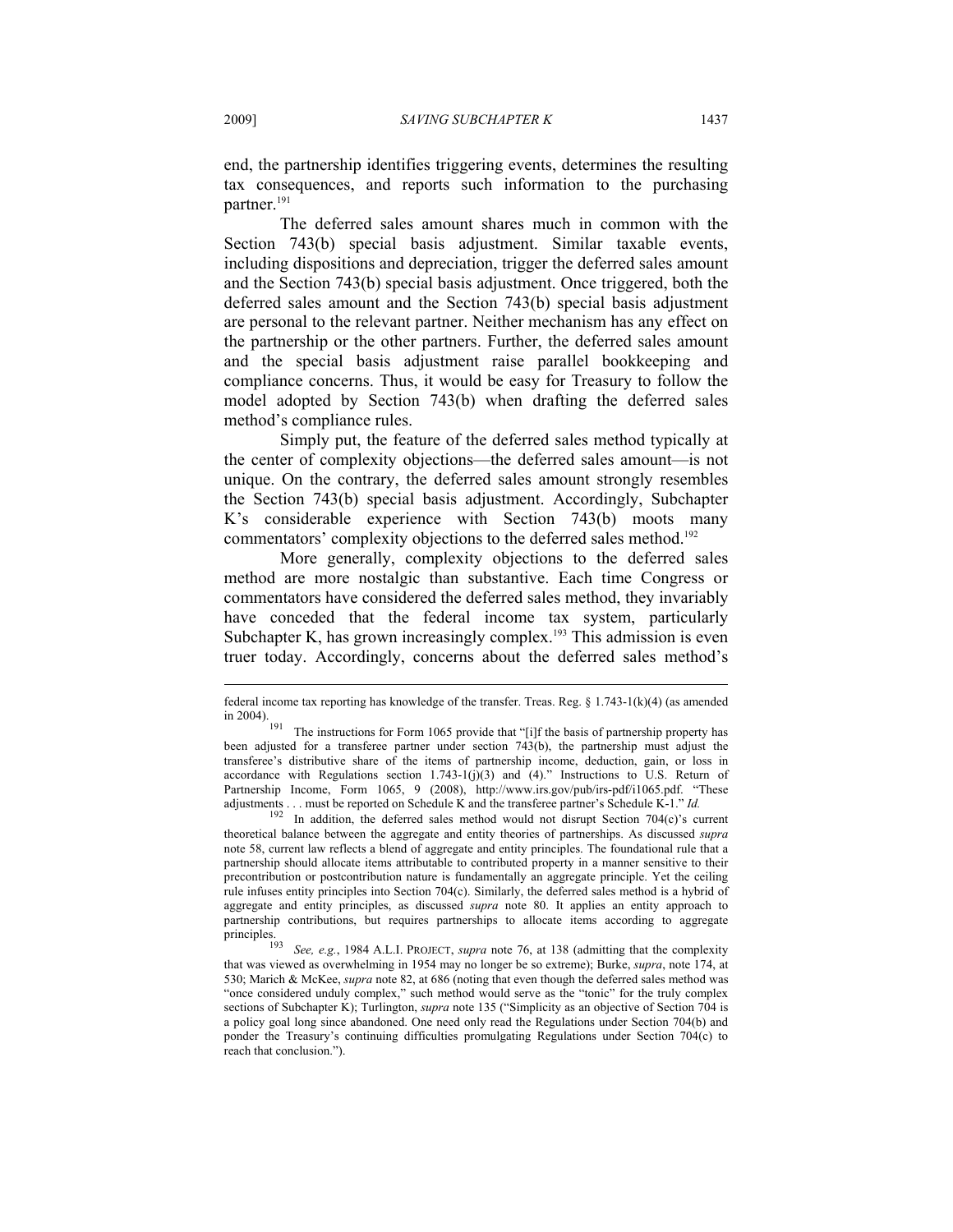end, the partnership identifies triggering events, determines the resulting tax consequences, and reports such information to the purchasing partner.[191]

The deferred sales amount shares much in common with the Section 743(b) special basis adjustment. Similar taxable events, including dispositions and depreciation, trigger the deferred sales amount and the Section 743(b) special basis adjustment. Once triggered, both the deferred sales amount and the Section 743(b) special basis adjustment are personal to the relevant partner. Neither mechanism has any effect on the partnership or the other partners. Further, the deferred sales amount and the special basis adjustment raise parallel bookkeeping and compliance concerns. Thus, it would be easy for Treasury to follow the model adopted by Section 743(b) when drafting the deferred sales method's compliance rules.

Simply put, the feature of the deferred sales method typically at the center of complexity objections—the deferred sales amount—is not unique. On the contrary, the deferred sales amount strongly resembles the Section 743(b) special basis adjustment. Accordingly, Subchapter K's considerable experience with Section 743(b) moots many commentators' complexity objections to the deferred sales method.[192]

More generally, complexity objections to the deferred sales method are more nostalgic than substantive. Each time Congress or commentators have considered the deferred sales method, they invariably have conceded that the federal income tax system, particularly Subchapter K, has grown increasingly complex.[193] This admission is even truer today. Accordingly, concerns about the deferred sales method's

---

federal income tax reporting has knowledge of the transfer. Treas. Reg. § 1.743-1(k)(4) (as amended in 2004).

[191] The instructions for Form 1065 provide that "[i]f the basis of partnership property has been adjusted for a transferee partner under section 743(b), the partnership must adjust the transferee's distributive share of the items of partnership income, deduction, gain, or loss in accordance with Regulations section 1.743-1(j)(3) and (4)." Instructions to U.S. Return of Partnership Income, Form 1065, 9 (2008), http://www.irs.gov/pub/irs-pdf/i1065.pdf. "These adjustments . . . must be reported on Schedule K and the transferee partner's Schedule K-1." *Id.*

[192] In addition, the deferred sales method would not disrupt Section 704(c)'s current theoretical balance between the aggregate and entity theories of partnerships. As discussed *supra* note 58, current law reflects a blend of aggregate and entity principles. The foundational rule that a partnership should allocate items attributable to contributed property in a manner sensitive to their precontribution or postcontribution nature is fundamentally an aggregate principle. Yet the ceiling rule infuses entity principles into Section 704(c). Similarly, the deferred sales method is a hybrid of aggregate and entity principles, as discussed *supra* note 80. It applies an entity approach to partnership contributions, but requires partnerships to allocate items according to aggregate principles.

[193] *See, e.g.*, 1984 A.L.I. PROJECT, *supra* note 76, at 138 (admitting that the complexity that was viewed as overwhelming in 1954 may no longer be so extreme); Burke, *supra*, note 174, at 530; Marich & McKee, *supra* note 82, at 686 (noting that even though the deferred sales method was "once considered unduly complex," such method would serve as the "tonic" for the truly complex sections of Subchapter K); Turlington, *supra* note 135 ("Simplicity as an objective of Section 704 is a policy goal long since abandoned. One need only read the Regulations under Section 704(b) and ponder the Treasury's continuing difficulties promulgating Regulations under Section 704(c) to reach that conclusion.").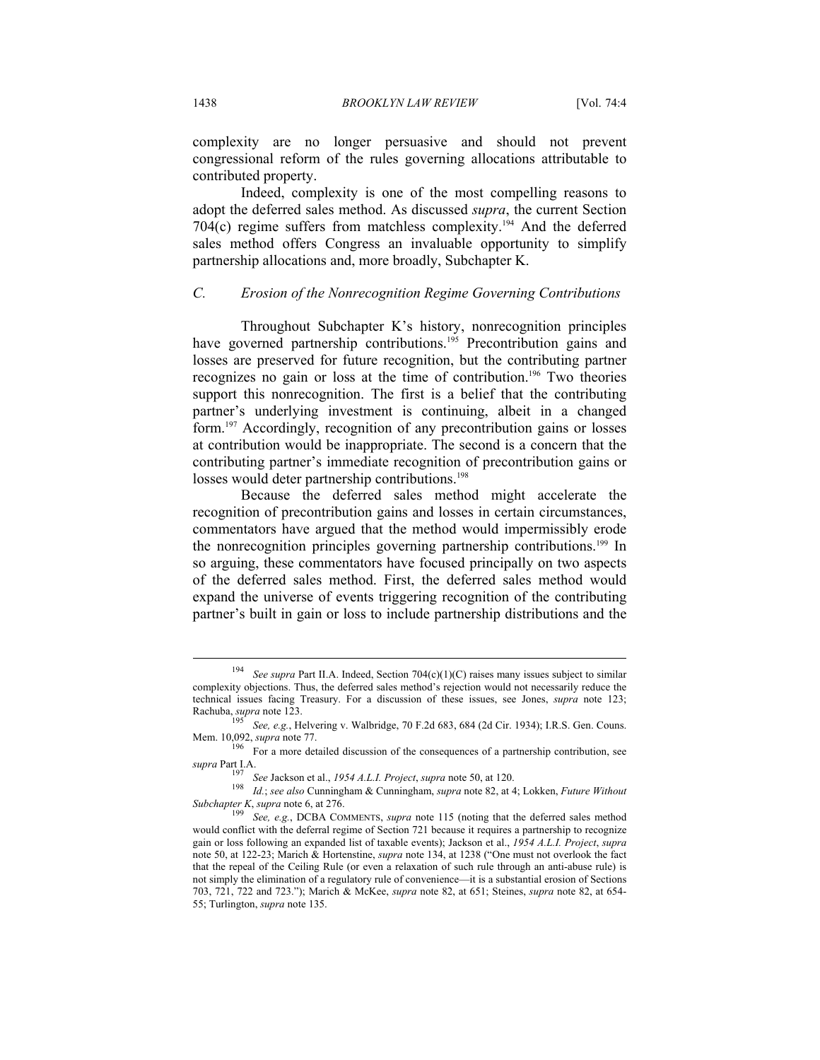complexity are no longer persuasive and should not prevent congressional reform of the rules governing allocations attributable to contributed property.

Indeed, complexity is one of the most compelling reasons to adopt the deferred sales method. As discussed *supra*, the current Section 704(c) regime suffers from matchless complexity.[194] And the deferred sales method offers Congress an invaluable opportunity to simplify partnership allocations and, more broadly, Subchapter K.

### *C. Erosion of the Nonrecognition Regime Governing Contributions*

Throughout Subchapter K's history, nonrecognition principles have governed partnership contributions.[195] Precontribution gains and losses are preserved for future recognition, but the contributing partner recognizes no gain or loss at the time of contribution.[196] Two theories support this nonrecognition. The first is a belief that the contributing partner's underlying investment is continuing, albeit in a changed form.[197] Accordingly, recognition of any precontribution gains or losses at contribution would be inappropriate. The second is a concern that the contributing partner's immediate recognition of precontribution gains or losses would deter partnership contributions.[198]

Because the deferred sales method might accelerate the recognition of precontribution gains and losses in certain circumstances, commentators have argued that the method would impermissibly erode the nonrecognition principles governing partnership contributions.[199] In so arguing, these commentators have focused principally on two aspects of the deferred sales method. First, the deferred sales method would expand the universe of events triggering recognition of the contributing partner's built in gain or loss to include partnership distributions and the

---

[194] *See supra* Part II.A. Indeed, Section 704(c)(1)(C) raises many issues subject to similar complexity objections. Thus, the deferred sales method's rejection would not necessarily reduce the technical issues facing Treasury. For a discussion of these issues, see Jones, *supra* note 123; Rachuba, *supra* note 123.

[195] *See, e.g.*, Helvering v. Walbridge, 70 F.2d 683, 684 (2d Cir. 1934); I.R.S. Gen. Couns. Mem. 10,092, *supra* note 77.

[196] For a more detailed discussion of the consequences of a partnership contribution, see *supra* Part I.A.

[197] *See* Jackson et al., *1954 A.L.I. Project*, *supra* note 50, at 120.

[198] *Id.*; *see also* Cunningham & Cunningham, *supra* note 82, at 4; Lokken, *Future Without Subchapter K*, *supra* note 6, at 276.

[199] *See, e.g.*, DCBA COMMENTS, *supra* note 115 (noting that the deferred sales method would conflict with the deferral regime of Section 721 because it requires a partnership to recognize gain or loss following an expanded list of taxable events); Jackson et al., *1954 A.L.I. Project*, *supra* note 50, at 122-23; Marich & Hortenstine, *supra* note 134, at 1238 ("One must not overlook the fact that the repeal of the Ceiling Rule (or even a relaxation of such rule through an anti-abuse rule) is not simply the elimination of a regulatory rule of convenience—it is a substantial erosion of Sections 703, 721, 722 and 723."); Marich & McKee, *supra* note 82, at 651; Steines, *supra* note 82, at 654-55; Turlington, *supra* note 135.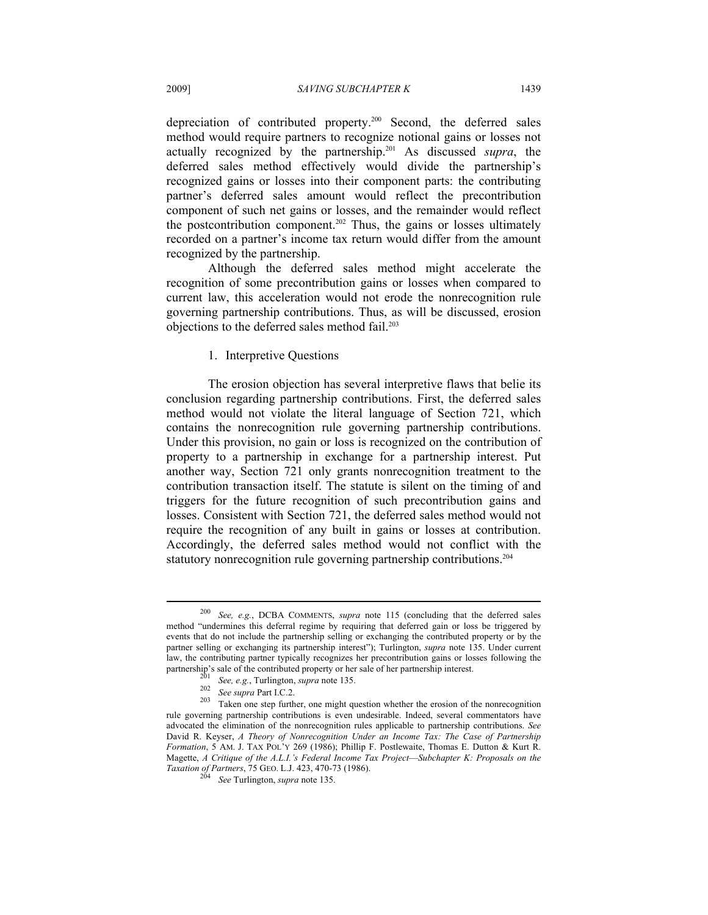depreciation of contributed property.[200] Second, the deferred sales method would require partners to recognize notional gains or losses not actually recognized by the partnership.[201] As discussed *supra*, the deferred sales method effectively would divide the partnership's recognized gains or losses into their component parts: the contributing partner's deferred sales amount would reflect the precontribution component of such net gains or losses, and the remainder would reflect the postcontribution component.[202] Thus, the gains or losses ultimately recorded on a partner's income tax return would differ from the amount recognized by the partnership.

Although the deferred sales method might accelerate the recognition of some precontribution gains or losses when compared to current law, this acceleration would not erode the nonrecognition rule governing partnership contributions. Thus, as will be discussed, erosion objections to the deferred sales method fail.[203]

1. Interpretive Questions

The erosion objection has several interpretive flaws that belie its conclusion regarding partnership contributions. First, the deferred sales method would not violate the literal language of Section 721, which contains the nonrecognition rule governing partnership contributions. Under this provision, no gain or loss is recognized on the contribution of property to a partnership in exchange for a partnership interest. Put another way, Section 721 only grants nonrecognition treatment to the contribution transaction itself. The statute is silent on the timing of and triggers for the future recognition of such precontribution gains and losses. Consistent with Section 721, the deferred sales method would not require the recognition of any built in gains or losses at contribution. Accordingly, the deferred sales method would not conflict with the statutory nonrecognition rule governing partnership contributions.[204]

---

[200] *See, e.g.*, DCBA COMMENTS, *supra* note 115 (concluding that the deferred sales method "undermines this deferral regime by requiring that deferred gain or loss be triggered by events that do not include the partnership selling or exchanging the contributed property or by the partner selling or exchanging its partnership interest"); Turlington, *supra* note 135. Under current law, the contributing partner typically recognizes her precontribution gains or losses following the partnership's sale of the contributed property or her sale of her partnership interest.

[201] *See, e.g.*, Turlington, *supra* note 135.

[202] *See supra* Part I.C.2.

[203] Taken one step further, one might question whether the erosion of the nonrecognition rule governing partnership contributions is even undesirable. Indeed, several commentators have advocated the elimination of the nonrecognition rules applicable to partnership contributions. *See* David R. Keyser, *A Theory of Nonrecognition Under an Income Tax: The Case of Partnership Formation*, 5 AM. J. TAX POL'Y 269 (1986); Phillip F. Postlewaite, Thomas E. Dutton & Kurt R. Magette, *A Critique of the A.L.I.'s Federal Income Tax Project—Subchapter K: Proposals on the Taxation of Partners*, 75 GEO. L.J. 423, 470-73 (1986).

[204] *See* Turlington, *supra* note 135.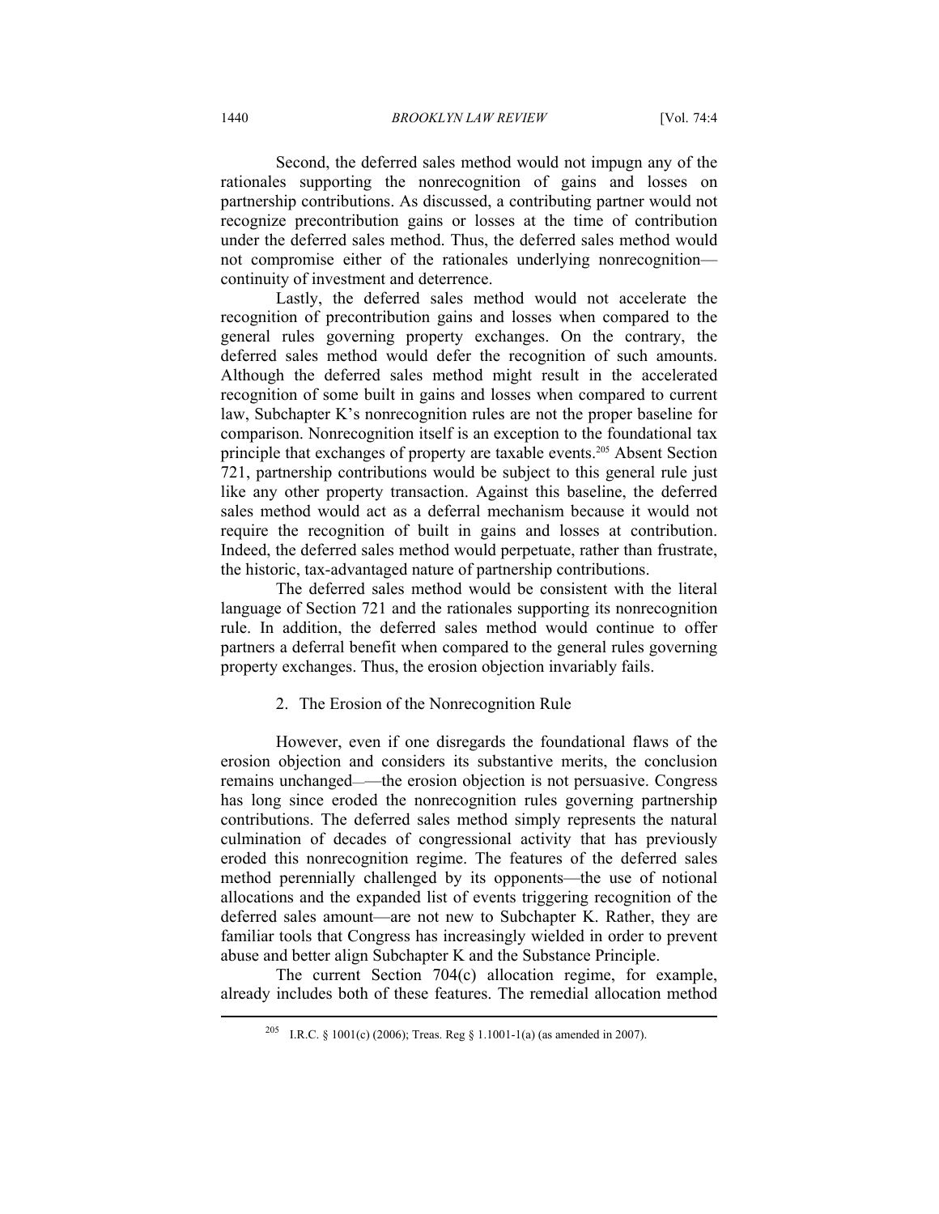Second, the deferred sales method would not impugn any of the rationales supporting the nonrecognition of gains and losses on partnership contributions. As discussed, a contributing partner would not recognize precontribution gains or losses at the time of contribution under the deferred sales method. Thus, the deferred sales method would not compromise either of the rationales underlying nonrecognition—continuity of investment and deterrence.

Lastly, the deferred sales method would not accelerate the recognition of precontribution gains and losses when compared to the general rules governing property exchanges. On the contrary, the deferred sales method would defer the recognition of such amounts. Although the deferred sales method might result in the accelerated recognition of some built in gains and losses when compared to current law, Subchapter K's nonrecognition rules are not the proper baseline for comparison. Nonrecognition itself is an exception to the foundational tax principle that exchanges of property are taxable events.[205] Absent Section 721, partnership contributions would be subject to this general rule just like any other property transaction. Against this baseline, the deferred sales method would act as a deferral mechanism because it would not require the recognition of built in gains and losses at contribution. Indeed, the deferred sales method would perpetuate, rather than frustrate, the historic, tax-advantaged nature of partnership contributions.

The deferred sales method would be consistent with the literal language of Section 721 and the rationales supporting its nonrecognition rule. In addition, the deferred sales method would continue to offer partners a deferral benefit when compared to the general rules governing property exchanges. Thus, the erosion objection invariably fails.

### 2. The Erosion of the Nonrecognition Rule

However, even if one disregards the foundational flaws of the erosion objection and considers its substantive merits, the conclusion remains unchanged——the erosion objection is not persuasive. Congress has long since eroded the nonrecognition rules governing partnership contributions. The deferred sales method simply represents the natural culmination of decades of congressional activity that has previously eroded this nonrecognition regime. The features of the deferred sales method perennially challenged by its opponents—the use of notional allocations and the expanded list of events triggering recognition of the deferred sales amount—are not new to Subchapter K. Rather, they are familiar tools that Congress has increasingly wielded in order to prevent abuse and better align Subchapter K and the Substance Principle.

The current Section 704(c) allocation regime, for example, already includes both of these features. The remedial allocation method

---

[205] I.R.C. § 1001(c) (2006); Treas. Reg § 1.1001-1(a) (as amended in 2007).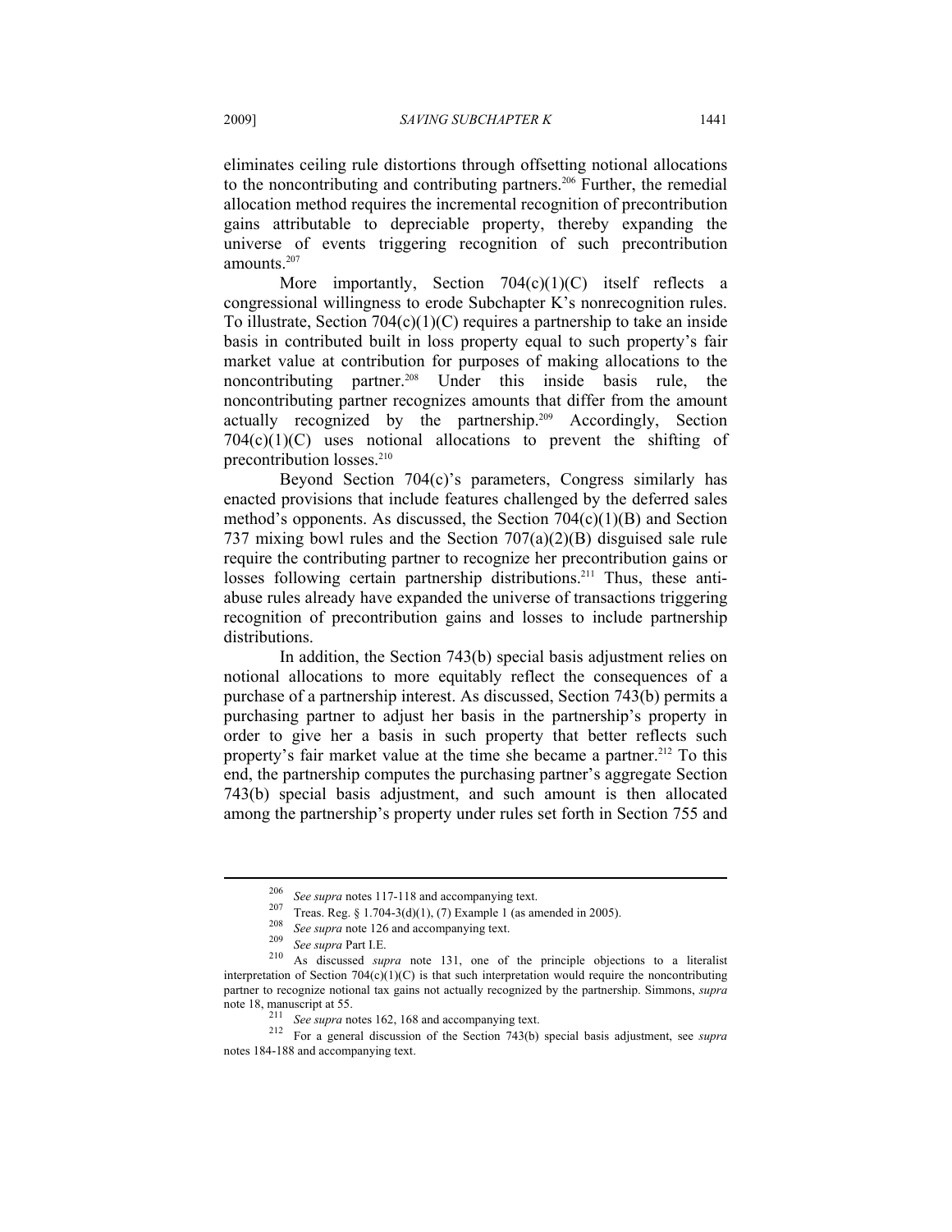eliminates ceiling rule distortions through offsetting notional allocations to the noncontributing and contributing partners.[206] Further, the remedial allocation method requires the incremental recognition of precontribution gains attributable to depreciable property, thereby expanding the universe of events triggering recognition of such precontribution amounts.[207]

More importantly, Section 704(c)(1)(C) itself reflects a congressional willingness to erode Subchapter K's nonrecognition rules. To illustrate, Section 704(c)(1)(C) requires a partnership to take an inside basis in contributed built in loss property equal to such property's fair market value at contribution for purposes of making allocations to the noncontributing partner.[208] Under this inside basis rule, the noncontributing partner recognizes amounts that differ from the amount actually recognized by the partnership.[209] Accordingly, Section 704(c)(1)(C) uses notional allocations to prevent the shifting of precontribution losses.[210]

Beyond Section 704(c)'s parameters, Congress similarly has enacted provisions that include features challenged by the deferred sales method's opponents. As discussed, the Section 704(c)(1)(B) and Section 737 mixing bowl rules and the Section 707(a)(2)(B) disguised sale rule require the contributing partner to recognize her precontribution gains or losses following certain partnership distributions.[211] Thus, these anti-abuse rules already have expanded the universe of transactions triggering recognition of precontribution gains and losses to include partnership distributions.

In addition, the Section 743(b) special basis adjustment relies on notional allocations to more equitably reflect the consequences of a purchase of a partnership interest. As discussed, Section 743(b) permits a purchasing partner to adjust her basis in the partnership's property in order to give her a basis in such property that better reflects such property's fair market value at the time she became a partner.[212] To this end, the partnership computes the purchasing partner's aggregate Section 743(b) special basis adjustment, and such amount is then allocated among the partnership's property under rules set forth in Section 755 and

---

[206] *See supra* notes 117-118 and accompanying text.

[207] Treas. Reg. § 1.704-3(d)(1), (7) Example 1 (as amended in 2005).

[208] *See supra* note 126 and accompanying text.

[209] *See supra* Part I.E.

[210] As discussed *supra* note 131, one of the principle objections to a literalist interpretation of Section 704(c)(1)(C) is that such interpretation would require the noncontributing partner to recognize notional tax gains not actually recognized by the partnership. Simmons, *supra* note 18, manuscript at 55.

[211] *See supra* notes 162, 168 and accompanying text.

[212] For a general discussion of the Section 743(b) special basis adjustment, see *supra* notes 184-188 and accompanying text.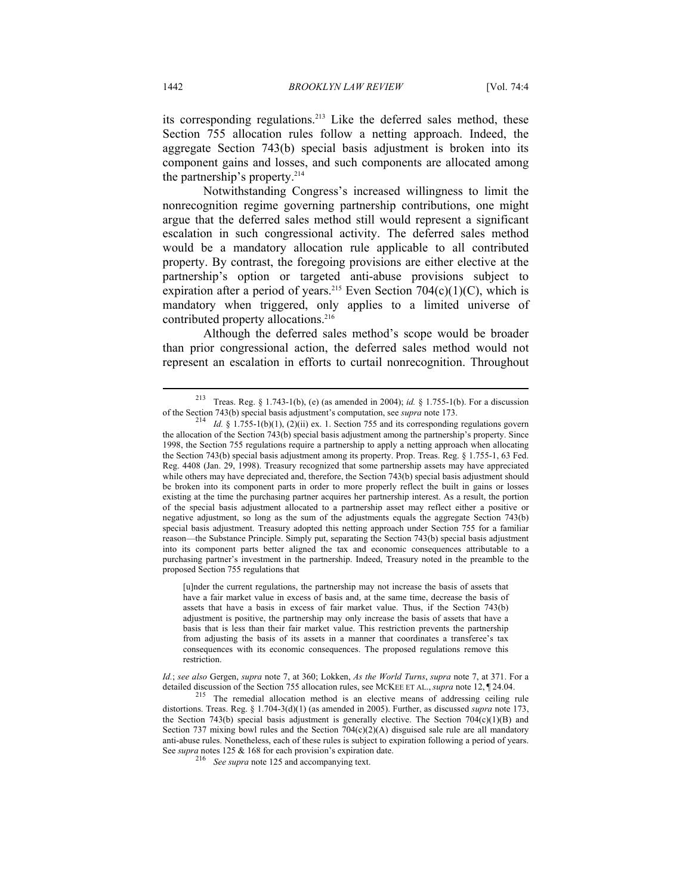its corresponding regulations.[213] Like the deferred sales method, these Section 755 allocation rules follow a netting approach. Indeed, the aggregate Section 743(b) special basis adjustment is broken into its component gains and losses, and such components are allocated among the partnership's property.[214]

Notwithstanding Congress's increased willingness to limit the nonrecognition regime governing partnership contributions, one might argue that the deferred sales method still would represent a significant escalation in such congressional activity. The deferred sales method would be a mandatory allocation rule applicable to all contributed property. By contrast, the foregoing provisions are either elective at the partnership's option or targeted anti-abuse provisions subject to expiration after a period of years.[215] Even Section 704(c)(1)(C), which is mandatory when triggered, only applies to a limited universe of contributed property allocations.[216]

Although the deferred sales method's scope would be broader than prior congressional action, the deferred sales method would not represent an escalation in efforts to curtail nonrecognition. Throughout

---

[213] Treas. Reg. § 1.743-1(b), (e) (as amended in 2004); *id.* § 1.755-1(b). For a discussion of the Section 743(b) special basis adjustment's computation, see *supra* note 173.

[214] *Id.* § 1.755-1(b)(1), (2)(ii) ex. 1. Section 755 and its corresponding regulations govern the allocation of the Section 743(b) special basis adjustment among the partnership's property. Since 1998, the Section 755 regulations require a partnership to apply a netting approach when allocating the Section 743(b) special basis adjustment among its property. Prop. Treas. Reg. § 1.755-1, 63 Fed. Reg. 4408 (Jan. 29, 1998). Treasury recognized that some partnership assets may have appreciated while others may have depreciated and, therefore, the Section 743(b) special basis adjustment should be broken into its component parts in order to more properly reflect the built in gains or losses existing at the time the purchasing partner acquires her partnership interest. As a result, the portion of the special basis adjustment allocated to a partnership asset may reflect either a positive or negative adjustment, so long as the sum of the adjustments equals the aggregate Section 743(b) special basis adjustment. Treasury adopted this netting approach under Section 755 for a familiar reason—the Substance Principle. Simply put, separating the Section 743(b) special basis adjustment into its component parts better aligned the tax and economic consequences attributable to a purchasing partner's investment in the partnership. Indeed, Treasury noted in the preamble to the proposed Section 755 regulations that

> [u]nder the current regulations, the partnership may not increase the basis of assets that have a fair market value in excess of basis and, at the same time, decrease the basis of assets that have a basis in excess of fair market value. Thus, if the Section 743(b) adjustment is positive, the partnership may only increase the basis of assets that have a basis that is less than their fair market value. This restriction prevents the partnership from adjusting the basis of its assets in a manner that coordinates a transferee's tax consequences with its economic consequences. The proposed regulations remove this restriction.

*Id.*; *see also* Gergen, *supra* note 7, at 360; Lokken, *As the World Turns*, *supra* note 7, at 371. For a detailed discussion of the Section 755 allocation rules, see MCKEE ET AL., *supra* note 12, ¶ 24.04.

[215] The remedial allocation method is an elective means of addressing ceiling rule distortions. Treas. Reg. § 1.704-3(d)(1) (as amended in 2005). Further, as discussed *supra* note 173, the Section 743(b) special basis adjustment is generally elective. The Section 704(c)(1)(B) and Section 737 mixing bowl rules and the Section 704(c)(2)(A) disguised sale rule are all mandatory anti-abuse rules. Nonetheless, each of these rules is subject to expiration following a period of years. See *supra* notes 125 & 168 for each provision's expiration date.

[216] *See supra* note 125 and accompanying text.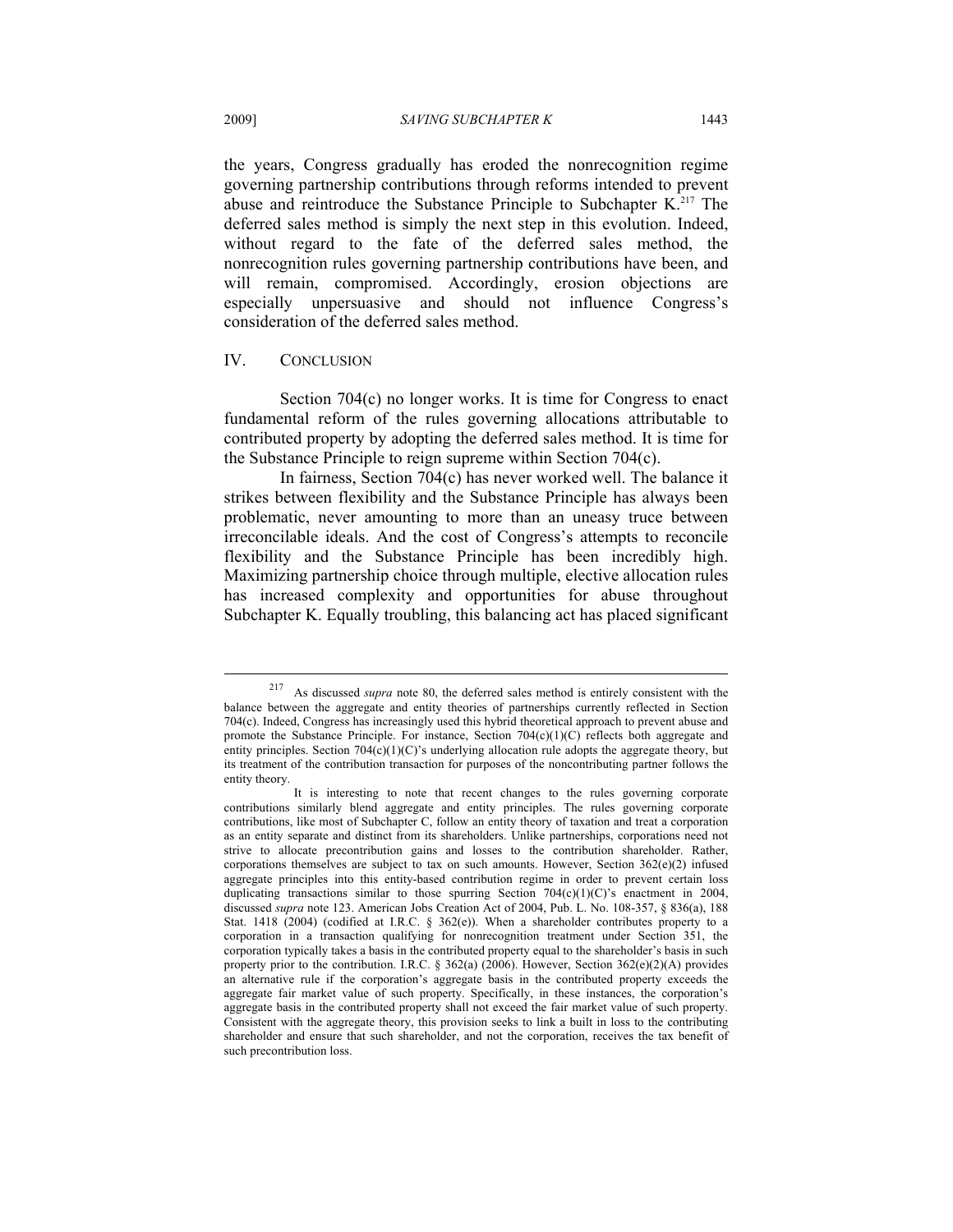the years, Congress gradually has eroded the nonrecognition regime governing partnership contributions through reforms intended to prevent abuse and reintroduce the Substance Principle to Subchapter K.[217] The deferred sales method is simply the next step in this evolution. Indeed, without regard to the fate of the deferred sales method, the nonrecognition rules governing partnership contributions have been, and will remain, compromised. Accordingly, erosion objections are especially unpersuasive and should not influence Congress's consideration of the deferred sales method.

## IV. CONCLUSION

Section 704(c) no longer works. It is time for Congress to enact fundamental reform of the rules governing allocations attributable to contributed property by adopting the deferred sales method. It is time for the Substance Principle to reign supreme within Section 704(c).

In fairness, Section 704(c) has never worked well. The balance it strikes between flexibility and the Substance Principle has always been problematic, never amounting to more than an uneasy truce between irreconcilable ideals. And the cost of Congress's attempts to reconcile flexibility and the Substance Principle has been incredibly high. Maximizing partnership choice through multiple, elective allocation rules has increased complexity and opportunities for abuse throughout Subchapter K. Equally troubling, this balancing act has placed significant

---

[217] As discussed *supra* note 80, the deferred sales method is entirely consistent with the balance between the aggregate and entity theories of partnerships currently reflected in Section 704(c). Indeed, Congress has increasingly used this hybrid theoretical approach to prevent abuse and promote the Substance Principle. For instance, Section 704(c)(1)(C) reflects both aggregate and entity principles. Section 704(c)(1)(C)'s underlying allocation rule adopts the aggregate theory, but its treatment of the contribution transaction for purposes of the noncontributing partner follows the entity theory.

It is interesting to note that recent changes to the rules governing corporate contributions similarly blend aggregate and entity principles. The rules governing corporate contributions, like most of Subchapter C, follow an entity theory of taxation and treat a corporation as an entity separate and distinct from its shareholders. Unlike partnerships, corporations need not strive to allocate precontribution gains and losses to the contribution shareholder. Rather, corporations themselves are subject to tax on such amounts. However, Section 362(e)(2) infused aggregate principles into this entity-based contribution regime in order to prevent certain loss duplicating transactions similar to those spurring Section 704(c)(1)(C)'s enactment in 2004, discussed *supra* note 123. American Jobs Creation Act of 2004, Pub. L. No. 108-357, § 836(a), 188 Stat. 1418 (2004) (codified at I.R.C. § 362(e)). When a shareholder contributes property to a corporation in a transaction qualifying for nonrecognition treatment under Section 351, the corporation typically takes a basis in the contributed property equal to the shareholder's basis in such property prior to the contribution. I.R.C. § 362(a) (2006). However, Section 362(e)(2)(A) provides an alternative rule if the corporation's aggregate basis in the contributed property exceeds the aggregate fair market value of such property. Specifically, in these instances, the corporation's aggregate basis in the contributed property shall not exceed the fair market value of such property. Consistent with the aggregate theory, this provision seeks to link a built in loss to the contributing shareholder and ensure that such shareholder, and not the corporation, receives the tax benefit of such precontribution loss.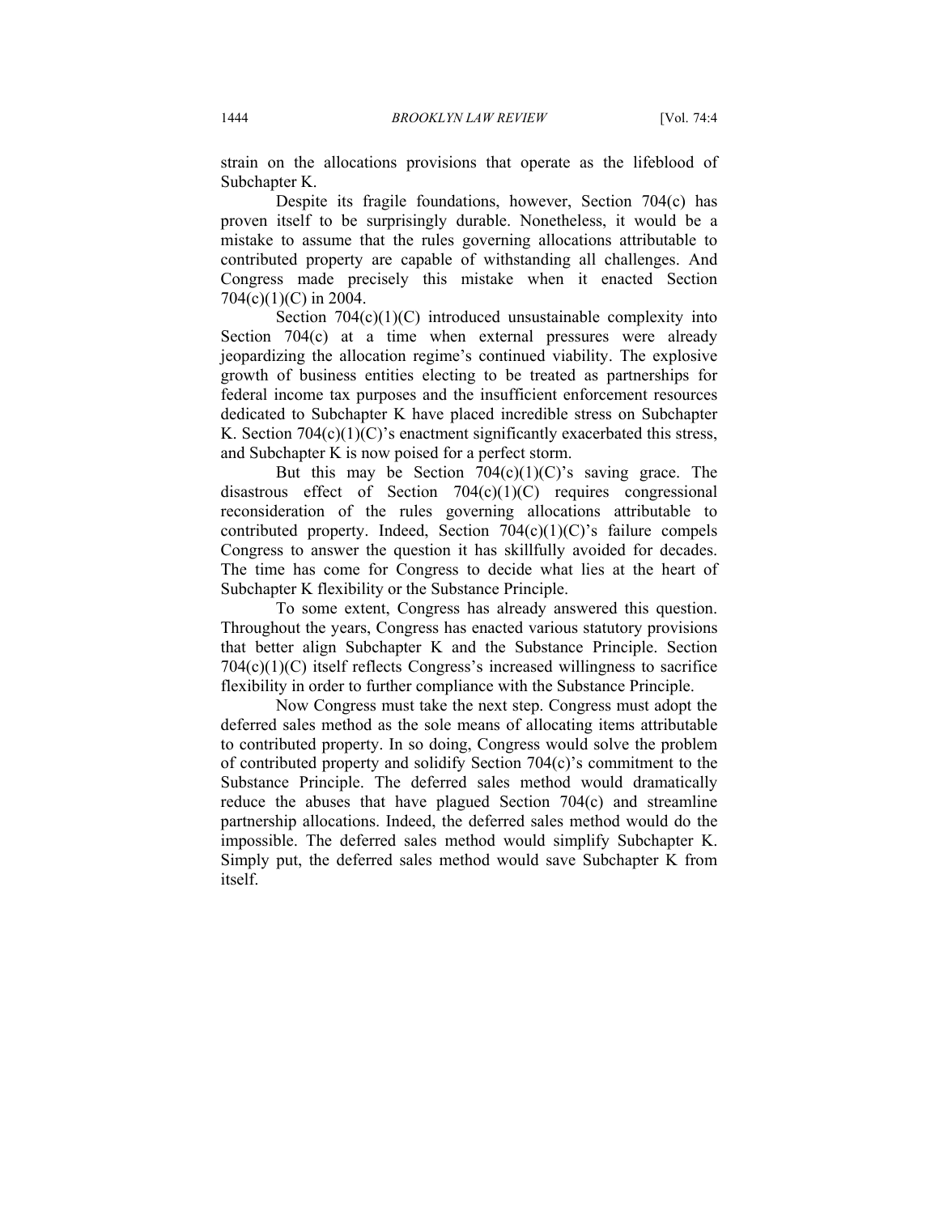strain on the allocations provisions that operate as the lifeblood of Subchapter K.

Despite its fragile foundations, however, Section 704(c) has proven itself to be surprisingly durable. Nonetheless, it would be a mistake to assume that the rules governing allocations attributable to contributed property are capable of withstanding all challenges. And Congress made precisely this mistake when it enacted Section 704(c)(1)(C) in 2004.

Section 704(c)(1)(C) introduced unsustainable complexity into Section 704(c) at a time when external pressures were already jeopardizing the allocation regime's continued viability. The explosive growth of business entities electing to be treated as partnerships for federal income tax purposes and the insufficient enforcement resources dedicated to Subchapter K have placed incredible stress on Subchapter K. Section 704(c)(1)(C)'s enactment significantly exacerbated this stress, and Subchapter K is now poised for a perfect storm.

But this may be Section 704(c)(1)(C)'s saving grace. The disastrous effect of Section 704(c)(1)(C) requires congressional reconsideration of the rules governing allocations attributable to contributed property. Indeed, Section 704(c)(1)(C)'s failure compels Congress to answer the question it has skillfully avoided for decades. The time has come for Congress to decide what lies at the heart of Subchapter K flexibility or the Substance Principle.

To some extent, Congress has already answered this question. Throughout the years, Congress has enacted various statutory provisions that better align Subchapter K and the Substance Principle. Section 704(c)(1)(C) itself reflects Congress's increased willingness to sacrifice flexibility in order to further compliance with the Substance Principle.

Now Congress must take the next step. Congress must adopt the deferred sales method as the sole means of allocating items attributable to contributed property. In so doing, Congress would solve the problem of contributed property and solidify Section 704(c)'s commitment to the Substance Principle. The deferred sales method would dramatically reduce the abuses that have plagued Section 704(c) and streamline partnership allocations. Indeed, the deferred sales method would do the impossible. The deferred sales method would simplify Subchapter K. Simply put, the deferred sales method would save Subchapter K from itself.